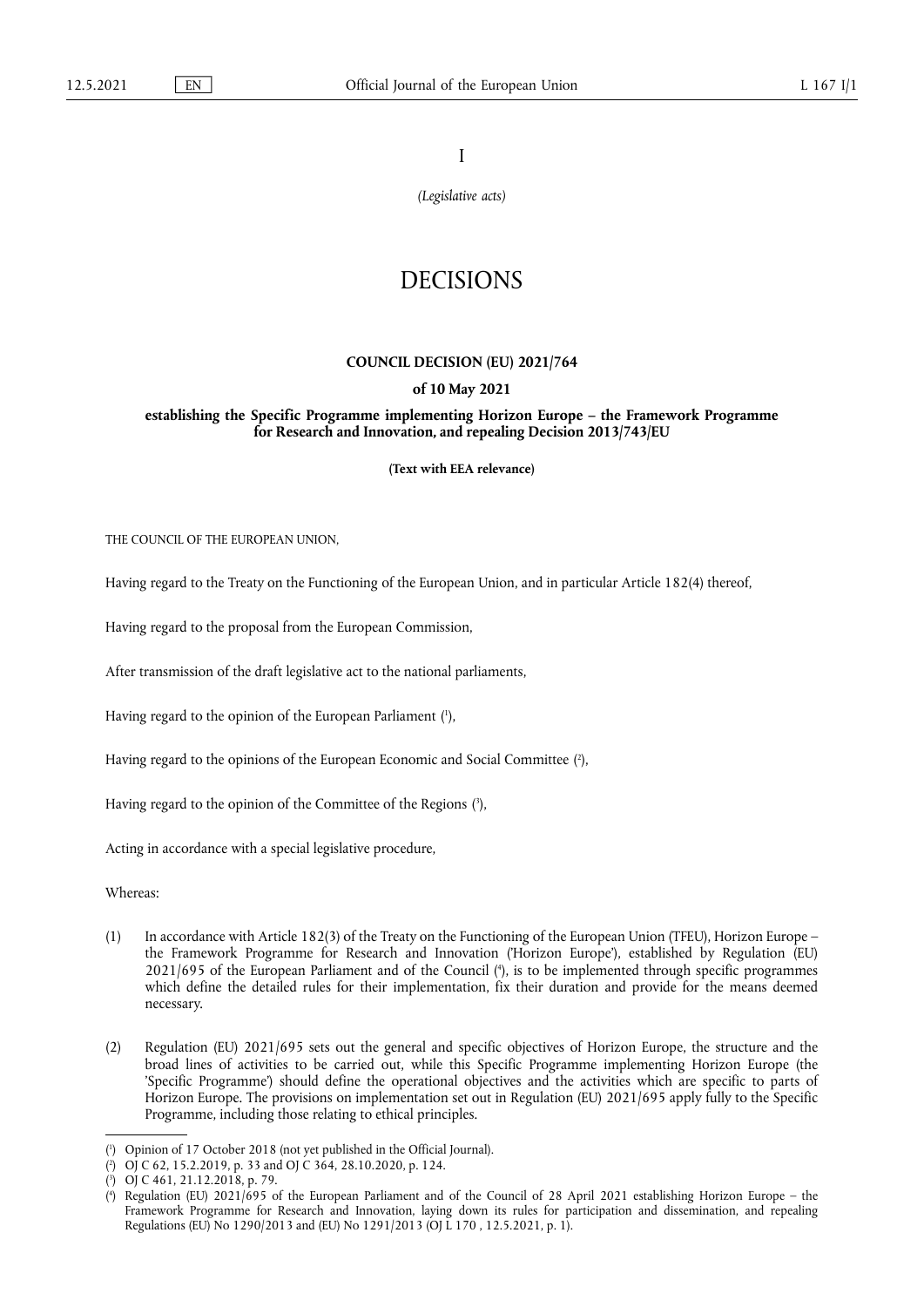I

*(Legislative acts)*

# DECISIONS

## COUNCIL DECISION (EU) 2021/764

### of 10 May 2021

### establishing the Specific Programme implementing Horizon Europe – the Framework Programme for Research and Innovation, and repealing Decision 2013/743/EU

**(Text with EEA relevance)**

THE COUNCIL OF THE EUROPEAN UNION,

Having regard to the Treaty on the Functioning of the European Union, and in particular Article 182(4) thereof,

Having regard to the proposal from the European Commission,

After transmission of the draft legislative act to the national parliaments,

Having regard to the opinion of the European Parliament ([1]),

Having regard to the opinions of the European Economic and Social Committee ([2]),

Having regard to the opinion of the Committee of the Regions ([3]),

Acting in accordance with a special legislative procedure,

Whereas:

(1) In accordance with Article 182(3) of the Treaty on the Functioning of the European Union (TFEU), Horizon Europe – the Framework Programme for Research and Innovation ('Horizon Europe'), established by Regulation (EU) 2021/695 of the European Parliament and of the Council ([4]), is to be implemented through specific programmes which define the detailed rules for their implementation, fix their duration and provide for the means deemed necessary.

(2) Regulation (EU) 2021/695 sets out the general and specific objectives of Horizon Europe, the structure and the broad lines of activities to be carried out, while this Specific Programme implementing Horizon Europe (the 'Specific Programme') should define the operational objectives and the activities which are specific to parts of Horizon Europe. The provisions on implementation set out in Regulation (EU) 2021/695 apply fully to the Specific Programme, including those relating to ethical principles.

---

([1]) Opinion of 17 October 2018 (not yet published in the Official Journal).

([2]) OJ C 62, 15.2.2019, p. 33 and OJ C 364, 28.10.2020, p. 124.

([3]) OJ C 461, 21.12.2018, p. 79.

([4]) Regulation (EU) 2021/695 of the European Parliament and of the Council of 28 April 2021 establishing Horizon Europe – the Framework Programme for Research and Innovation, laying down its rules for participation and dissemination, and repealing Regulations (EU) No 1290/2013 and (EU) No 1291/2013 (OJ L 170 , 12.5.2021, p. 1).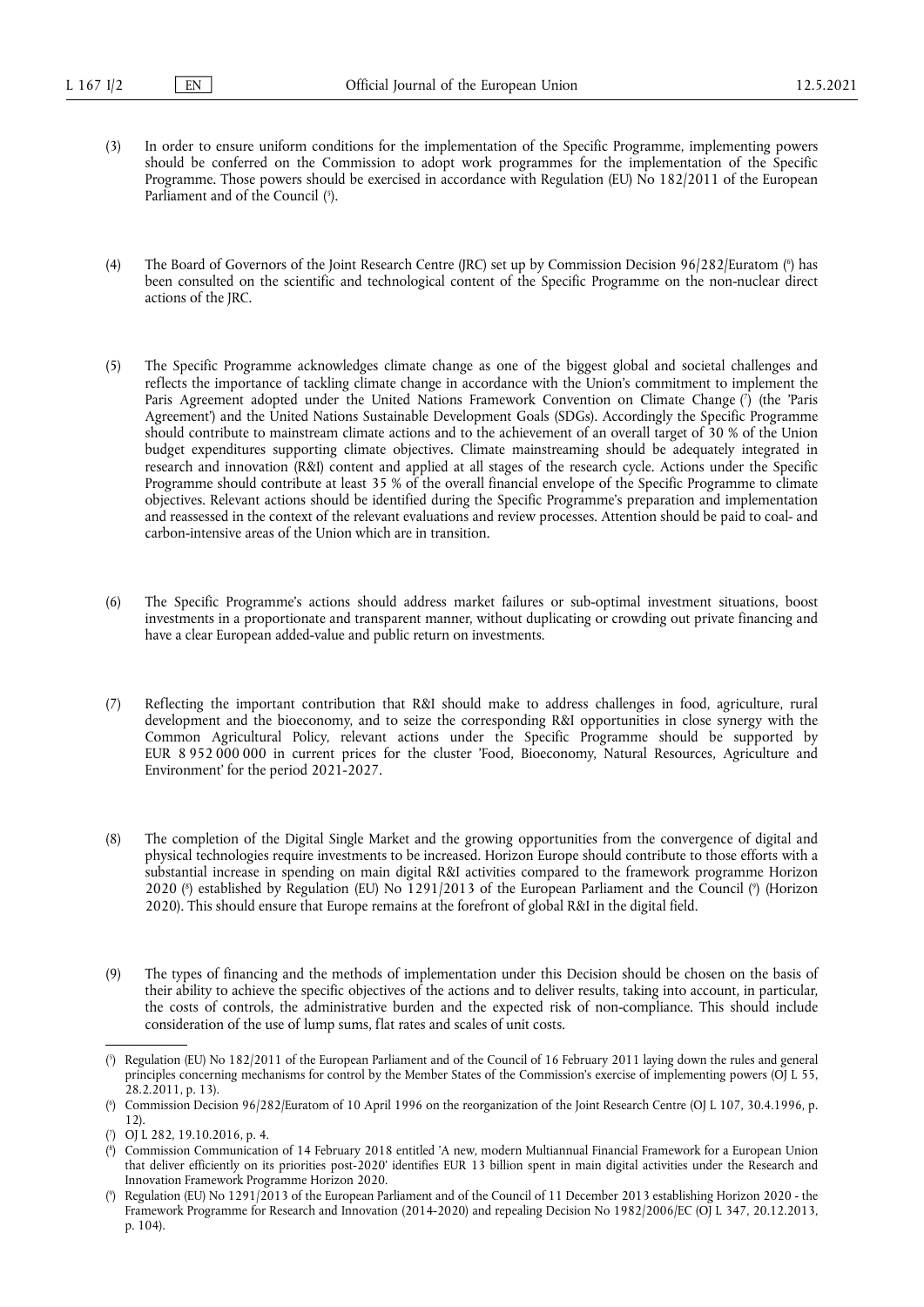(3) In order to ensure uniform conditions for the implementation of the Specific Programme, implementing powers should be conferred on the Commission to adopt work programmes for the implementation of the Specific Programme. Those powers should be exercised in accordance with Regulation (EU) No 182/2011 of the European Parliament and of the Council ([5]).

(4) The Board of Governors of the Joint Research Centre (JRC) set up by Commission Decision 96/282/Euratom ([6]) has been consulted on the scientific and technological content of the Specific Programme on the non-nuclear direct actions of the JRC.

(5) The Specific Programme acknowledges climate change as one of the biggest global and societal challenges and reflects the importance of tackling climate change in accordance with the Union's commitment to implement the Paris Agreement adopted under the United Nations Framework Convention on Climate Change ([7]) (the 'Paris Agreement') and the United Nations Sustainable Development Goals (SDGs). Accordingly the Specific Programme should contribute to mainstream climate actions and to the achievement of an overall target of 30 % of the Union budget expenditures supporting climate objectives. Climate mainstreaming should be adequately integrated in research and innovation (R&I) content and applied at all stages of the research cycle. Actions under the Specific Programme should contribute at least 35 % of the overall financial envelope of the Specific Programme to climate objectives. Relevant actions should be identified during the Specific Programme's preparation and implementation and reassessed in the context of the relevant evaluations and review processes. Attention should be paid to coal- and carbon-intensive areas of the Union which are in transition.

(6) The Specific Programme's actions should address market failures or sub-optimal investment situations, boost investments in a proportionate and transparent manner, without duplicating or crowding out private financing and have a clear European added-value and public return on investments.

(7) Reflecting the important contribution that R&I should make to address challenges in food, agriculture, rural development and the bioeconomy, and to seize the corresponding R&I opportunities in close synergy with the Common Agricultural Policy, relevant actions under the Specific Programme should be supported by EUR 8 952 000 000 in current prices for the cluster 'Food, Bioeconomy, Natural Resources, Agriculture and Environment' for the period 2021-2027.

(8) The completion of the Digital Single Market and the growing opportunities from the convergence of digital and physical technologies require investments to be increased. Horizon Europe should contribute to those efforts with a substantial increase in spending on main digital R&I activities compared to the framework programme Horizon 2020 ([8]) established by Regulation (EU) No 1291/2013 of the European Parliament and the Council ([9]) (Horizon 2020). This should ensure that Europe remains at the forefront of global R&I in the digital field.

(9) The types of financing and the methods of implementation under this Decision should be chosen on the basis of their ability to achieve the specific objectives of the actions and to deliver results, taking into account, in particular, the costs of controls, the administrative burden and the expected risk of non-compliance. This should include consideration of the use of lump sums, flat rates and scales of unit costs.

---

([5]) Regulation (EU) No 182/2011 of the European Parliament and of the Council of 16 February 2011 laying down the rules and general principles concerning mechanisms for control by the Member States of the Commission's exercise of implementing powers (OJ L 55, 28.2.2011, p. 13).

([6]) Commission Decision 96/282/Euratom of 10 April 1996 on the reorganization of the Joint Research Centre (OJ L 107, 30.4.1996, p. 12).

([7]) OJ L 282, 19.10.2016, p. 4.

([8]) Commission Communication of 14 February 2018 entitled 'A new, modern Multiannual Financial Framework for a European Union that deliver efficiently on its priorities post-2020' identifies EUR 13 billion spent in main digital activities under the Research and Innovation Framework Programme Horizon 2020.

([9]) Regulation (EU) No 1291/2013 of the European Parliament and of the Council of 11 December 2013 establishing Horizon 2020 - the Framework Programme for Research and Innovation (2014-2020) and repealing Decision No 1982/2006/EC (OJ L 347, 20.12.2013, p. 104).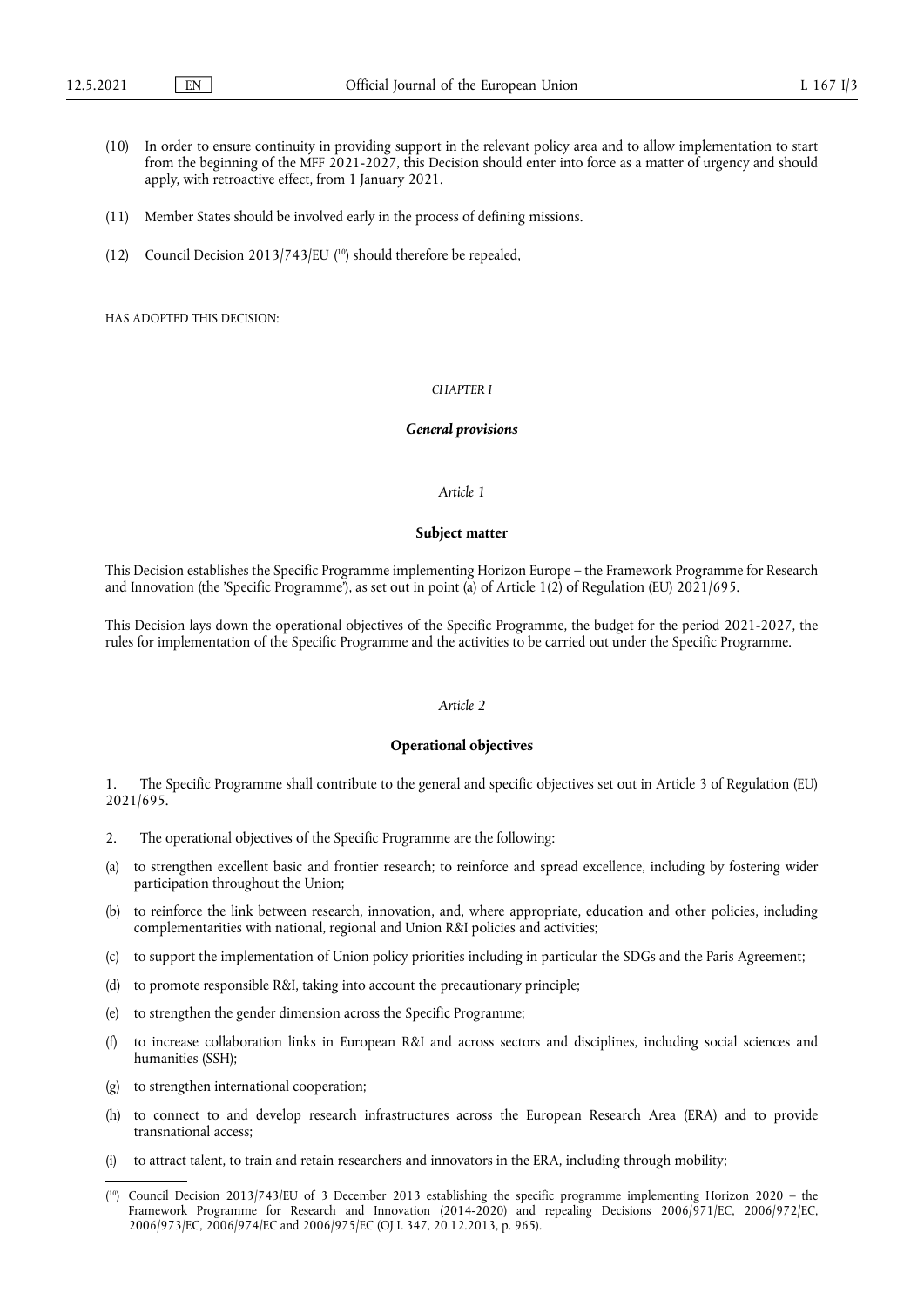(10) In order to ensure continuity in providing support in the relevant policy area and to allow implementation to start from the beginning of the MFF 2021-2027, this Decision should enter into force as a matter of urgency and should apply, with retroactive effect, from 1 January 2021.

(11) Member States should be involved early in the process of defining missions.

(12) Council Decision 2013/743/EU [10] should therefore be repealed,

HAS ADOPTED THIS DECISION:

## *CHAPTER I*

## ***General provisions***

### *Article 1*

### **Subject matter**

This Decision establishes the Specific Programme implementing Horizon Europe – the Framework Programme for Research and Innovation (the 'Specific Programme'), as set out in point (a) of Article 1(2) of Regulation (EU) 2021/695.

This Decision lays down the operational objectives of the Specific Programme, the budget for the period 2021-2027, the rules for implementation of the Specific Programme and the activities to be carried out under the Specific Programme.

### *Article 2*

### **Operational objectives**

1. The Specific Programme shall contribute to the general and specific objectives set out in Article 3 of Regulation (EU) 2021/695.

2. The operational objectives of the Specific Programme are the following:

(a) to strengthen excellent basic and frontier research; to reinforce and spread excellence, including by fostering wider participation throughout the Union;

(b) to reinforce the link between research, innovation, and, where appropriate, education and other policies, including complementarities with national, regional and Union R&I policies and activities;

(c) to support the implementation of Union policy priorities including in particular the SDGs and the Paris Agreement;

(d) to promote responsible R&I, taking into account the precautionary principle;

(e) to strengthen the gender dimension across the Specific Programme;

(f) to increase collaboration links in European R&I and across sectors and disciplines, including social sciences and humanities (SSH);

(g) to strengthen international cooperation;

(h) to connect to and develop research infrastructures across the European Research Area (ERA) and to provide transnational access;

(i) to attract talent, to train and retain researchers and innovators in the ERA, including through mobility;

---

[10] Council Decision 2013/743/EU of 3 December 2013 establishing the specific programme implementing Horizon 2020 – the Framework Programme for Research and Innovation (2014-2020) and repealing Decisions 2006/971/EC, 2006/972/EC, 2006/973/EC, 2006/974/EC and 2006/975/EC (OJ L 347, 20.12.2013, p. 965).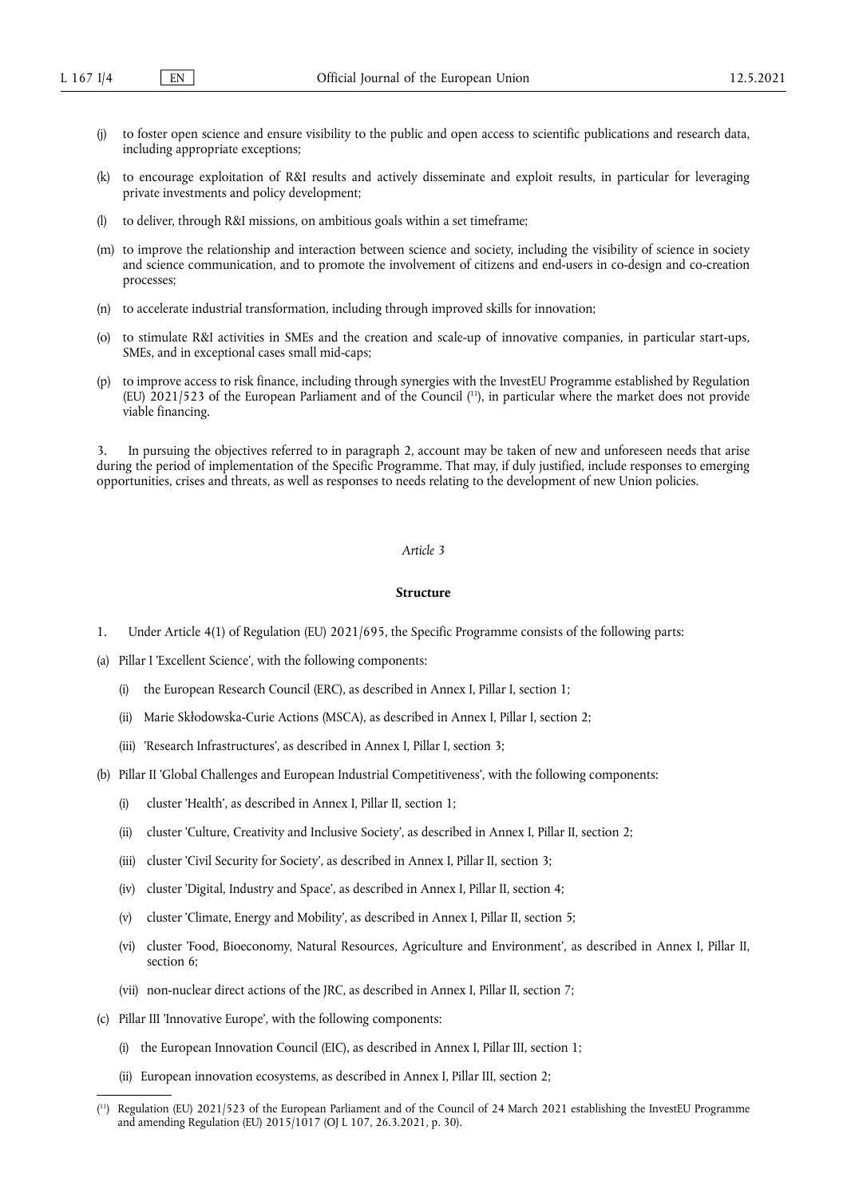(j) to foster open science and ensure visibility to the public and open access to scientific publications and research data, including appropriate exceptions;

(k) to encourage exploitation of R&I results and actively disseminate and exploit results, in particular for leveraging private investments and policy development;

(l) to deliver, through R&I missions, on ambitious goals within a set timeframe;

(m) to improve the relationship and interaction between science and society, including the visibility of science in society and science communication, and to promote the involvement of citizens and end-users in co-design and co-creation processes;

(n) to accelerate industrial transformation, including through improved skills for innovation;

(o) to stimulate R&I activities in SMEs and the creation and scale-up of innovative companies, in particular start-ups, SMEs, and in exceptional cases small mid-caps;

(p) to improve access to risk finance, including through synergies with the InvestEU Programme established by Regulation (EU) 2021/523 of the European Parliament and of the Council [11], in particular where the market does not provide viable financing.

3. In pursuing the objectives referred to in paragraph 2, account may be taken of new and unforeseen needs that arise during the period of implementation of the Specific Programme. That may, if duly justified, include responses to emerging opportunities, crises and threats, as well as responses to needs relating to the development of new Union policies.

*Article 3*

**Structure**

1. Under Article 4(1) of Regulation (EU) 2021/695, the Specific Programme consists of the following parts:

(a) Pillar I 'Excellent Science', with the following components:

  (i) the European Research Council (ERC), as described in Annex I, Pillar I, section 1;

  (ii) Marie Skłodowska-Curie Actions (MSCA), as described in Annex I, Pillar I, section 2;

  (iii) 'Research Infrastructures', as described in Annex I, Pillar I, section 3;

(b) Pillar II 'Global Challenges and European Industrial Competitiveness', with the following components:

  (i) cluster 'Health', as described in Annex I, Pillar II, section 1;

  (ii) cluster 'Culture, Creativity and Inclusive Society', as described in Annex I, Pillar II, section 2;

  (iii) cluster 'Civil Security for Society', as described in Annex I, Pillar II, section 3;

  (iv) cluster 'Digital, Industry and Space', as described in Annex I, Pillar II, section 4;

  (v) cluster 'Climate, Energy and Mobility', as described in Annex I, Pillar II, section 5;

  (vi) cluster 'Food, Bioeconomy, Natural Resources, Agriculture and Environment', as described in Annex I, Pillar II, section 6;

  (vii) non-nuclear direct actions of the JRC, as described in Annex I, Pillar II, section 7;

(c) Pillar III 'Innovative Europe', with the following components:

  (i) the European Innovation Council (EIC), as described in Annex I, Pillar III, section 1;

  (ii) European innovation ecosystems, as described in Annex I, Pillar III, section 2;

---

[11] Regulation (EU) 2021/523 of the European Parliament and of the Council of 24 March 2021 establishing the InvestEU Programme and amending Regulation (EU) 2015/1017 (OJ L 107, 26.3.2021, p. 30).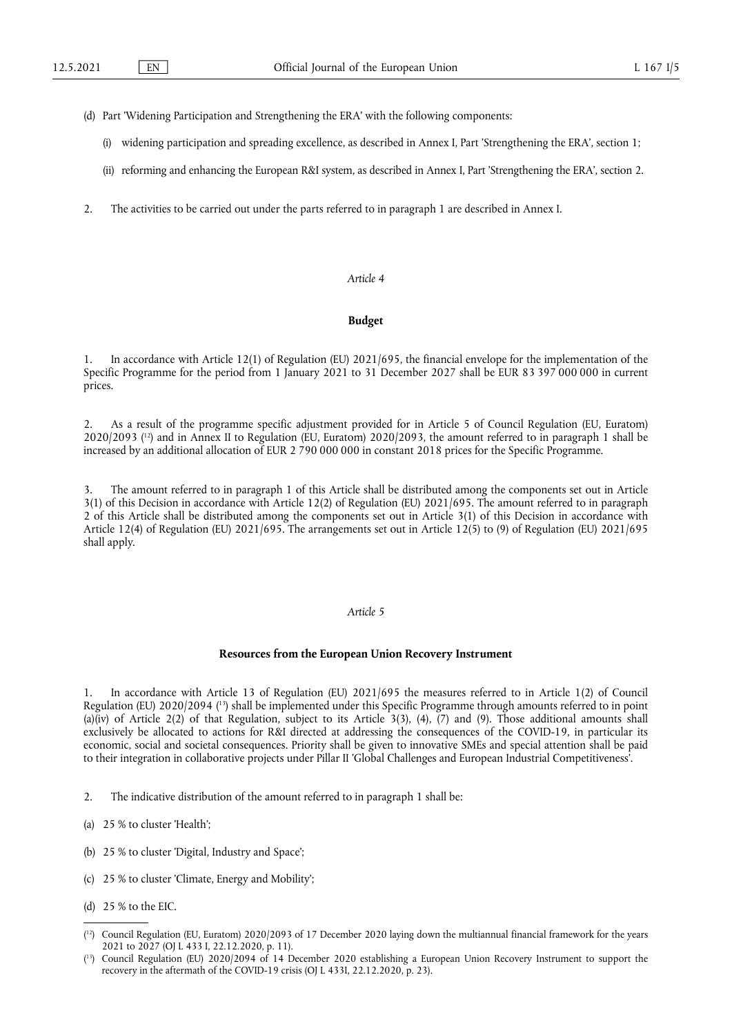(d) Part 'Widening Participation and Strengthening the ERA' with the following components:

(i) widening participation and spreading excellence, as described in Annex I, Part 'Strengthening the ERA', section 1;

(ii) reforming and enhancing the European R&I system, as described in Annex I, Part 'Strengthening the ERA', section 2.

2. The activities to be carried out under the parts referred to in paragraph 1 are described in Annex I.

*Article 4*

**Budget**

1. In accordance with Article 12(1) of Regulation (EU) 2021/695, the financial envelope for the implementation of the Specific Programme for the period from 1 January 2021 to 31 December 2027 shall be EUR 83 397 000 000 in current prices.

2. As a result of the programme specific adjustment provided for in Article 5 of Council Regulation (EU, Euratom) 2020/2093 [12] and in Annex II to Regulation (EU, Euratom) 2020/2093, the amount referred to in paragraph 1 shall be increased by an additional allocation of EUR 2 790 000 000 in constant 2018 prices for the Specific Programme.

3. The amount referred to in paragraph 1 of this Article shall be distributed among the components set out in Article 3(1) of this Decision in accordance with Article 12(2) of Regulation (EU) 2021/695. The amount referred to in paragraph 2 of this Article shall be distributed among the components set out in Article 3(1) of this Decision in accordance with Article 12(4) of Regulation (EU) 2021/695. The arrangements set out in Article 12(5) to (9) of Regulation (EU) 2021/695 shall apply.

*Article 5*

**Resources from the European Union Recovery Instrument**

1. In accordance with Article 13 of Regulation (EU) 2021/695 the measures referred to in Article 1(2) of Council Regulation (EU) 2020/2094 [13] shall be implemented under this Specific Programme through amounts referred to in point (a)(iv) of Article 2(2) of that Regulation, subject to its Article 3(3), (4), (7) and (9). Those additional amounts shall exclusively be allocated to actions for R&I directed at addressing the consequences of the COVID-19, in particular its economic, social and societal consequences. Priority shall be given to innovative SMEs and special attention shall be paid to their integration in collaborative projects under Pillar II 'Global Challenges and European Industrial Competitiveness'.

2. The indicative distribution of the amount referred to in paragraph 1 shall be:

(a) 25 % to cluster 'Health';

(b) 25 % to cluster 'Digital, Industry and Space';

(c) 25 % to cluster 'Climate, Energy and Mobility';

(d) 25 % to the EIC.

---

[12] Council Regulation (EU, Euratom) 2020/2093 of 17 December 2020 laying down the multiannual financial framework for the years 2021 to 2027 (OJ L 433 I, 22.12.2020, p. 11).

[13] Council Regulation (EU) 2020/2094 of 14 December 2020 establishing a European Union Recovery Instrument to support the recovery in the aftermath of the COVID-19 crisis (OJ L 433I, 22.12.2020, p. 23).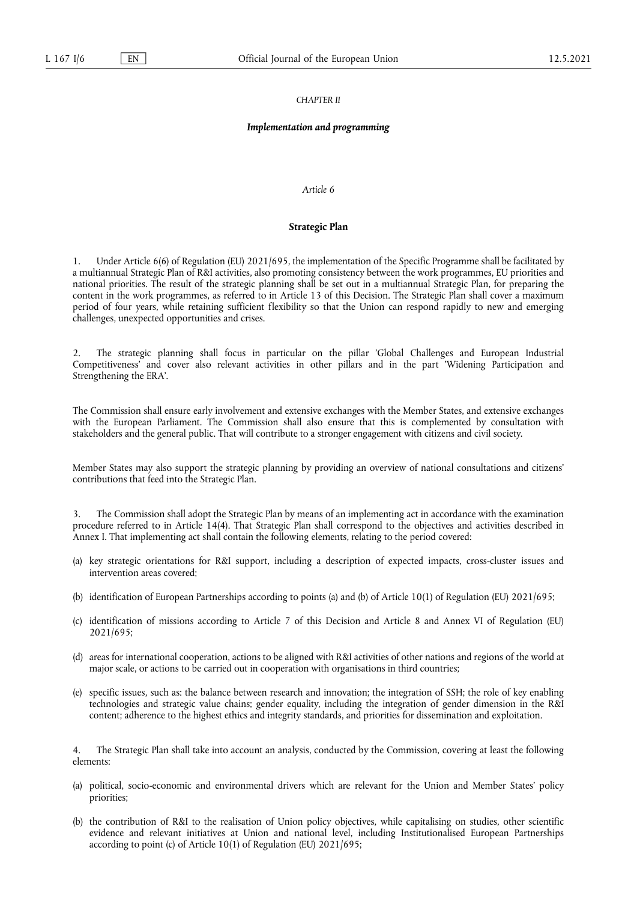*CHAPTER II*

***Implementation and programming***

*Article 6*

**Strategic Plan**

1. Under Article 6(6) of Regulation (EU) 2021/695, the implementation of the Specific Programme shall be facilitated by a multiannual Strategic Plan of R&I activities, also promoting consistency between the work programmes, EU priorities and national priorities. The result of the strategic planning shall be set out in a multiannual Strategic Plan, for preparing the content in the work programmes, as referred to in Article 13 of this Decision. The Strategic Plan shall cover a maximum period of four years, while retaining sufficient flexibility so that the Union can respond rapidly to new and emerging challenges, unexpected opportunities and crises.

2. The strategic planning shall focus in particular on the pillar 'Global Challenges and European Industrial Competitiveness' and cover also relevant activities in other pillars and in the part 'Widening Participation and Strengthening the ERA'.

The Commission shall ensure early involvement and extensive exchanges with the Member States, and extensive exchanges with the European Parliament. The Commission shall also ensure that this is complemented by consultation with stakeholders and the general public. That will contribute to a stronger engagement with citizens and civil society.

Member States may also support the strategic planning by providing an overview of national consultations and citizens' contributions that feed into the Strategic Plan.

3. The Commission shall adopt the Strategic Plan by means of an implementing act in accordance with the examination procedure referred to in Article 14(4). That Strategic Plan shall correspond to the objectives and activities described in Annex I. That implementing act shall contain the following elements, relating to the period covered:

(a) key strategic orientations for R&I support, including a description of expected impacts, cross-cluster issues and intervention areas covered;

(b) identification of European Partnerships according to points (a) and (b) of Article 10(1) of Regulation (EU) 2021/695;

(c) identification of missions according to Article 7 of this Decision and Article 8 and Annex VI of Regulation (EU) 2021/695;

(d) areas for international cooperation, actions to be aligned with R&I activities of other nations and regions of the world at major scale, or actions to be carried out in cooperation with organisations in third countries;

(e) specific issues, such as: the balance between research and innovation; the integration of SSH; the role of key enabling technologies and strategic value chains; gender equality, including the integration of gender dimension in the R&I content; adherence to the highest ethics and integrity standards, and priorities for dissemination and exploitation.

4. The Strategic Plan shall take into account an analysis, conducted by the Commission, covering at least the following elements:

(a) political, socio-economic and environmental drivers which are relevant for the Union and Member States' policy priorities;

(b) the contribution of R&I to the realisation of Union policy objectives, while capitalising on studies, other scientific evidence and relevant initiatives at Union and national level, including Institutionalised European Partnerships according to point (c) of Article 10(1) of Regulation (EU) 2021/695;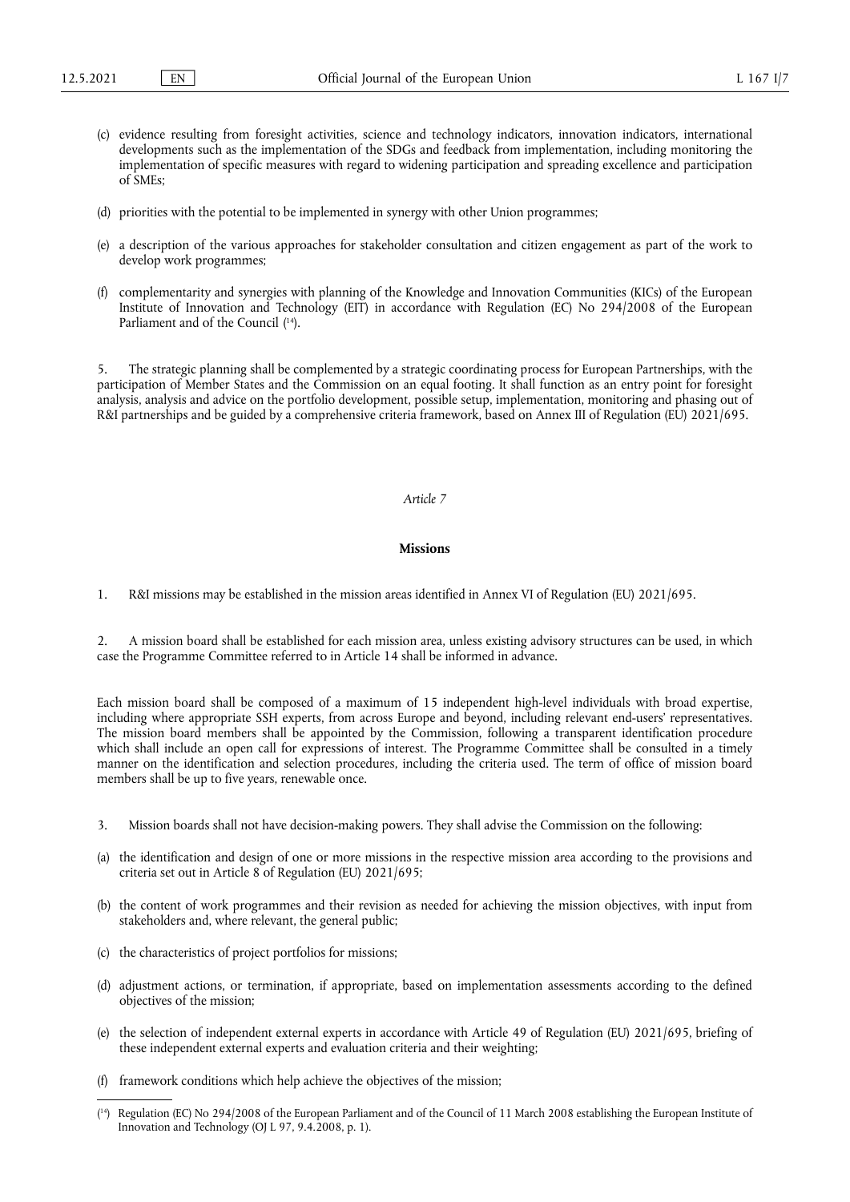(c) evidence resulting from foresight activities, science and technology indicators, innovation indicators, international developments such as the implementation of the SDGs and feedback from implementation, including monitoring the implementation of specific measures with regard to widening participation and spreading excellence and participation of SMEs;

(d) priorities with the potential to be implemented in synergy with other Union programmes;

(e) a description of the various approaches for stakeholder consultation and citizen engagement as part of the work to develop work programmes;

(f) complementarity and synergies with planning of the Knowledge and Innovation Communities (KICs) of the European Institute of Innovation and Technology (EIT) in accordance with Regulation (EC) No 294/2008 of the European Parliament and of the Council [14].

5. The strategic planning shall be complemented by a strategic coordinating process for European Partnerships, with the participation of Member States and the Commission on an equal footing. It shall function as an entry point for foresight analysis, analysis and advice on the portfolio development, possible setup, implementation, monitoring and phasing out of R&I partnerships and be guided by a comprehensive criteria framework, based on Annex III of Regulation (EU) 2021/695.

*Article 7*

**Missions**

1. R&I missions may be established in the mission areas identified in Annex VI of Regulation (EU) 2021/695.

2. A mission board shall be established for each mission area, unless existing advisory structures can be used, in which case the Programme Committee referred to in Article 14 shall be informed in advance.

Each mission board shall be composed of a maximum of 15 independent high-level individuals with broad expertise, including where appropriate SSH experts, from across Europe and beyond, including relevant end-users' representatives. The mission board members shall be appointed by the Commission, following a transparent identification procedure which shall include an open call for expressions of interest. The Programme Committee shall be consulted in a timely manner on the identification and selection procedures, including the criteria used. The term of office of mission board members shall be up to five years, renewable once.

3. Mission boards shall not have decision-making powers. They shall advise the Commission on the following:

(a) the identification and design of one or more missions in the respective mission area according to the provisions and criteria set out in Article 8 of Regulation (EU) 2021/695;

(b) the content of work programmes and their revision as needed for achieving the mission objectives, with input from stakeholders and, where relevant, the general public;

(c) the characteristics of project portfolios for missions;

(d) adjustment actions, or termination, if appropriate, based on implementation assessments according to the defined objectives of the mission;

(e) the selection of independent external experts in accordance with Article 49 of Regulation (EU) 2021/695, briefing of these independent external experts and evaluation criteria and their weighting;

(f) framework conditions which help achieve the objectives of the mission;

---

[14] Regulation (EC) No 294/2008 of the European Parliament and of the Council of 11 March 2008 establishing the European Institute of Innovation and Technology (OJ L 97, 9.4.2008, p. 1).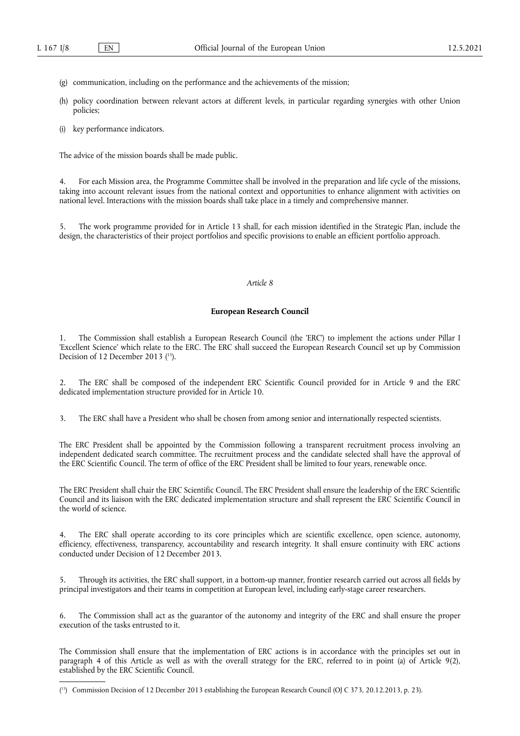(g) communication, including on the performance and the achievements of the mission;

(h) policy coordination between relevant actors at different levels, in particular regarding synergies with other Union policies;

(i) key performance indicators.

The advice of the mission boards shall be made public.

4. For each Mission area, the Programme Committee shall be involved in the preparation and life cycle of the missions, taking into account relevant issues from the national context and opportunities to enhance alignment with activities on national level. Interactions with the mission boards shall take place in a timely and comprehensive manner.

5. The work programme provided for in Article 13 shall, for each mission identified in the Strategic Plan, include the design, the characteristics of their project portfolios and specific provisions to enable an efficient portfolio approach.

*Article 8*

**European Research Council**

1. The Commission shall establish a European Research Council (the 'ERC') to implement the actions under Pillar I 'Excellent Science' which relate to the ERC. The ERC shall succeed the European Research Council set up by Commission Decision of 12 December 2013 [15].

2. The ERC shall be composed of the independent ERC Scientific Council provided for in Article 9 and the ERC dedicated implementation structure provided for in Article 10.

3. The ERC shall have a President who shall be chosen from among senior and internationally respected scientists.

The ERC President shall be appointed by the Commission following a transparent recruitment process involving an independent dedicated search committee. The recruitment process and the candidate selected shall have the approval of the ERC Scientific Council. The term of office of the ERC President shall be limited to four years, renewable once.

The ERC President shall chair the ERC Scientific Council. The ERC President shall ensure the leadership of the ERC Scientific Council and its liaison with the ERC dedicated implementation structure and shall represent the ERC Scientific Council in the world of science.

4. The ERC shall operate according to its core principles which are scientific excellence, open science, autonomy, efficiency, effectiveness, transparency, accountability and research integrity. It shall ensure continuity with ERC actions conducted under Decision of 12 December 2013.

5. Through its activities, the ERC shall support, in a bottom-up manner, frontier research carried out across all fields by principal investigators and their teams in competition at European level, including early-stage career researchers.

6. The Commission shall act as the guarantor of the autonomy and integrity of the ERC and shall ensure the proper execution of the tasks entrusted to it.

The Commission shall ensure that the implementation of ERC actions is in accordance with the principles set out in paragraph 4 of this Article as well as with the overall strategy for the ERC, referred to in point (a) of Article 9(2), established by the ERC Scientific Council.

---

[15] Commission Decision of 12 December 2013 establishing the European Research Council (OJ C 373, 20.12.2013, p. 23).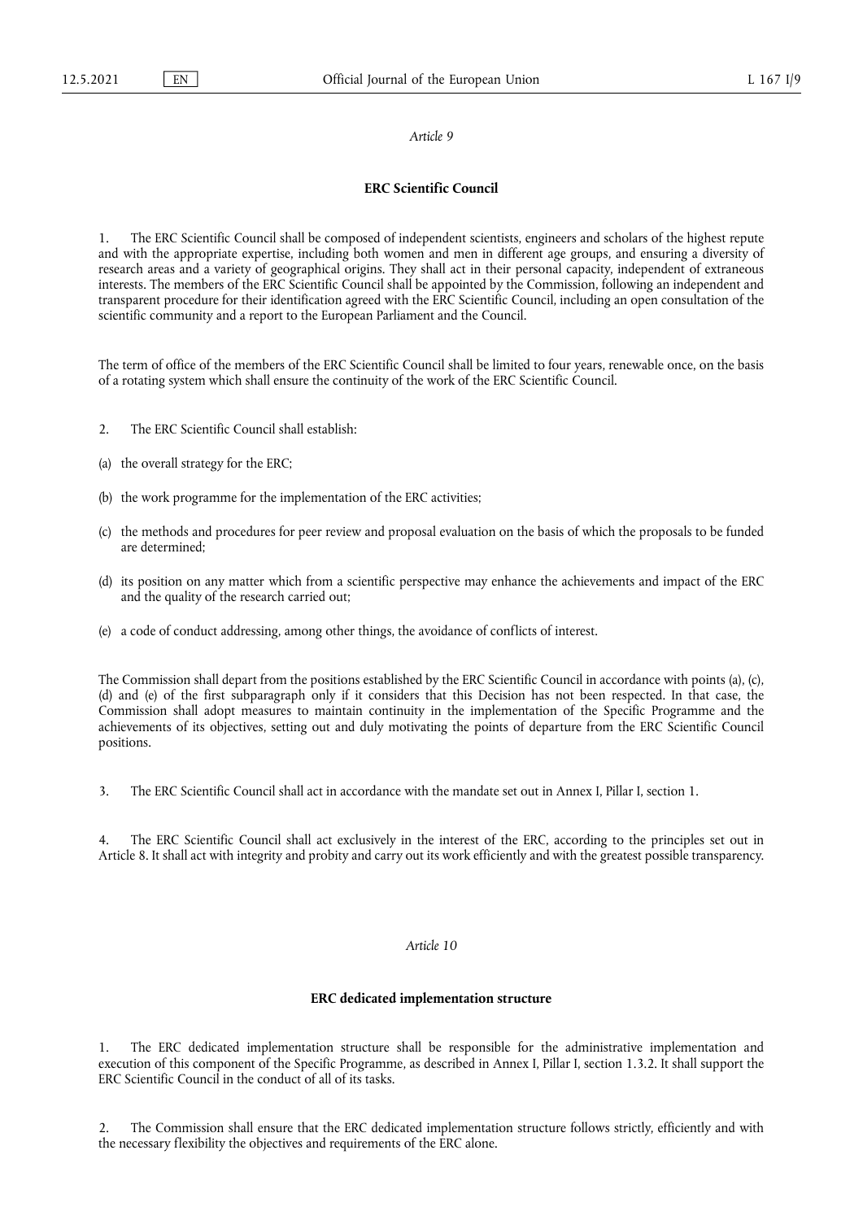*Article 9*

**ERC Scientific Council**

1. The ERC Scientific Council shall be composed of independent scientists, engineers and scholars of the highest repute and with the appropriate expertise, including both women and men in different age groups, and ensuring a diversity of research areas and a variety of geographical origins. They shall act in their personal capacity, independent of extraneous interests. The members of the ERC Scientific Council shall be appointed by the Commission, following an independent and transparent procedure for their identification agreed with the ERC Scientific Council, including an open consultation of the scientific community and a report to the European Parliament and the Council.

The term of office of the members of the ERC Scientific Council shall be limited to four years, renewable once, on the basis of a rotating system which shall ensure the continuity of the work of the ERC Scientific Council.

2. The ERC Scientific Council shall establish:

(a) the overall strategy for the ERC;

(b) the work programme for the implementation of the ERC activities;

(c) the methods and procedures for peer review and proposal evaluation on the basis of which the proposals to be funded are determined;

(d) its position on any matter which from a scientific perspective may enhance the achievements and impact of the ERC and the quality of the research carried out;

(e) a code of conduct addressing, among other things, the avoidance of conflicts of interest.

The Commission shall depart from the positions established by the ERC Scientific Council in accordance with points (a), (c), (d) and (e) of the first subparagraph only if it considers that this Decision has not been respected. In that case, the Commission shall adopt measures to maintain continuity in the implementation of the Specific Programme and the achievements of its objectives, setting out and duly motivating the points of departure from the ERC Scientific Council positions.

3. The ERC Scientific Council shall act in accordance with the mandate set out in Annex I, Pillar I, section 1.

4. The ERC Scientific Council shall act exclusively in the interest of the ERC, according to the principles set out in Article 8. It shall act with integrity and probity and carry out its work efficiently and with the greatest possible transparency.

*Article 10*

**ERC dedicated implementation structure**

1. The ERC dedicated implementation structure shall be responsible for the administrative implementation and execution of this component of the Specific Programme, as described in Annex I, Pillar I, section 1.3.2. It shall support the ERC Scientific Council in the conduct of all of its tasks.

2. The Commission shall ensure that the ERC dedicated implementation structure follows strictly, efficiently and with the necessary flexibility the objectives and requirements of the ERC alone.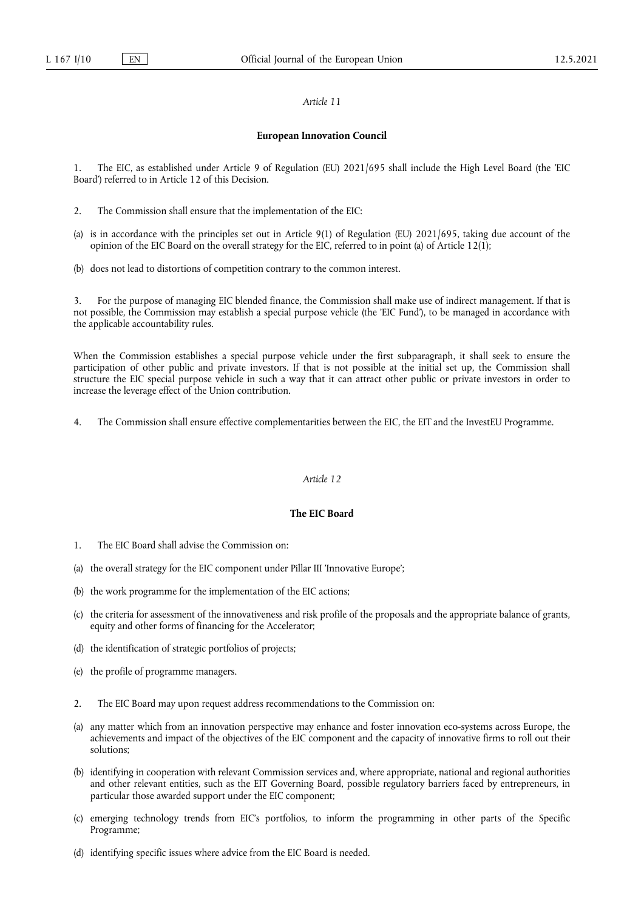*Article 11*

**European Innovation Council**

1. The EIC, as established under Article 9 of Regulation (EU) 2021/695 shall include the High Level Board (the 'EIC Board') referred to in Article 12 of this Decision.

2. The Commission shall ensure that the implementation of the EIC:

(a) is in accordance with the principles set out in Article 9(1) of Regulation (EU) 2021/695, taking due account of the opinion of the EIC Board on the overall strategy for the EIC, referred to in point (a) of Article 12(1);

(b) does not lead to distortions of competition contrary to the common interest.

3. For the purpose of managing EIC blended finance, the Commission shall make use of indirect management. If that is not possible, the Commission may establish a special purpose vehicle (the 'EIC Fund'), to be managed in accordance with the applicable accountability rules.

When the Commission establishes a special purpose vehicle under the first subparagraph, it shall seek to ensure the participation of other public and private investors. If that is not possible at the initial set up, the Commission shall structure the EIC special purpose vehicle in such a way that it can attract other public or private investors in order to increase the leverage effect of the Union contribution.

4. The Commission shall ensure effective complementarities between the EIC, the EIT and the InvestEU Programme.

*Article 12*

**The EIC Board**

1. The EIC Board shall advise the Commission on:

(a) the overall strategy for the EIC component under Pillar III 'Innovative Europe';

(b) the work programme for the implementation of the EIC actions;

(c) the criteria for assessment of the innovativeness and risk profile of the proposals and the appropriate balance of grants, equity and other forms of financing for the Accelerator;

(d) the identification of strategic portfolios of projects;

(e) the profile of programme managers.

2. The EIC Board may upon request address recommendations to the Commission on:

(a) any matter which from an innovation perspective may enhance and foster innovation eco-systems across Europe, the achievements and impact of the objectives of the EIC component and the capacity of innovative firms to roll out their solutions;

(b) identifying in cooperation with relevant Commission services and, where appropriate, national and regional authorities and other relevant entities, such as the EIT Governing Board, possible regulatory barriers faced by entrepreneurs, in particular those awarded support under the EIC component;

(c) emerging technology trends from EIC's portfolios, to inform the programming in other parts of the Specific Programme;

(d) identifying specific issues where advice from the EIC Board is needed.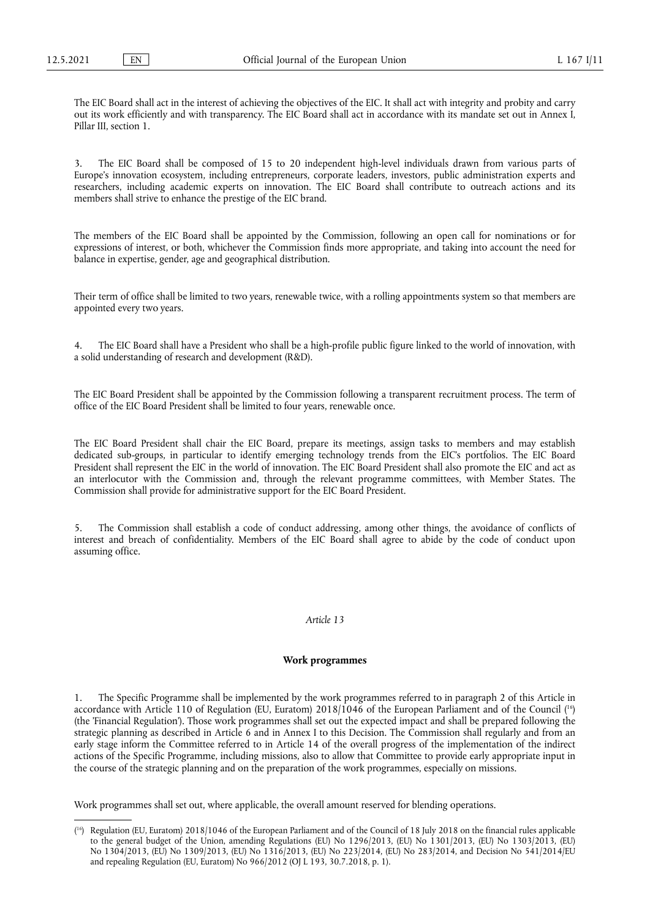The EIC Board shall act in the interest of achieving the objectives of the EIC. It shall act with integrity and probity and carry out its work efficiently and with transparency. The EIC Board shall act in accordance with its mandate set out in Annex I, Pillar III, section 1.

3. The EIC Board shall be composed of 15 to 20 independent high-level individuals drawn from various parts of Europe's innovation ecosystem, including entrepreneurs, corporate leaders, investors, public administration experts and researchers, including academic experts on innovation. The EIC Board shall contribute to outreach actions and its members shall strive to enhance the prestige of the EIC brand.

The members of the EIC Board shall be appointed by the Commission, following an open call for nominations or for expressions of interest, or both, whichever the Commission finds more appropriate, and taking into account the need for balance in expertise, gender, age and geographical distribution.

Their term of office shall be limited to two years, renewable twice, with a rolling appointments system so that members are appointed every two years.

4. The EIC Board shall have a President who shall be a high-profile public figure linked to the world of innovation, with a solid understanding of research and development (R&D).

The EIC Board President shall be appointed by the Commission following a transparent recruitment process. The term of office of the EIC Board President shall be limited to four years, renewable once.

The EIC Board President shall chair the EIC Board, prepare its meetings, assign tasks to members and may establish dedicated sub-groups, in particular to identify emerging technology trends from the EIC's portfolios. The EIC Board President shall represent the EIC in the world of innovation. The EIC Board President shall also promote the EIC and act as an interlocutor with the Commission and, through the relevant programme committees, with Member States. The Commission shall provide for administrative support for the EIC Board President.

5. The Commission shall establish a code of conduct addressing, among other things, the avoidance of conflicts of interest and breach of confidentiality. Members of the EIC Board shall agree to abide by the code of conduct upon assuming office.

*Article 13*

**Work programmes**

1. The Specific Programme shall be implemented by the work programmes referred to in paragraph 2 of this Article in accordance with Article 110 of Regulation (EU, Euratom) 2018/1046 of the European Parliament and of the Council ([16]) (the 'Financial Regulation'). Those work programmes shall set out the expected impact and shall be prepared following the strategic planning as described in Article 6 and in Annex I to this Decision. The Commission shall regularly and from an early stage inform the Committee referred to in Article 14 of the overall progress of the implementation of the indirect actions of the Specific Programme, including missions, also to allow that Committee to provide early appropriate input in the course of the strategic planning and on the preparation of the work programmes, especially on missions.

Work programmes shall set out, where applicable, the overall amount reserved for blending operations.

---

([16]) Regulation (EU, Euratom) 2018/1046 of the European Parliament and of the Council of 18 July 2018 on the financial rules applicable to the general budget of the Union, amending Regulations (EU) No 1296/2013, (EU) No 1301/2013, (EU) No 1303/2013, (EU) No 1304/2013, (EU) No 1309/2013, (EU) No 1316/2013, (EU) No 223/2014, (EU) No 283/2014, and Decision No 541/2014/EU and repealing Regulation (EU, Euratom) No 966/2012 (OJ L 193, 30.7.2018, p. 1).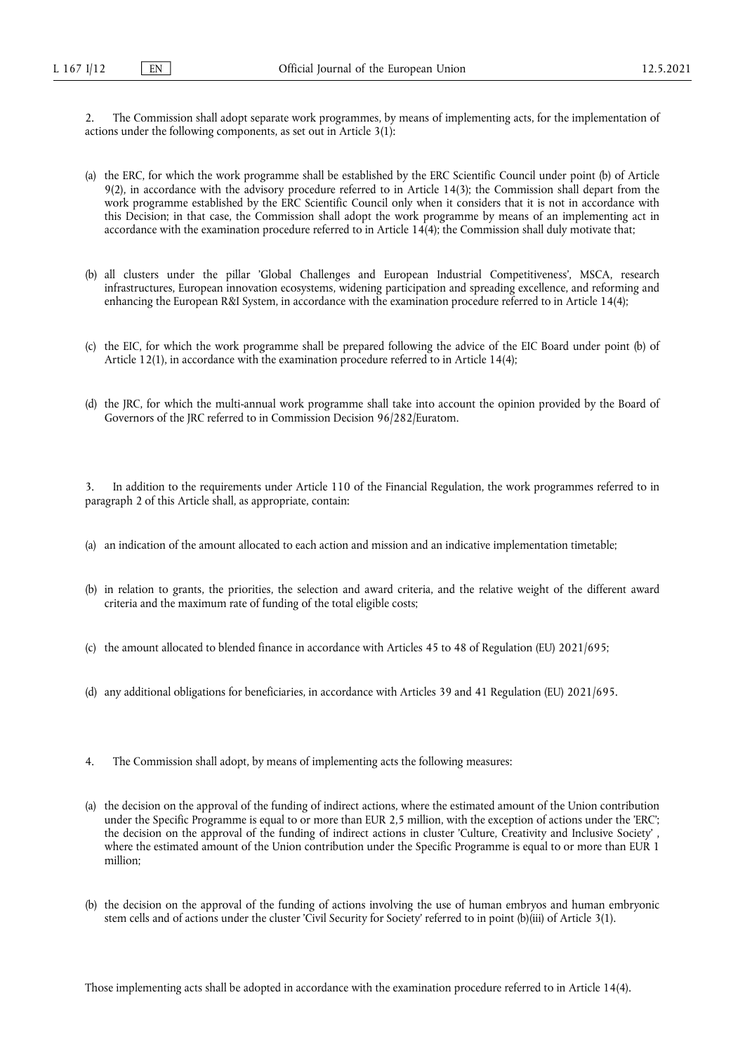2. The Commission shall adopt separate work programmes, by means of implementing acts, for the implementation of actions under the following components, as set out in Article 3(1):

(a) the ERC, for which the work programme shall be established by the ERC Scientific Council under point (b) of Article 9(2), in accordance with the advisory procedure referred to in Article 14(3); the Commission shall depart from the work programme established by the ERC Scientific Council only when it considers that it is not in accordance with this Decision; in that case, the Commission shall adopt the work programme by means of an implementing act in accordance with the examination procedure referred to in Article 14(4); the Commission shall duly motivate that;

(b) all clusters under the pillar 'Global Challenges and European Industrial Competitiveness', MSCA, research infrastructures, European innovation ecosystems, widening participation and spreading excellence, and reforming and enhancing the European R&I System, in accordance with the examination procedure referred to in Article 14(4);

(c) the EIC, for which the work programme shall be prepared following the advice of the EIC Board under point (b) of Article 12(1), in accordance with the examination procedure referred to in Article 14(4);

(d) the JRC, for which the multi-annual work programme shall take into account the opinion provided by the Board of Governors of the JRC referred to in Commission Decision 96/282/Euratom.

3. In addition to the requirements under Article 110 of the Financial Regulation, the work programmes referred to in paragraph 2 of this Article shall, as appropriate, contain:

(a) an indication of the amount allocated to each action and mission and an indicative implementation timetable;

(b) in relation to grants, the priorities, the selection and award criteria, and the relative weight of the different award criteria and the maximum rate of funding of the total eligible costs;

(c) the amount allocated to blended finance in accordance with Articles 45 to 48 of Regulation (EU) 2021/695;

(d) any additional obligations for beneficiaries, in accordance with Articles 39 and 41 Regulation (EU) 2021/695.

4. The Commission shall adopt, by means of implementing acts the following measures:

(a) the decision on the approval of the funding of indirect actions, where the estimated amount of the Union contribution under the Specific Programme is equal to or more than EUR 2,5 million, with the exception of actions under the 'ERC'; the decision on the approval of the funding of indirect actions in cluster 'Culture, Creativity and Inclusive Society' , where the estimated amount of the Union contribution under the Specific Programme is equal to or more than EUR 1 million;

(b) the decision on the approval of the funding of actions involving the use of human embryos and human embryonic stem cells and of actions under the cluster 'Civil Security for Society' referred to in point (b)(iii) of Article 3(1).

Those implementing acts shall be adopted in accordance with the examination procedure referred to in Article 14(4).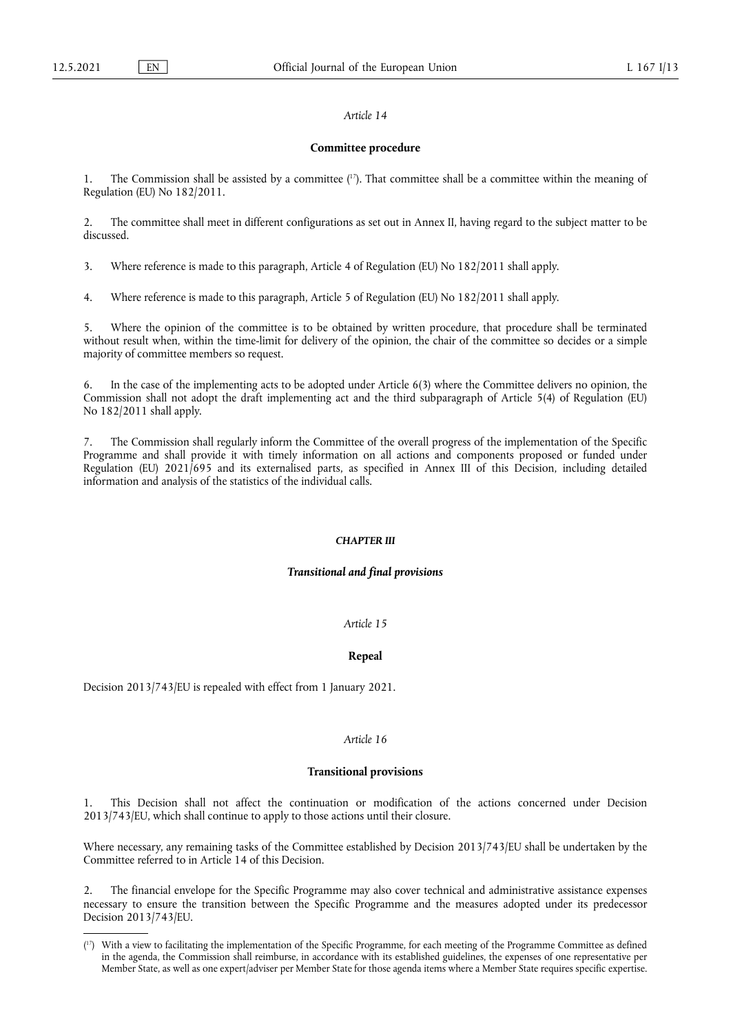*Article 14*

**Committee procedure**

1. The Commission shall be assisted by a committee ([17]). That committee shall be a committee within the meaning of Regulation (EU) No 182/2011.

2. The committee shall meet in different configurations as set out in Annex II, having regard to the subject matter to be discussed.

3. Where reference is made to this paragraph, Article 4 of Regulation (EU) No 182/2011 shall apply.

4. Where reference is made to this paragraph, Article 5 of Regulation (EU) No 182/2011 shall apply.

5. Where the opinion of the committee is to be obtained by written procedure, that procedure shall be terminated without result when, within the time-limit for delivery of the opinion, the chair of the committee so decides or a simple majority of committee members so request.

6. In the case of the implementing acts to be adopted under Article 6(3) where the Committee delivers no opinion, the Commission shall not adopt the draft implementing act and the third subparagraph of Article 5(4) of Regulation (EU) No 182/2011 shall apply.

7. The Commission shall regularly inform the Committee of the overall progress of the implementation of the Specific Programme and shall provide it with timely information on all actions and components proposed or funded under Regulation (EU) 2021/695 and its externalised parts, as specified in Annex III of this Decision, including detailed information and analysis of the statistics of the individual calls.

***CHAPTER III***

***Transitional and final provisions***

*Article 15*

**Repeal**

Decision 2013/743/EU is repealed with effect from 1 January 2021.

*Article 16*

**Transitional provisions**

1. This Decision shall not affect the continuation or modification of the actions concerned under Decision 2013/743/EU, which shall continue to apply to those actions until their closure.

Where necessary, any remaining tasks of the Committee established by Decision 2013/743/EU shall be undertaken by the Committee referred to in Article 14 of this Decision.

2. The financial envelope for the Specific Programme may also cover technical and administrative assistance expenses necessary to ensure the transition between the Specific Programme and the measures adopted under its predecessor Decision 2013/743/EU.

---

([17]) With a view to facilitating the implementation of the Specific Programme, for each meeting of the Programme Committee as defined in the agenda, the Commission shall reimburse, in accordance with its established guidelines, the expenses of one representative per Member State, as well as one expert/adviser per Member State for those agenda items where a Member State requires specific expertise.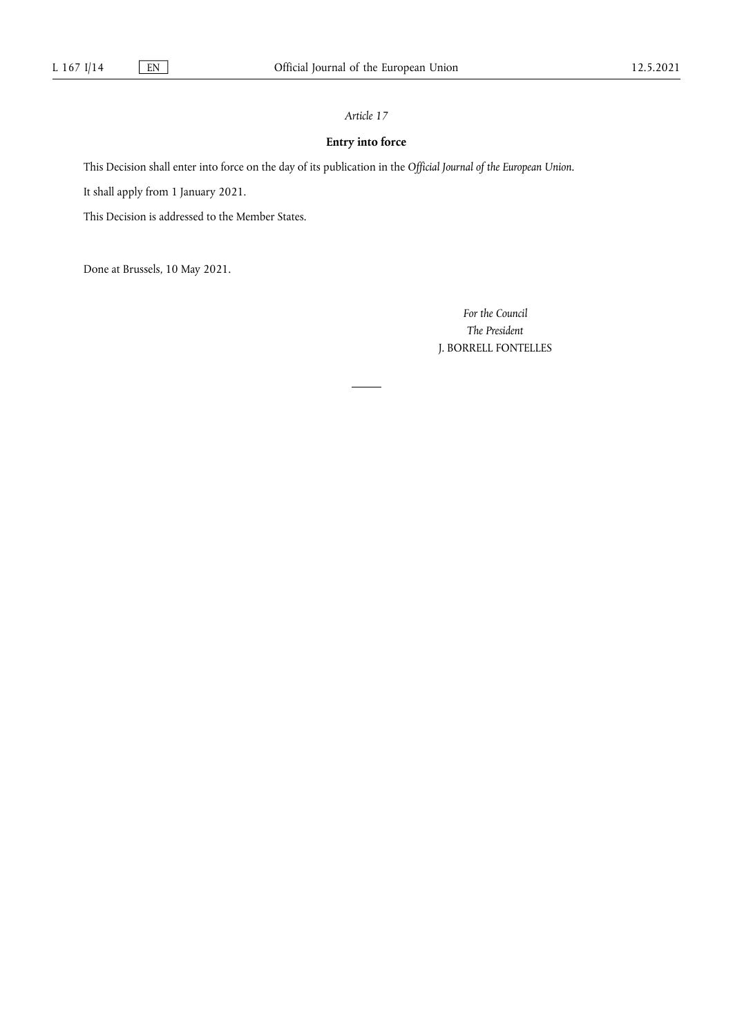*Article 17*

**Entry into force**

This Decision shall enter into force on the day of its publication in the *Official Journal of the European Union*.

It shall apply from 1 January 2021.

This Decision is addressed to the Member States.

Done at Brussels, 10 May 2021.

*For the Council*

*The President*

J. BORRELL FONTELLES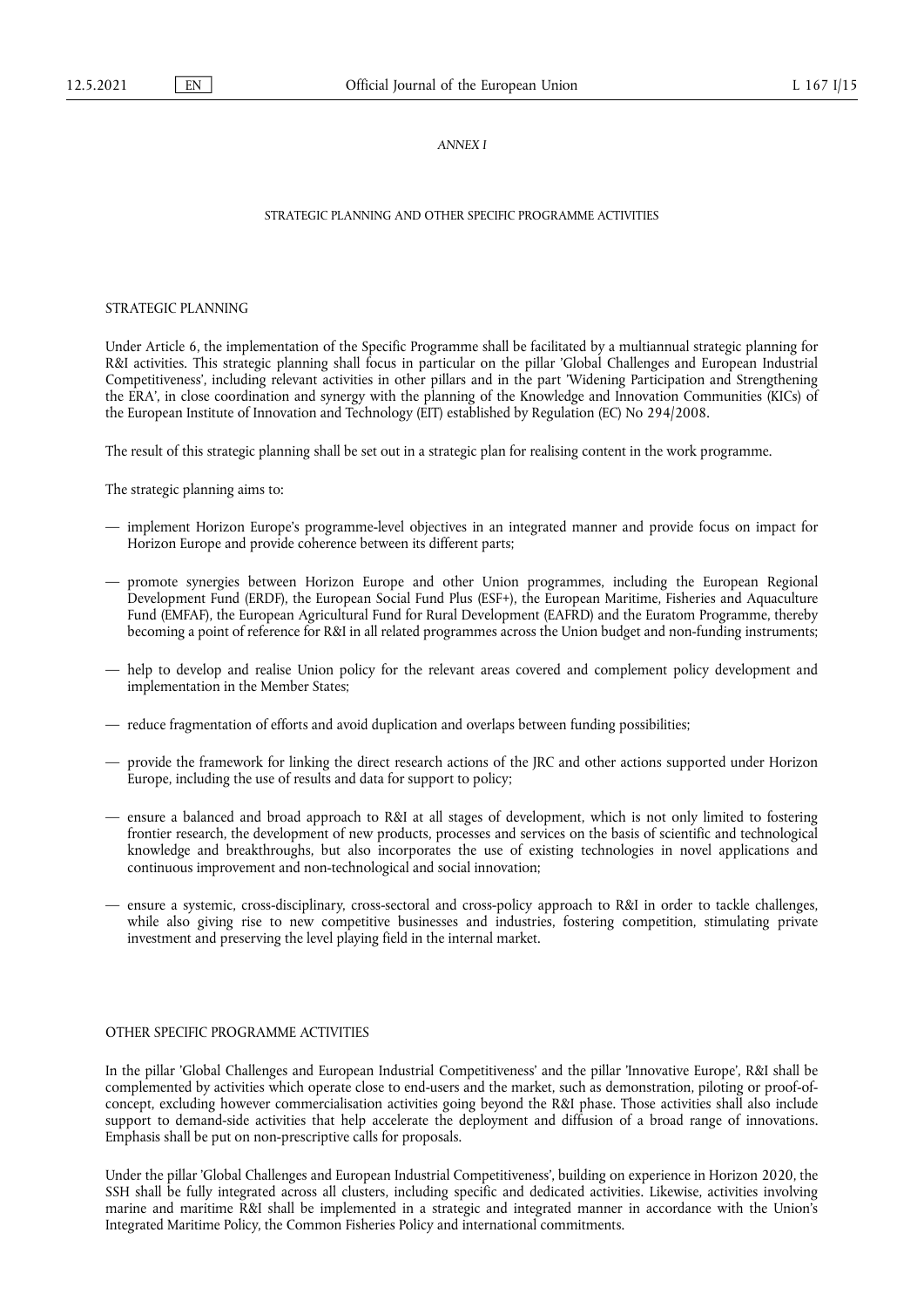*ANNEX I*

# STRATEGIC PLANNING AND OTHER SPECIFIC PROGRAMME ACTIVITIES

## STRATEGIC PLANNING

Under Article 6, the implementation of the Specific Programme shall be facilitated by a multiannual strategic planning for R&I activities. This strategic planning shall focus in particular on the pillar 'Global Challenges and European Industrial Competitiveness', including relevant activities in other pillars and in the part 'Widening Participation and Strengthening the ERA', in close coordination and synergy with the planning of the Knowledge and Innovation Communities (KICs) of the European Institute of Innovation and Technology (EIT) established by Regulation (EC) No 294/2008.

The result of this strategic planning shall be set out in a strategic plan for realising content in the work programme.

The strategic planning aims to:

— implement Horizon Europe's programme-level objectives in an integrated manner and provide focus on impact for Horizon Europe and provide coherence between its different parts;

— promote synergies between Horizon Europe and other Union programmes, including the European Regional Development Fund (ERDF), the European Social Fund Plus (ESF+), the European Maritime, Fisheries and Aquaculture Fund (EMFAF), the European Agricultural Fund for Rural Development (EAFRD) and the Euratom Programme, thereby becoming a point of reference for R&I in all related programmes across the Union budget and non-funding instruments;

— help to develop and realise Union policy for the relevant areas covered and complement policy development and implementation in the Member States;

— reduce fragmentation of efforts and avoid duplication and overlaps between funding possibilities;

— provide the framework for linking the direct research actions of the JRC and other actions supported under Horizon Europe, including the use of results and data for support to policy;

— ensure a balanced and broad approach to R&I at all stages of development, which is not only limited to fostering frontier research, the development of new products, processes and services on the basis of scientific and technological knowledge and breakthroughs, but also incorporates the use of existing technologies in novel applications and continuous improvement and non-technological and social innovation;

— ensure a systemic, cross-disciplinary, cross-sectoral and cross-policy approach to R&I in order to tackle challenges, while also giving rise to new competitive businesses and industries, fostering competition, stimulating private investment and preserving the level playing field in the internal market.

## OTHER SPECIFIC PROGRAMME ACTIVITIES

In the pillar 'Global Challenges and European Industrial Competitiveness' and the pillar 'Innovative Europe', R&I shall be complemented by activities which operate close to end-users and the market, such as demonstration, piloting or proof-of-concept, excluding however commercialisation activities going beyond the R&I phase. Those activities shall also include support to demand-side activities that help accelerate the deployment and diffusion of a broad range of innovations. Emphasis shall be put on non-prescriptive calls for proposals.

Under the pillar 'Global Challenges and European Industrial Competitiveness', building on experience in Horizon 2020, the SSH shall be fully integrated across all clusters, including specific and dedicated activities. Likewise, activities involving marine and maritime R&I shall be implemented in a strategic and integrated manner in accordance with the Union's Integrated Maritime Policy, the Common Fisheries Policy and international commitments.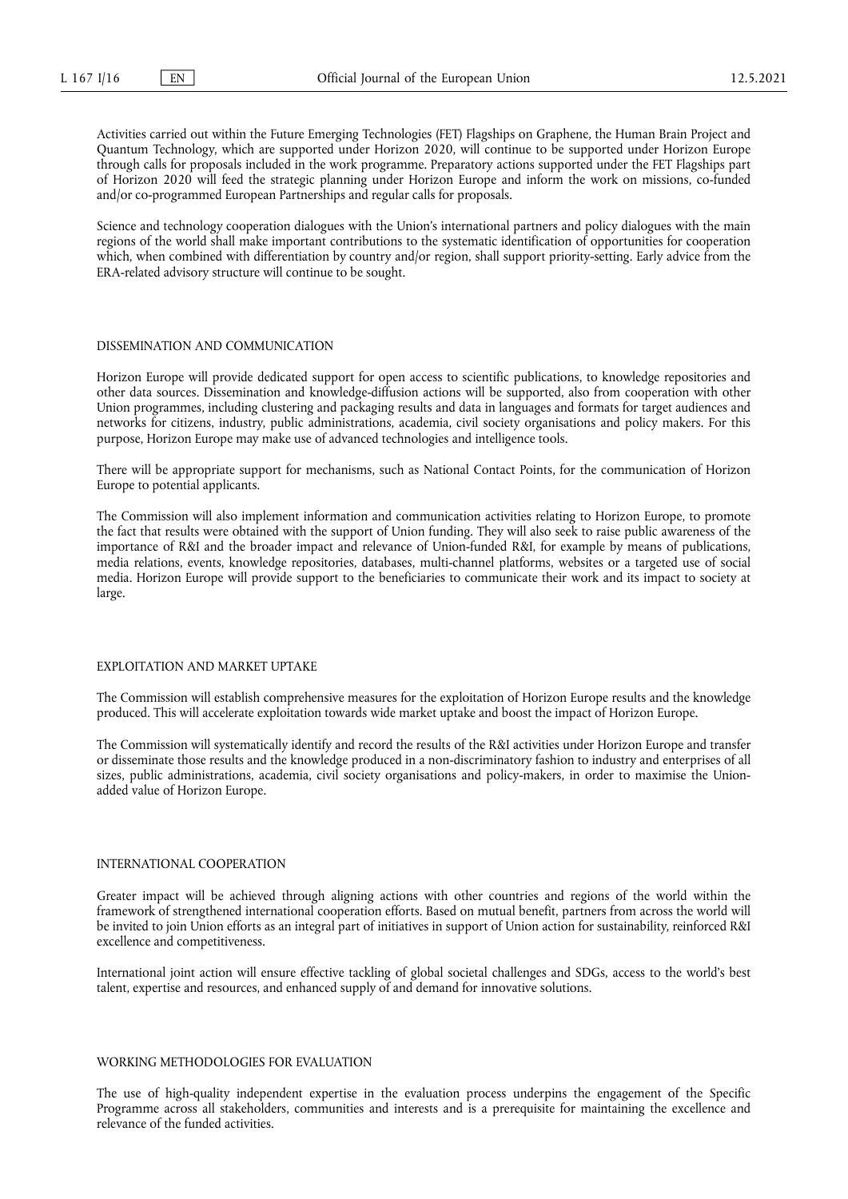Activities carried out within the Future Emerging Technologies (FET) Flagships on Graphene, the Human Brain Project and Quantum Technology, which are supported under Horizon 2020, will continue to be supported under Horizon Europe through calls for proposals included in the work programme. Preparatory actions supported under the FET Flagships part of Horizon 2020 will feed the strategic planning under Horizon Europe and inform the work on missions, co-funded and/or co-programmed European Partnerships and regular calls for proposals.

Science and technology cooperation dialogues with the Union's international partners and policy dialogues with the main regions of the world shall make important contributions to the systematic identification of opportunities for cooperation which, when combined with differentiation by country and/or region, shall support priority-setting. Early advice from the ERA-related advisory structure will continue to be sought.

## DISSEMINATION AND COMMUNICATION

Horizon Europe will provide dedicated support for open access to scientific publications, to knowledge repositories and other data sources. Dissemination and knowledge-diffusion actions will be supported, also from cooperation with other Union programmes, including clustering and packaging results and data in languages and formats for target audiences and networks for citizens, industry, public administrations, academia, civil society organisations and policy makers. For this purpose, Horizon Europe may make use of advanced technologies and intelligence tools.

There will be appropriate support for mechanisms, such as National Contact Points, for the communication of Horizon Europe to potential applicants.

The Commission will also implement information and communication activities relating to Horizon Europe, to promote the fact that results were obtained with the support of Union funding. They will also seek to raise public awareness of the importance of R&I and the broader impact and relevance of Union-funded R&I, for example by means of publications, media relations, events, knowledge repositories, databases, multi-channel platforms, websites or a targeted use of social media. Horizon Europe will provide support to the beneficiaries to communicate their work and its impact to society at large.

## EXPLOITATION AND MARKET UPTAKE

The Commission will establish comprehensive measures for the exploitation of Horizon Europe results and the knowledge produced. This will accelerate exploitation towards wide market uptake and boost the impact of Horizon Europe.

The Commission will systematically identify and record the results of the R&I activities under Horizon Europe and transfer or disseminate those results and the knowledge produced in a non-discriminatory fashion to industry and enterprises of all sizes, public administrations, academia, civil society organisations and policy-makers, in order to maximise the Union-added value of Horizon Europe.

## INTERNATIONAL COOPERATION

Greater impact will be achieved through aligning actions with other countries and regions of the world within the framework of strengthened international cooperation efforts. Based on mutual benefit, partners from across the world will be invited to join Union efforts as an integral part of initiatives in support of Union action for sustainability, reinforced R&I excellence and competitiveness.

International joint action will ensure effective tackling of global societal challenges and SDGs, access to the world's best talent, expertise and resources, and enhanced supply of and demand for innovative solutions.

## WORKING METHODOLOGIES FOR EVALUATION

The use of high-quality independent expertise in the evaluation process underpins the engagement of the Specific Programme across all stakeholders, communities and interests and is a prerequisite for maintaining the excellence and relevance of the funded activities.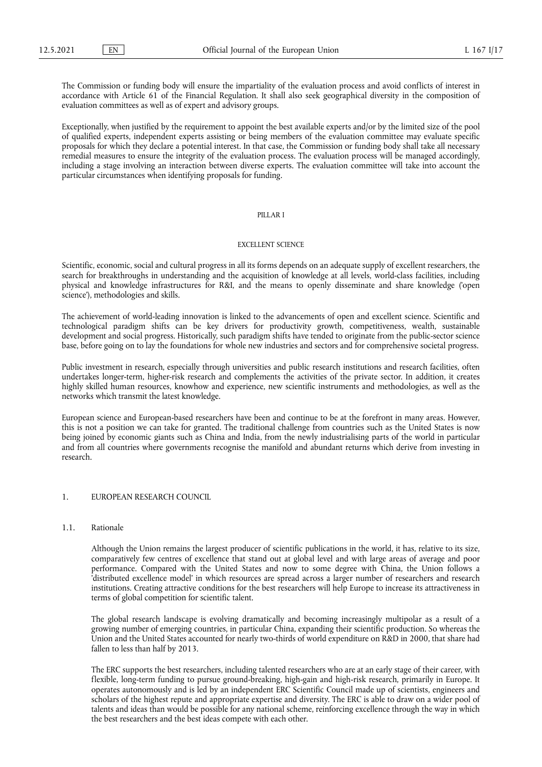The Commission or funding body will ensure the impartiality of the evaluation process and avoid conflicts of interest in accordance with Article 61 of the Financial Regulation. It shall also seek geographical diversity in the composition of evaluation committees as well as of expert and advisory groups.

Exceptionally, when justified by the requirement to appoint the best available experts and/or by the limited size of the pool of qualified experts, independent experts assisting or being members of the evaluation committee may evaluate specific proposals for which they declare a potential interest. In that case, the Commission or funding body shall take all necessary remedial measures to ensure the integrity of the evaluation process. The evaluation process will be managed accordingly, including a stage involving an interaction between diverse experts. The evaluation committee will take into account the particular circumstances when identifying proposals for funding.

# PILLAR I

# EXCELLENT SCIENCE

Scientific, economic, social and cultural progress in all its forms depends on an adequate supply of excellent researchers, the search for breakthroughs in understanding and the acquisition of knowledge at all levels, world-class facilities, including physical and knowledge infrastructures for R&I, and the means to openly disseminate and share knowledge ('open science'), methodologies and skills.

The achievement of world-leading innovation is linked to the advancements of open and excellent science. Scientific and technological paradigm shifts can be key drivers for productivity growth, competitiveness, wealth, sustainable development and social progress. Historically, such paradigm shifts have tended to originate from the public-sector science base, before going on to lay the foundations for whole new industries and sectors and for comprehensive societal progress.

Public investment in research, especially through universities and public research institutions and research facilities, often undertakes longer-term, higher-risk research and complements the activities of the private sector. In addition, it creates highly skilled human resources, knowhow and experience, new scientific instruments and methodologies, as well as the networks which transmit the latest knowledge.

European science and European-based researchers have been and continue to be at the forefront in many areas. However, this is not a position we can take for granted. The traditional challenge from countries such as the United States is now being joined by economic giants such as China and India, from the newly industrialising parts of the world in particular and from all countries where governments recognise the manifold and abundant returns which derive from investing in research.

## 1. EUROPEAN RESEARCH COUNCIL

### 1.1. Rationale

Although the Union remains the largest producer of scientific publications in the world, it has, relative to its size, comparatively few centres of excellence that stand out at global level and with large areas of average and poor performance. Compared with the United States and now to some degree with China, the Union follows a 'distributed excellence model' in which resources are spread across a larger number of researchers and research institutions. Creating attractive conditions for the best researchers will help Europe to increase its attractiveness in terms of global competition for scientific talent.

The global research landscape is evolving dramatically and becoming increasingly multipolar as a result of a growing number of emerging countries, in particular China, expanding their scientific production. So whereas the Union and the United States accounted for nearly two-thirds of world expenditure on R&D in 2000, that share had fallen to less than half by 2013.

The ERC supports the best researchers, including talented researchers who are at an early stage of their career, with flexible, long-term funding to pursue ground-breaking, high-gain and high-risk research, primarily in Europe. It operates autonomously and is led by an independent ERC Scientific Council made up of scientists, engineers and scholars of the highest repute and appropriate expertise and diversity. The ERC is able to draw on a wider pool of talents and ideas than would be possible for any national scheme, reinforcing excellence through the way in which the best researchers and the best ideas compete with each other.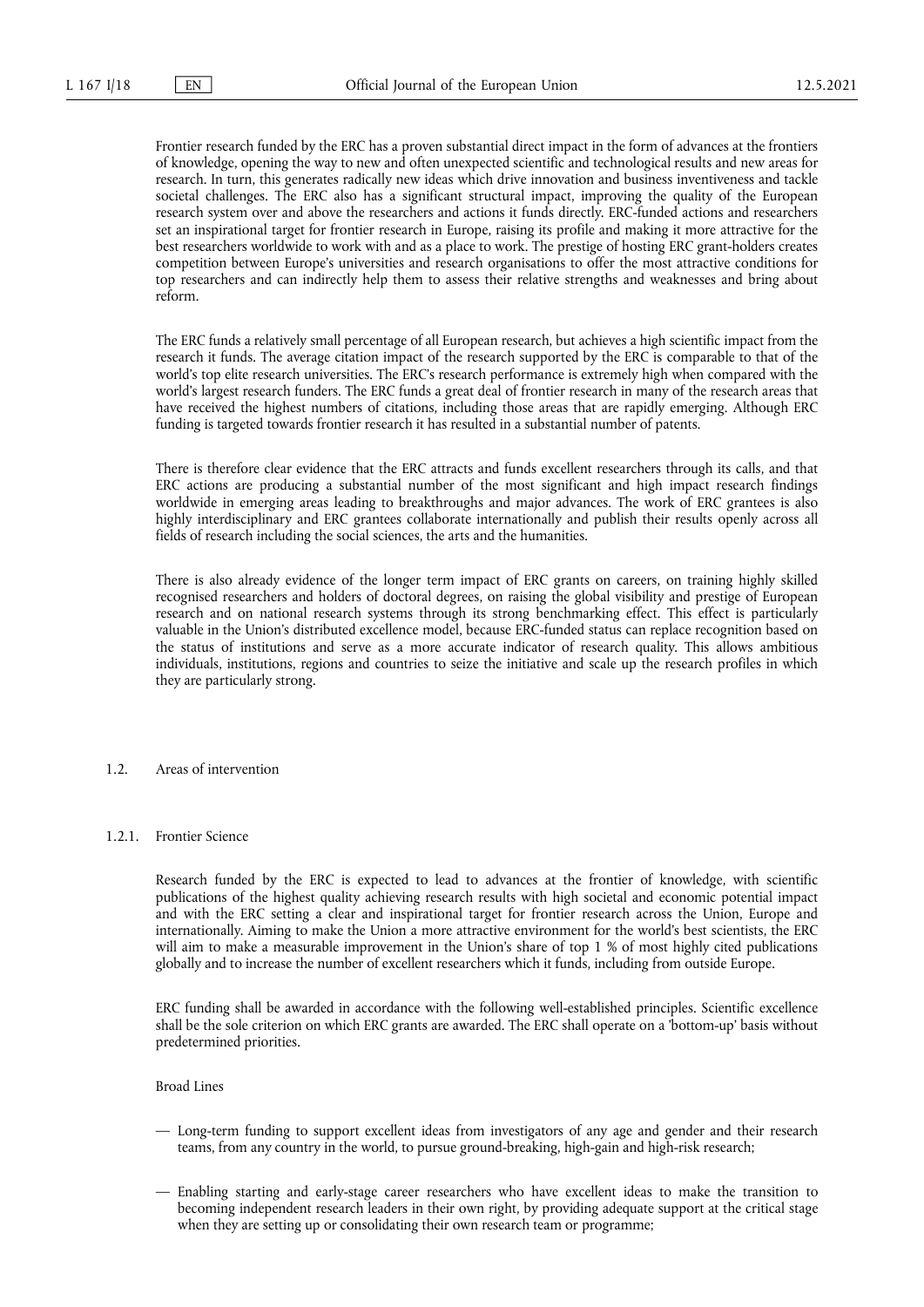Frontier research funded by the ERC has a proven substantial direct impact in the form of advances at the frontiers of knowledge, opening the way to new and often unexpected scientific and technological results and new areas for research. In turn, this generates radically new ideas which drive innovation and business inventiveness and tackle societal challenges. The ERC also has a significant structural impact, improving the quality of the European research system over and above the researchers and actions it funds directly. ERC-funded actions and researchers set an inspirational target for frontier research in Europe, raising its profile and making it more attractive for the best researchers worldwide to work with and as a place to work. The prestige of hosting ERC grant-holders creates competition between Europe's universities and research organisations to offer the most attractive conditions for top researchers and can indirectly help them to assess their relative strengths and weaknesses and bring about reform.

The ERC funds a relatively small percentage of all European research, but achieves a high scientific impact from the research it funds. The average citation impact of the research supported by the ERC is comparable to that of the world's top elite research universities. The ERC's research performance is extremely high when compared with the world's largest research funders. The ERC funds a great deal of frontier research in many of the research areas that have received the highest numbers of citations, including those areas that are rapidly emerging. Although ERC funding is targeted towards frontier research it has resulted in a substantial number of patents.

There is therefore clear evidence that the ERC attracts and funds excellent researchers through its calls, and that ERC actions are producing a substantial number of the most significant and high impact research findings worldwide in emerging areas leading to breakthroughs and major advances. The work of ERC grantees is also highly interdisciplinary and ERC grantees collaborate internationally and publish their results openly across all fields of research including the social sciences, the arts and the humanities.

There is also already evidence of the longer term impact of ERC grants on careers, on training highly skilled recognised researchers and holders of doctoral degrees, on raising the global visibility and prestige of European research and on national research systems through its strong benchmarking effect. This effect is particularly valuable in the Union's distributed excellence model, because ERC-funded status can replace recognition based on the status of institutions and serve as a more accurate indicator of research quality. This allows ambitious individuals, institutions, regions and countries to seize the initiative and scale up the research profiles in which they are particularly strong.

## 1.2. Areas of intervention

### 1.2.1. Frontier Science

Research funded by the ERC is expected to lead to advances at the frontier of knowledge, with scientific publications of the highest quality achieving research results with high societal and economic potential impact and with the ERC setting a clear and inspirational target for frontier research across the Union, Europe and internationally. Aiming to make the Union a more attractive environment for the world's best scientists, the ERC will aim to make a measurable improvement in the Union's share of top 1 % of most highly cited publications globally and to increase the number of excellent researchers which it funds, including from outside Europe.

ERC funding shall be awarded in accordance with the following well-established principles. Scientific excellence shall be the sole criterion on which ERC grants are awarded. The ERC shall operate on a 'bottom-up' basis without predetermined priorities.

Broad Lines

- Long-term funding to support excellent ideas from investigators of any age and gender and their research teams, from any country in the world, to pursue ground-breaking, high-gain and high-risk research;
- Enabling starting and early-stage career researchers who have excellent ideas to make the transition to becoming independent research leaders in their own right, by providing adequate support at the critical stage when they are setting up or consolidating their own research team or programme;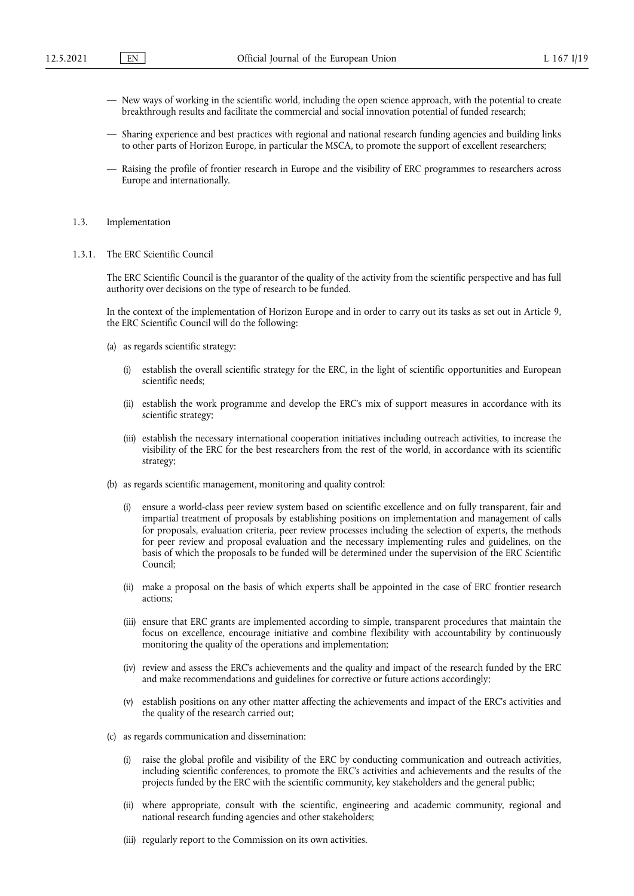— New ways of working in the scientific world, including the open science approach, with the potential to create breakthrough results and facilitate the commercial and social innovation potential of funded research;

— Sharing experience and best practices with regional and national research funding agencies and building links to other parts of Horizon Europe, in particular the MSCA, to promote the support of excellent researchers;

— Raising the profile of frontier research in Europe and the visibility of ERC programmes to researchers across Europe and internationally.

### 1.3. Implementation

#### 1.3.1. The ERC Scientific Council

The ERC Scientific Council is the guarantor of the quality of the activity from the scientific perspective and has full authority over decisions on the type of research to be funded.

In the context of the implementation of Horizon Europe and in order to carry out its tasks as set out in Article 9, the ERC Scientific Council will do the following:

(a) as regards scientific strategy:

(i) establish the overall scientific strategy for the ERC, in the light of scientific opportunities and European scientific needs;

(ii) establish the work programme and develop the ERC's mix of support measures in accordance with its scientific strategy;

(iii) establish the necessary international cooperation initiatives including outreach activities, to increase the visibility of the ERC for the best researchers from the rest of the world, in accordance with its scientific strategy;

(b) as regards scientific management, monitoring and quality control:

(i) ensure a world-class peer review system based on scientific excellence and on fully transparent, fair and impartial treatment of proposals by establishing positions on implementation and management of calls for proposals, evaluation criteria, peer review processes including the selection of experts, the methods for peer review and proposal evaluation and the necessary implementing rules and guidelines, on the basis of which the proposals to be funded will be determined under the supervision of the ERC Scientific Council;

(ii) make a proposal on the basis of which experts shall be appointed in the case of ERC frontier research actions;

(iii) ensure that ERC grants are implemented according to simple, transparent procedures that maintain the focus on excellence, encourage initiative and combine flexibility with accountability by continuously monitoring the quality of the operations and implementation;

(iv) review and assess the ERC's achievements and the quality and impact of the research funded by the ERC and make recommendations and guidelines for corrective or future actions accordingly;

(v) establish positions on any other matter affecting the achievements and impact of the ERC's activities and the quality of the research carried out;

(c) as regards communication and dissemination:

(i) raise the global profile and visibility of the ERC by conducting communication and outreach activities, including scientific conferences, to promote the ERC's activities and achievements and the results of the projects funded by the ERC with the scientific community, key stakeholders and the general public;

(ii) where appropriate, consult with the scientific, engineering and academic community, regional and national research funding agencies and other stakeholders;

(iii) regularly report to the Commission on its own activities.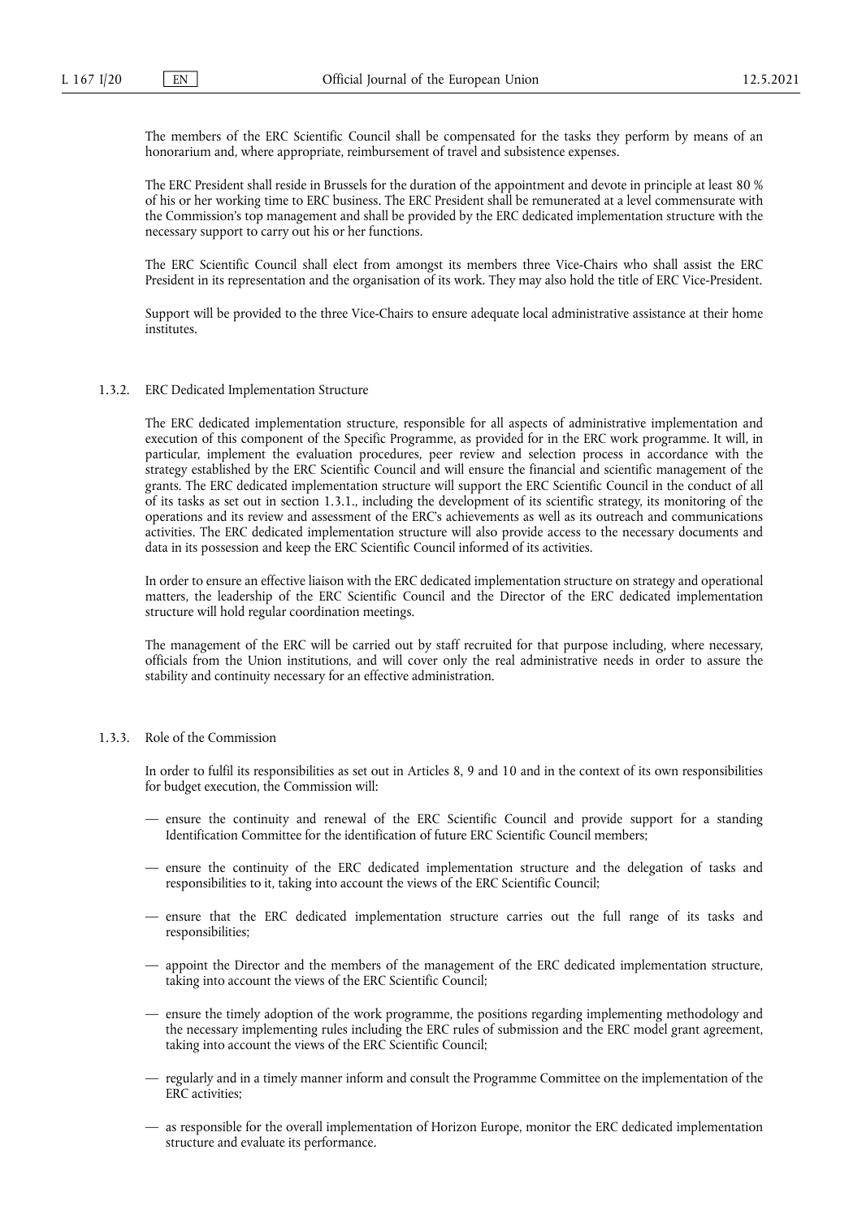The members of the ERC Scientific Council shall be compensated for the tasks they perform by means of an honorarium and, where appropriate, reimbursement of travel and subsistence expenses.

The ERC President shall reside in Brussels for the duration of the appointment and devote in principle at least 80 % of his or her working time to ERC business. The ERC President shall be remunerated at a level commensurate with the Commission's top management and shall be provided by the ERC dedicated implementation structure with the necessary support to carry out his or her functions.

The ERC Scientific Council shall elect from amongst its members three Vice-Chairs who shall assist the ERC President in its representation and the organisation of its work. They may also hold the title of ERC Vice-President.

Support will be provided to the three Vice-Chairs to ensure adequate local administrative assistance at their home institutes.

### 1.3.2. ERC Dedicated Implementation Structure

The ERC dedicated implementation structure, responsible for all aspects of administrative implementation and execution of this component of the Specific Programme, as provided for in the ERC work programme. It will, in particular, implement the evaluation procedures, peer review and selection process in accordance with the strategy established by the ERC Scientific Council and will ensure the financial and scientific management of the grants. The ERC dedicated implementation structure will support the ERC Scientific Council in the conduct of all of its tasks as set out in section 1.3.1., including the development of its scientific strategy, its monitoring of the operations and its review and assessment of the ERC's achievements as well as its outreach and communications activities. The ERC dedicated implementation structure will also provide access to the necessary documents and data in its possession and keep the ERC Scientific Council informed of its activities.

In order to ensure an effective liaison with the ERC dedicated implementation structure on strategy and operational matters, the leadership of the ERC Scientific Council and the Director of the ERC dedicated implementation structure will hold regular coordination meetings.

The management of the ERC will be carried out by staff recruited for that purpose including, where necessary, officials from the Union institutions, and will cover only the real administrative needs in order to assure the stability and continuity necessary for an effective administration.

### 1.3.3. Role of the Commission

In order to fulfil its responsibilities as set out in Articles 8, 9 and 10 and in the context of its own responsibilities for budget execution, the Commission will:

— ensure the continuity and renewal of the ERC Scientific Council and provide support for a standing Identification Committee for the identification of future ERC Scientific Council members;

— ensure the continuity of the ERC dedicated implementation structure and the delegation of tasks and responsibilities to it, taking into account the views of the ERC Scientific Council;

— ensure that the ERC dedicated implementation structure carries out the full range of its tasks and responsibilities;

— appoint the Director and the members of the management of the ERC dedicated implementation structure, taking into account the views of the ERC Scientific Council;

— ensure the timely adoption of the work programme, the positions regarding implementing methodology and the necessary implementing rules including the ERC rules of submission and the ERC model grant agreement, taking into account the views of the ERC Scientific Council;

— regularly and in a timely manner inform and consult the Programme Committee on the implementation of the ERC activities;

— as responsible for the overall implementation of Horizon Europe, monitor the ERC dedicated implementation structure and evaluate its performance.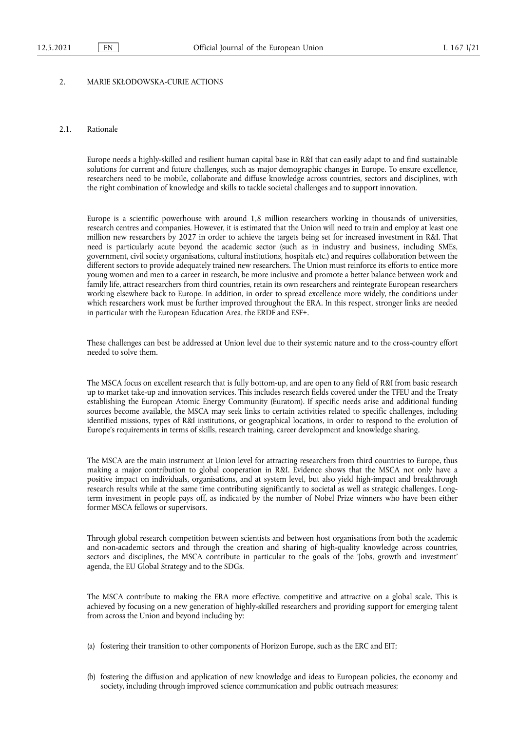## 2. MARIE SKŁODOWSKA-CURIE ACTIONS

### 2.1. Rationale

Europe needs a highly-skilled and resilient human capital base in R&I that can easily adapt to and find sustainable solutions for current and future challenges, such as major demographic changes in Europe. To ensure excellence, researchers need to be mobile, collaborate and diffuse knowledge across countries, sectors and disciplines, with the right combination of knowledge and skills to tackle societal challenges and to support innovation.

Europe is a scientific powerhouse with around 1,8 million researchers working in thousands of universities, research centres and companies. However, it is estimated that the Union will need to train and employ at least one million new researchers by 2027 in order to achieve the targets being set for increased investment in R&I. That need is particularly acute beyond the academic sector (such as in industry and business, including SMEs, government, civil society organisations, cultural institutions, hospitals etc.) and requires collaboration between the different sectors to provide adequately trained new researchers. The Union must reinforce its efforts to entice more young women and men to a career in research, be more inclusive and promote a better balance between work and family life, attract researchers from third countries, retain its own researchers and reintegrate European researchers working elsewhere back to Europe. In addition, in order to spread excellence more widely, the conditions under which researchers work must be further improved throughout the ERA. In this respect, stronger links are needed in particular with the European Education Area, the ERDF and ESF+.

These challenges can best be addressed at Union level due to their systemic nature and to the cross-country effort needed to solve them.

The MSCA focus on excellent research that is fully bottom-up, and are open to any field of R&I from basic research up to market take-up and innovation services. This includes research fields covered under the TFEU and the Treaty establishing the European Atomic Energy Community (Euratom). If specific needs arise and additional funding sources become available, the MSCA may seek links to certain activities related to specific challenges, including identified missions, types of R&I institutions, or geographical locations, in order to respond to the evolution of Europe's requirements in terms of skills, research training, career development and knowledge sharing.

The MSCA are the main instrument at Union level for attracting researchers from third countries to Europe, thus making a major contribution to global cooperation in R&I. Evidence shows that the MSCA not only have a positive impact on individuals, organisations, and at system level, but also yield high-impact and breakthrough research results while at the same time contributing significantly to societal as well as strategic challenges. Long-term investment in people pays off, as indicated by the number of Nobel Prize winners who have been either former MSCA fellows or supervisors.

Through global research competition between scientists and between host organisations from both the academic and non-academic sectors and through the creation and sharing of high-quality knowledge across countries, sectors and disciplines, the MSCA contribute in particular to the goals of the 'Jobs, growth and investment' agenda, the EU Global Strategy and to the SDGs.

The MSCA contribute to making the ERA more effective, competitive and attractive on a global scale. This is achieved by focusing on a new generation of highly-skilled researchers and providing support for emerging talent from across the Union and beyond including by:

(a) fostering their transition to other components of Horizon Europe, such as the ERC and EIT;

(b) fostering the diffusion and application of new knowledge and ideas to European policies, the economy and society, including through improved science communication and public outreach measures;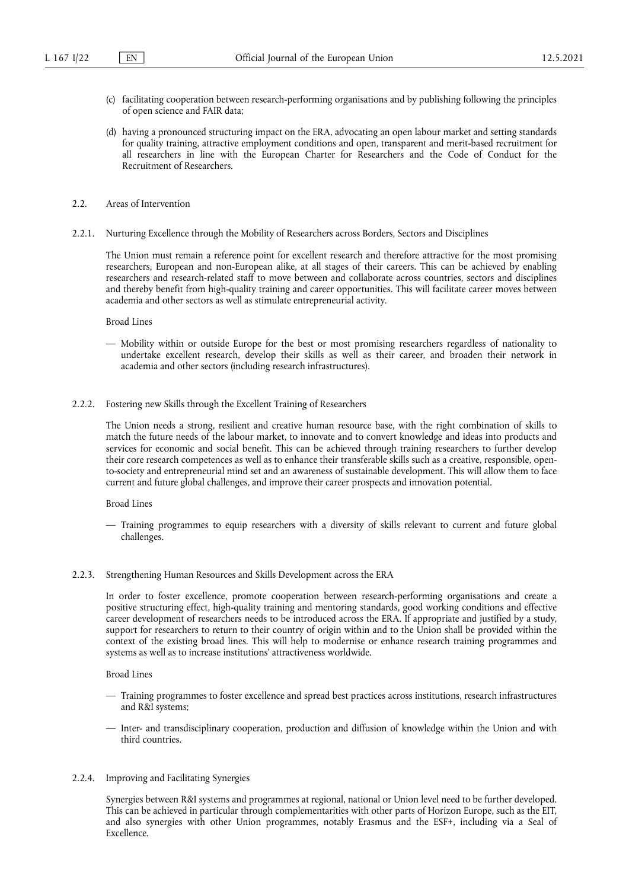(c) facilitating cooperation between research-performing organisations and by publishing following the principles of open science and FAIR data;

(d) having a pronounced structuring impact on the ERA, advocating an open labour market and setting standards for quality training, attractive employment conditions and open, transparent and merit-based recruitment for all researchers in line with the European Charter for Researchers and the Code of Conduct for the Recruitment of Researchers.

### 2.2. Areas of Intervention

#### 2.2.1. Nurturing Excellence through the Mobility of Researchers across Borders, Sectors and Disciplines

The Union must remain a reference point for excellent research and therefore attractive for the most promising researchers, European and non-European alike, at all stages of their careers. This can be achieved by enabling researchers and research-related staff to move between and collaborate across countries, sectors and disciplines and thereby benefit from high-quality training and career opportunities. This will facilitate career moves between academia and other sectors as well as stimulate entrepreneurial activity.

Broad Lines

— Mobility within or outside Europe for the best or most promising researchers regardless of nationality to undertake excellent research, develop their skills as well as their career, and broaden their network in academia and other sectors (including research infrastructures).

#### 2.2.2. Fostering new Skills through the Excellent Training of Researchers

The Union needs a strong, resilient and creative human resource base, with the right combination of skills to match the future needs of the labour market, to innovate and to convert knowledge and ideas into products and services for economic and social benefit. This can be achieved through training researchers to further develop their core research competences as well as to enhance their transferable skills such as a creative, responsible, open-to-society and entrepreneurial mind set and an awareness of sustainable development. This will allow them to face current and future global challenges, and improve their career prospects and innovation potential.

Broad Lines

— Training programmes to equip researchers with a diversity of skills relevant to current and future global challenges.

#### 2.2.3. Strengthening Human Resources and Skills Development across the ERA

In order to foster excellence, promote cooperation between research-performing organisations and create a positive structuring effect, high-quality training and mentoring standards, good working conditions and effective career development of researchers needs to be introduced across the ERA. If appropriate and justified by a study, support for researchers to return to their country of origin within and to the Union shall be provided within the context of the existing broad lines. This will help to modernise or enhance research training programmes and systems as well as to increase institutions' attractiveness worldwide.

Broad Lines

— Training programmes to foster excellence and spread best practices across institutions, research infrastructures and R&I systems;

— Inter- and transdisciplinary cooperation, production and diffusion of knowledge within the Union and with third countries.

#### 2.2.4. Improving and Facilitating Synergies

Synergies between R&I systems and programmes at regional, national or Union level need to be further developed. This can be achieved in particular through complementarities with other parts of Horizon Europe, such as the EIT, and also synergies with other Union programmes, notably Erasmus and the ESF+, including via a Seal of Excellence.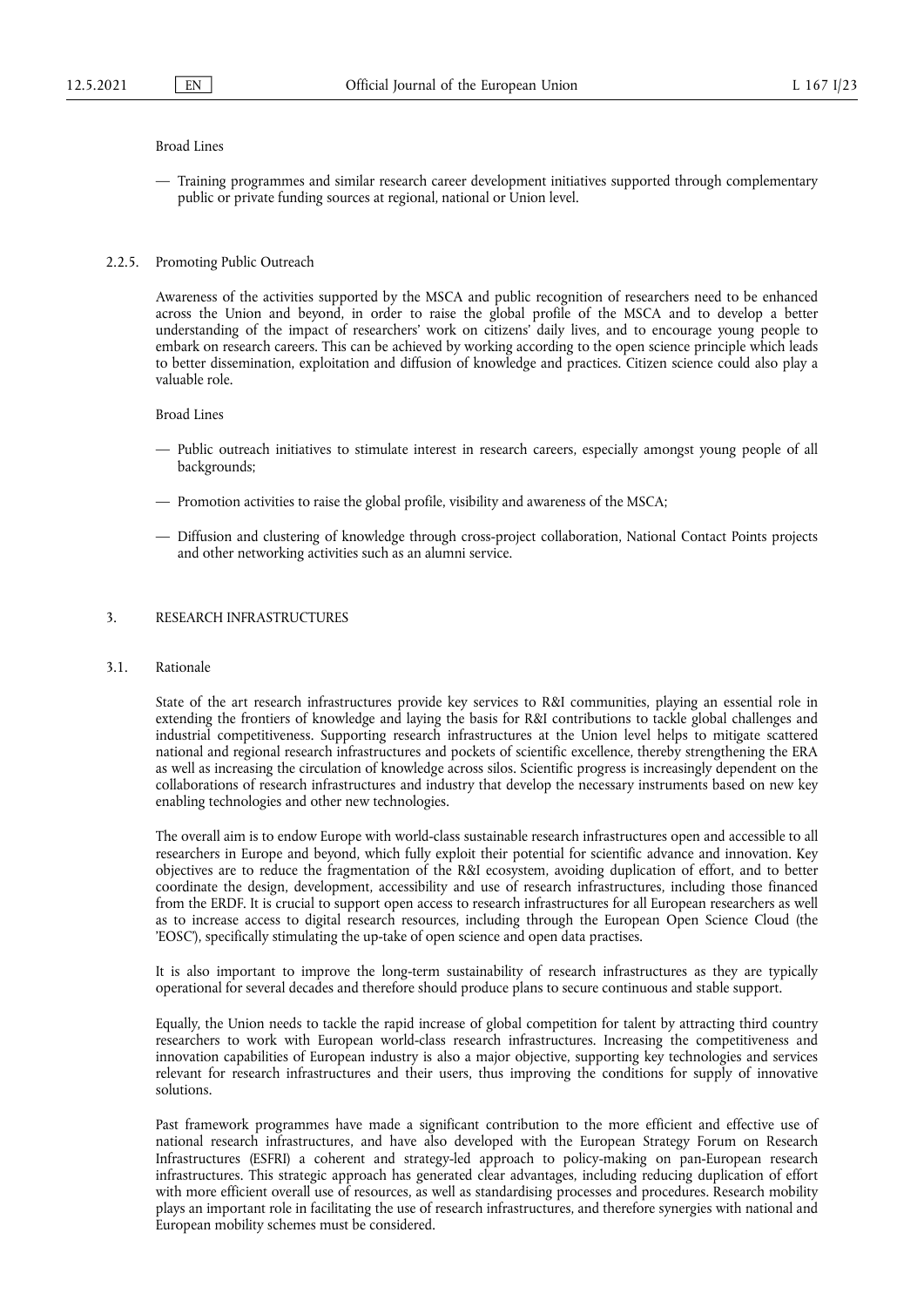Broad Lines

— Training programmes and similar research career development initiatives supported through complementary public or private funding sources at regional, national or Union level.

#### 2.2.5. Promoting Public Outreach

Awareness of the activities supported by the MSCA and public recognition of researchers need to be enhanced across the Union and beyond, in order to raise the global profile of the MSCA and to develop a better understanding of the impact of researchers' work on citizens' daily lives, and to encourage young people to embark on research careers. This can be achieved by working according to the open science principle which leads to better dissemination, exploitation and diffusion of knowledge and practices. Citizen science could also play a valuable role.

Broad Lines

— Public outreach initiatives to stimulate interest in research careers, especially amongst young people of all backgrounds;

— Promotion activities to raise the global profile, visibility and awareness of the MSCA;

— Diffusion and clustering of knowledge through cross-project collaboration, National Contact Points projects and other networking activities such as an alumni service.

## 3. RESEARCH INFRASTRUCTURES

### 3.1. Rationale

State of the art research infrastructures provide key services to R&I communities, playing an essential role in extending the frontiers of knowledge and laying the basis for R&I contributions to tackle global challenges and industrial competitiveness. Supporting research infrastructures at the Union level helps to mitigate scattered national and regional research infrastructures and pockets of scientific excellence, thereby strengthening the ERA as well as increasing the circulation of knowledge across silos. Scientific progress is increasingly dependent on the collaborations of research infrastructures and industry that develop the necessary instruments based on new key enabling technologies and other new technologies.

The overall aim is to endow Europe with world-class sustainable research infrastructures open and accessible to all researchers in Europe and beyond, which fully exploit their potential for scientific advance and innovation. Key objectives are to reduce the fragmentation of the R&I ecosystem, avoiding duplication of effort, and to better coordinate the design, development, accessibility and use of research infrastructures, including those financed from the ERDF. It is crucial to support open access to research infrastructures for all European researchers as well as to increase access to digital research resources, including through the European Open Science Cloud (the 'EOSC'), specifically stimulating the up-take of open science and open data practises.

It is also important to improve the long-term sustainability of research infrastructures as they are typically operational for several decades and therefore should produce plans to secure continuous and stable support.

Equally, the Union needs to tackle the rapid increase of global competition for talent by attracting third country researchers to work with European world-class research infrastructures. Increasing the competitiveness and innovation capabilities of European industry is also a major objective, supporting key technologies and services relevant for research infrastructures and their users, thus improving the conditions for supply of innovative solutions.

Past framework programmes have made a significant contribution to the more efficient and effective use of national research infrastructures, and have also developed with the European Strategy Forum on Research Infrastructures (ESFRI) a coherent and strategy-led approach to policy-making on pan-European research infrastructures. This strategic approach has generated clear advantages, including reducing duplication of effort with more efficient overall use of resources, as well as standardising processes and procedures. Research mobility plays an important role in facilitating the use of research infrastructures, and therefore synergies with national and European mobility schemes must be considered.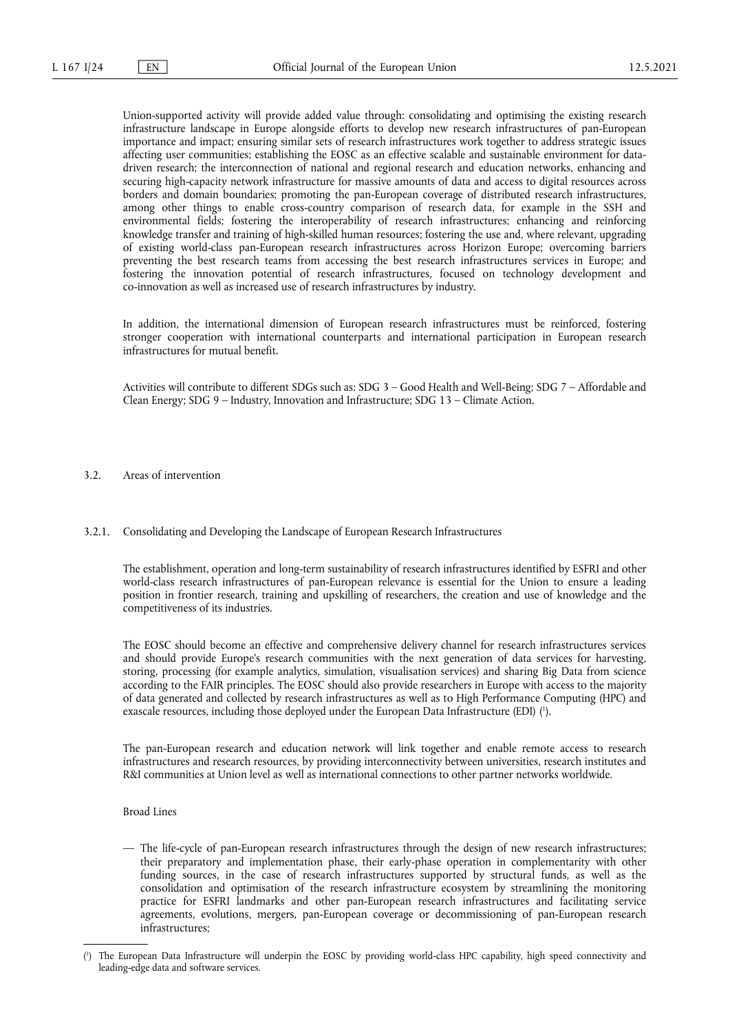Union-supported activity will provide added value through: consolidating and optimising the existing research infrastructure landscape in Europe alongside efforts to develop new research infrastructures of pan-European importance and impact; ensuring similar sets of research infrastructures work together to address strategic issues affecting user communities; establishing the EOSC as an effective scalable and sustainable environment for data-driven research; the interconnection of national and regional research and education networks, enhancing and securing high-capacity network infrastructure for massive amounts of data and access to digital resources across borders and domain boundaries; promoting the pan-European coverage of distributed research infrastructures, among other things to enable cross-country comparison of research data, for example in the SSH and environmental fields; fostering the interoperability of research infrastructures; enhancing and reinforcing knowledge transfer and training of high-skilled human resources; fostering the use and, where relevant, upgrading of existing world-class pan-European research infrastructures across Horizon Europe; overcoming barriers preventing the best research teams from accessing the best research infrastructures services in Europe; and fostering the innovation potential of research infrastructures, focused on technology development and co-innovation as well as increased use of research infrastructures by industry.

In addition, the international dimension of European research infrastructures must be reinforced, fostering stronger cooperation with international counterparts and international participation in European research infrastructures for mutual benefit.

Activities will contribute to different SDGs such as: SDG 3 – Good Health and Well-Being; SDG 7 – Affordable and Clean Energy; SDG 9 – Industry, Innovation and Infrastructure; SDG 13 – Climate Action.

### 3.2. Areas of intervention

#### 3.2.1. Consolidating and Developing the Landscape of European Research Infrastructures

The establishment, operation and long-term sustainability of research infrastructures identified by ESFRI and other world-class research infrastructures of pan-European relevance is essential for the Union to ensure a leading position in frontier research, training and upskilling of researchers, the creation and use of knowledge and the competitiveness of its industries.

The EOSC should become an effective and comprehensive delivery channel for research infrastructures services and should provide Europe's research communities with the next generation of data services for harvesting, storing, processing (for example analytics, simulation, visualisation services) and sharing Big Data from science according to the FAIR principles. The EOSC should also provide researchers in Europe with access to the majority of data generated and collected by research infrastructures as well as to High Performance Computing (HPC) and exascale resources, including those deployed under the European Data Infrastructure (EDI) [1].

The pan-European research and education network will link together and enable remote access to research infrastructures and research resources, by providing interconnectivity between universities, research institutes and R&I communities at Union level as well as international connections to other partner networks worldwide.

Broad Lines

— The life-cycle of pan-European research infrastructures through the design of new research infrastructures; their preparatory and implementation phase, their early-phase operation in complementarity with other funding sources, in the case of research infrastructures supported by structural funds, as well as the consolidation and optimisation of the research infrastructure ecosystem by streamlining the monitoring practice for ESFRI landmarks and other pan-European research infrastructures and facilitating service agreements, evolutions, mergers, pan-European coverage or decommissioning of pan-European research infrastructures;

---

[1] The European Data Infrastructure will underpin the EOSC by providing world-class HPC capability, high speed connectivity and leading-edge data and software services.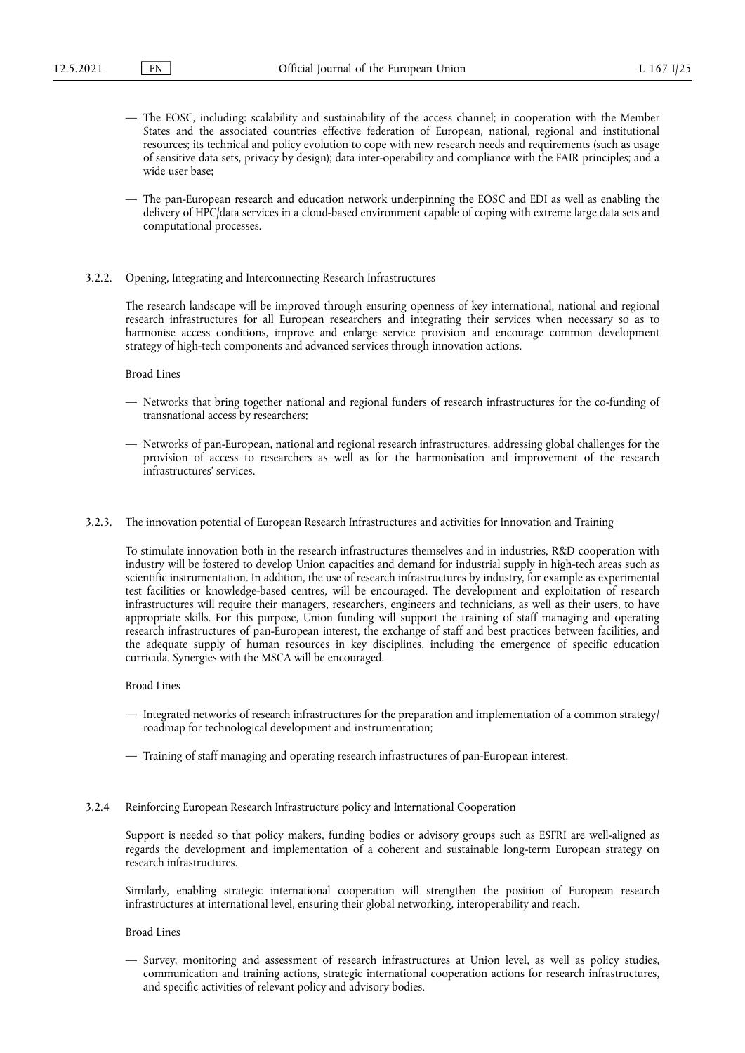— The EOSC, including: scalability and sustainability of the access channel; in cooperation with the Member States and the associated countries effective federation of European, national, regional and institutional resources; its technical and policy evolution to cope with new research needs and requirements (such as usage of sensitive data sets, privacy by design); data inter-operability and compliance with the FAIR principles; and a wide user base;

— The pan-European research and education network underpinning the EOSC and EDI as well as enabling the delivery of HPC/data services in a cloud-based environment capable of coping with extreme large data sets and computational processes.

### 3.2.2. Opening, Integrating and Interconnecting Research Infrastructures

The research landscape will be improved through ensuring openness of key international, national and regional research infrastructures for all European researchers and integrating their services when necessary so as to harmonise access conditions, improve and enlarge service provision and encourage common development strategy of high-tech components and advanced services through innovation actions.

Broad Lines

— Networks that bring together national and regional funders of research infrastructures for the co-funding of transnational access by researchers;

— Networks of pan-European, national and regional research infrastructures, addressing global challenges for the provision of access to researchers as well as for the harmonisation and improvement of the research infrastructures' services.

### 3.2.3. The innovation potential of European Research Infrastructures and activities for Innovation and Training

To stimulate innovation both in the research infrastructures themselves and in industries, R&D cooperation with industry will be fostered to develop Union capacities and demand for industrial supply in high-tech areas such as scientific instrumentation. In addition, the use of research infrastructures by industry, for example as experimental test facilities or knowledge-based centres, will be encouraged. The development and exploitation of research infrastructures will require their managers, researchers, engineers and technicians, as well as their users, to have appropriate skills. For this purpose, Union funding will support the training of staff managing and operating research infrastructures of pan-European interest, the exchange of staff and best practices between facilities, and the adequate supply of human resources in key disciplines, including the emergence of specific education curricula. Synergies with the MSCA will be encouraged.

Broad Lines

— Integrated networks of research infrastructures for the preparation and implementation of a common strategy/roadmap for technological development and instrumentation;

— Training of staff managing and operating research infrastructures of pan-European interest.

### 3.2.4 Reinforcing European Research Infrastructure policy and International Cooperation

Support is needed so that policy makers, funding bodies or advisory groups such as ESFRI are well-aligned as regards the development and implementation of a coherent and sustainable long-term European strategy on research infrastructures.

Similarly, enabling strategic international cooperation will strengthen the position of European research infrastructures at international level, ensuring their global networking, interoperability and reach.

Broad Lines

— Survey, monitoring and assessment of research infrastructures at Union level, as well as policy studies, communication and training actions, strategic international cooperation actions for research infrastructures, and specific activities of relevant policy and advisory bodies.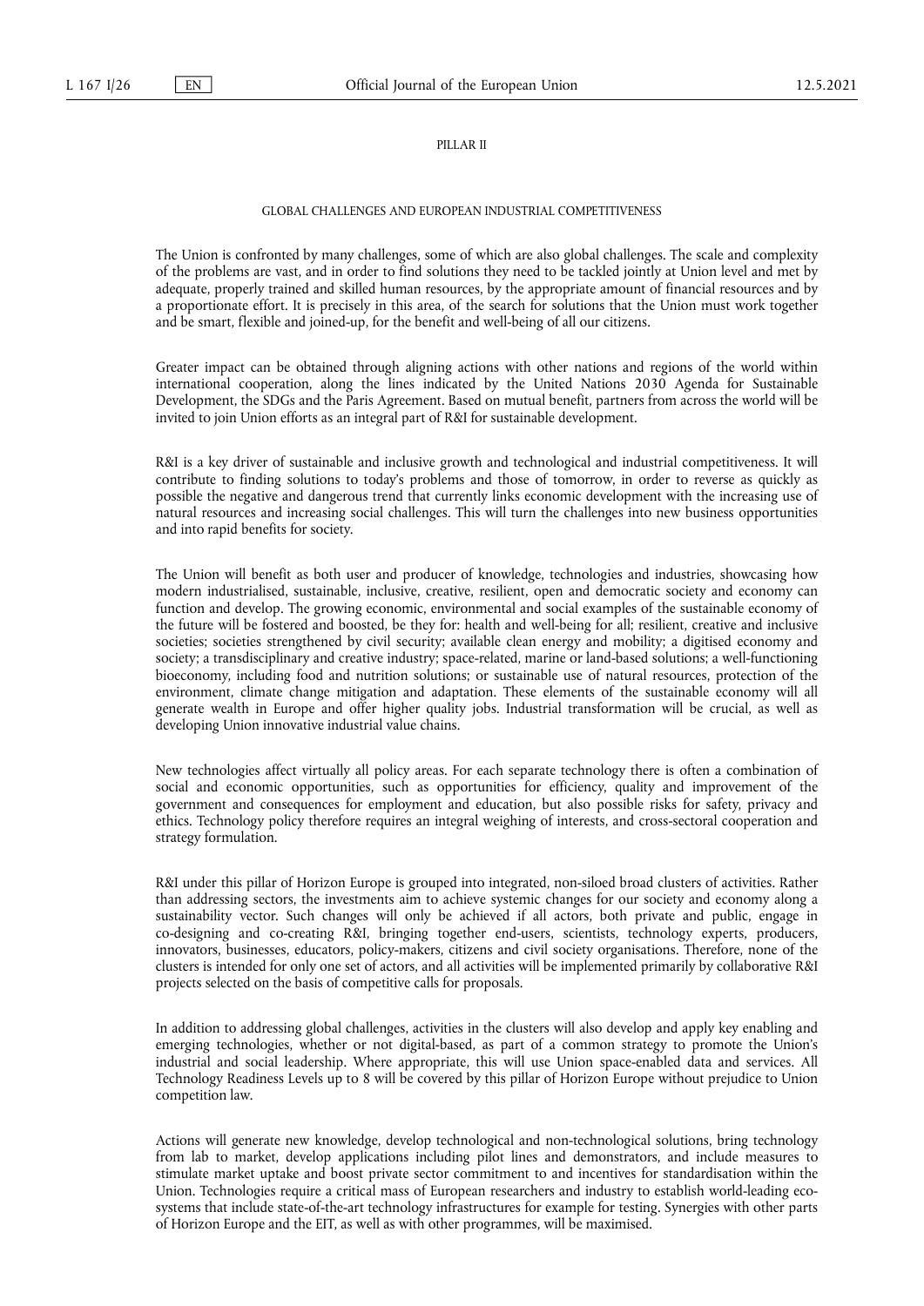## PILLAR II

### GLOBAL CHALLENGES AND EUROPEAN INDUSTRIAL COMPETITIVENESS

The Union is confronted by many challenges, some of which are also global challenges. The scale and complexity of the problems are vast, and in order to find solutions they need to be tackled jointly at Union level and met by adequate, properly trained and skilled human resources, by the appropriate amount of financial resources and by a proportionate effort. It is precisely in this area, of the search for solutions that the Union must work together and be smart, flexible and joined-up, for the benefit and well-being of all our citizens.

Greater impact can be obtained through aligning actions with other nations and regions of the world within international cooperation, along the lines indicated by the United Nations 2030 Agenda for Sustainable Development, the SDGs and the Paris Agreement. Based on mutual benefit, partners from across the world will be invited to join Union efforts as an integral part of R&I for sustainable development.

R&I is a key driver of sustainable and inclusive growth and technological and industrial competitiveness. It will contribute to finding solutions to today's problems and those of tomorrow, in order to reverse as quickly as possible the negative and dangerous trend that currently links economic development with the increasing use of natural resources and increasing social challenges. This will turn the challenges into new business opportunities and into rapid benefits for society.

The Union will benefit as both user and producer of knowledge, technologies and industries, showcasing how modern industrialised, sustainable, inclusive, creative, resilient, open and democratic society and economy can function and develop. The growing economic, environmental and social examples of the sustainable economy of the future will be fostered and boosted, be they for: health and well-being for all; resilient, creative and inclusive societies; societies strengthened by civil security; available clean energy and mobility; a digitised economy and society; a transdisciplinary and creative industry; space-related, marine or land-based solutions; a well-functioning bioeconomy, including food and nutrition solutions; or sustainable use of natural resources, protection of the environment, climate change mitigation and adaptation. These elements of the sustainable economy will all generate wealth in Europe and offer higher quality jobs. Industrial transformation will be crucial, as well as developing Union innovative industrial value chains.

New technologies affect virtually all policy areas. For each separate technology there is often a combination of social and economic opportunities, such as opportunities for efficiency, quality and improvement of the government and consequences for employment and education, but also possible risks for safety, privacy and ethics. Technology policy therefore requires an integral weighing of interests, and cross-sectoral cooperation and strategy formulation.

R&I under this pillar of Horizon Europe is grouped into integrated, non-siloed broad clusters of activities. Rather than addressing sectors, the investments aim to achieve systemic changes for our society and economy along a sustainability vector. Such changes will only be achieved if all actors, both private and public, engage in co-designing and co-creating R&I, bringing together end-users, scientists, technology experts, producers, innovators, businesses, educators, policy-makers, citizens and civil society organisations. Therefore, none of the clusters is intended for only one set of actors, and all activities will be implemented primarily by collaborative R&I projects selected on the basis of competitive calls for proposals.

In addition to addressing global challenges, activities in the clusters will also develop and apply key enabling and emerging technologies, whether or not digital-based, as part of a common strategy to promote the Union's industrial and social leadership. Where appropriate, this will use Union space-enabled data and services. All Technology Readiness Levels up to 8 will be covered by this pillar of Horizon Europe without prejudice to Union competition law.

Actions will generate new knowledge, develop technological and non-technological solutions, bring technology from lab to market, develop applications including pilot lines and demonstrators, and include measures to stimulate market uptake and boost private sector commitment to and incentives for standardisation within the Union. Technologies require a critical mass of European researchers and industry to establish world-leading ecosystems that include state-of-the-art technology infrastructures for example for testing. Synergies with other parts of Horizon Europe and the EIT, as well as with other programmes, will be maximised.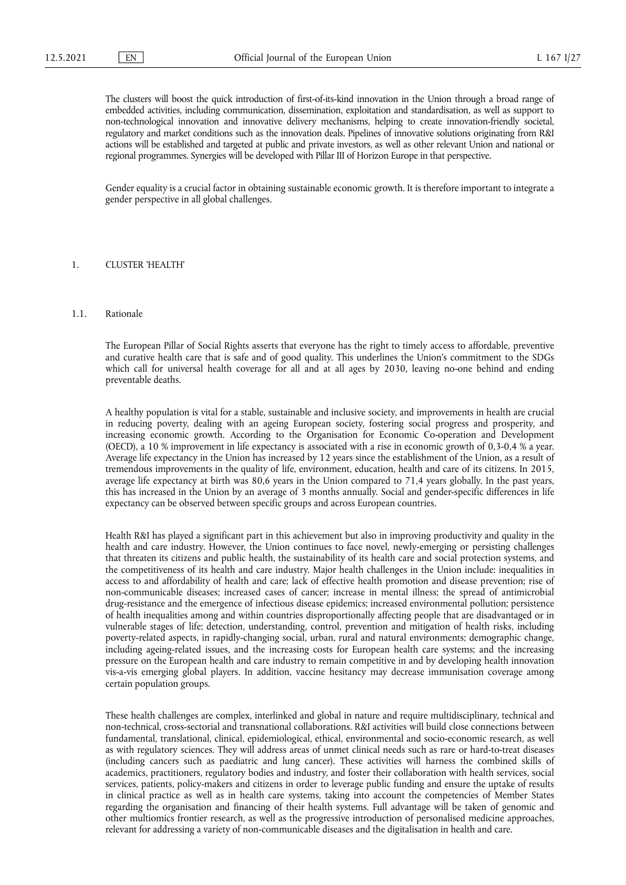The clusters will boost the quick introduction of first-of-its-kind innovation in the Union through a broad range of embedded activities, including communication, dissemination, exploitation and standardisation, as well as support to non-technological innovation and innovative delivery mechanisms, helping to create innovation-friendly societal, regulatory and market conditions such as the innovation deals. Pipelines of innovative solutions originating from R&I actions will be established and targeted at public and private investors, as well as other relevant Union and national or regional programmes. Synergies will be developed with Pillar III of Horizon Europe in that perspective.

Gender equality is a crucial factor in obtaining sustainable economic growth. It is therefore important to integrate a gender perspective in all global challenges.

## 1. CLUSTER 'HEALTH'

### 1.1. Rationale

The European Pillar of Social Rights asserts that everyone has the right to timely access to affordable, preventive and curative health care that is safe and of good quality. This underlines the Union's commitment to the SDGs which call for universal health coverage for all and at all ages by 2030, leaving no-one behind and ending preventable deaths.

A healthy population is vital for a stable, sustainable and inclusive society, and improvements in health are crucial in reducing poverty, dealing with an ageing European society, fostering social progress and prosperity, and increasing economic growth. According to the Organisation for Economic Co-operation and Development (OECD), a 10 % improvement in life expectancy is associated with a rise in economic growth of 0,3-0,4 % a year. Average life expectancy in the Union has increased by 12 years since the establishment of the Union, as a result of tremendous improvements in the quality of life, environment, education, health and care of its citizens. In 2015, average life expectancy at birth was 80,6 years in the Union compared to 71,4 years globally. In the past years, this has increased in the Union by an average of 3 months annually. Social and gender-specific differences in life expectancy can be observed between specific groups and across European countries.

Health R&I has played a significant part in this achievement but also in improving productivity and quality in the health and care industry. However, the Union continues to face novel, newly-emerging or persisting challenges that threaten its citizens and public health, the sustainability of its health care and social protection systems, and the competitiveness of its health and care industry. Major health challenges in the Union include: inequalities in access to and affordability of health and care; lack of effective health promotion and disease prevention; rise of non-communicable diseases; increased cases of cancer; increase in mental illness; the spread of antimicrobial drug-resistance and the emergence of infectious disease epidemics; increased environmental pollution; persistence of health inequalities among and within countries disproportionally affecting people that are disadvantaged or in vulnerable stages of life; detection, understanding, control, prevention and mitigation of health risks, including poverty-related aspects, in rapidly-changing social, urban, rural and natural environments; demographic change, including ageing-related issues, and the increasing costs for European health care systems; and the increasing pressure on the European health and care industry to remain competitive in and by developing health innovation vis-a-vis emerging global players. In addition, vaccine hesitancy may decrease immunisation coverage among certain population groups.

These health challenges are complex, interlinked and global in nature and require multidisciplinary, technical and non-technical, cross-sectorial and transnational collaborations. R&I activities will build close connections between fundamental, translational, clinical, epidemiological, ethical, environmental and socio-economic research, as well as with regulatory sciences. They will address areas of unmet clinical needs such as rare or hard-to-treat diseases (including cancers such as paediatric and lung cancer). These activities will harness the combined skills of academics, practitioners, regulatory bodies and industry, and foster their collaboration with health services, social services, patients, policy-makers and citizens in order to leverage public funding and ensure the uptake of results in clinical practice as well as in health care systems, taking into account the competencies of Member States regarding the organisation and financing of their health systems. Full advantage will be taken of genomic and other multiomics frontier research, as well as the progressive introduction of personalised medicine approaches, relevant for addressing a variety of non-communicable diseases and the digitalisation in health and care.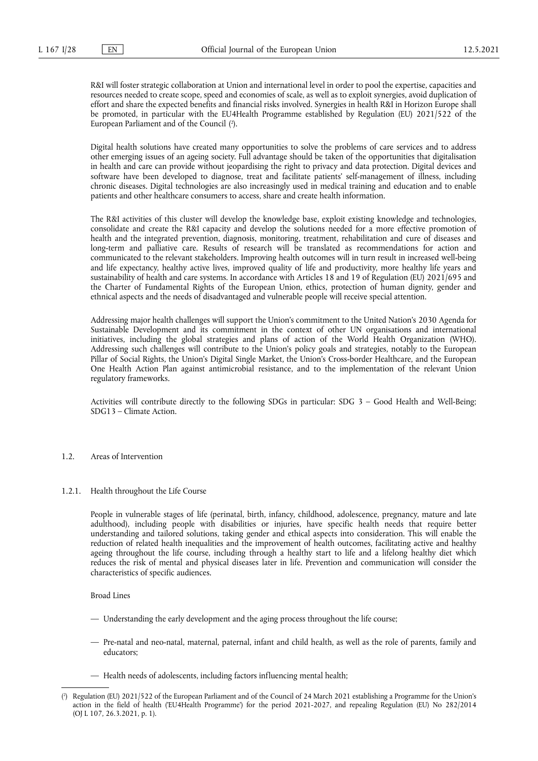R&I will foster strategic collaboration at Union and international level in order to pool the expertise, capacities and resources needed to create scope, speed and economies of scale, as well as to exploit synergies, avoid duplication of effort and share the expected benefits and financial risks involved. Synergies in health R&I in Horizon Europe shall be promoted, in particular with the EU4Health Programme established by Regulation (EU) 2021/522 of the European Parliament and of the Council [2].

Digital health solutions have created many opportunities to solve the problems of care services and to address other emerging issues of an ageing society. Full advantage should be taken of the opportunities that digitalisation in health and care can provide without jeopardising the right to privacy and data protection. Digital devices and software have been developed to diagnose, treat and facilitate patients' self-management of illness, including chronic diseases. Digital technologies are also increasingly used in medical training and education and to enable patients and other healthcare consumers to access, share and create health information.

The R&I activities of this cluster will develop the knowledge base, exploit existing knowledge and technologies, consolidate and create the R&I capacity and develop the solutions needed for a more effective promotion of health and the integrated prevention, diagnosis, monitoring, treatment, rehabilitation and cure of diseases and long-term and palliative care. Results of research will be translated as recommendations for action and communicated to the relevant stakeholders. Improving health outcomes will in turn result in increased well-being and life expectancy, healthy active lives, improved quality of life and productivity, more healthy life years and sustainability of health and care systems. In accordance with Articles 18 and 19 of Regulation (EU) 2021/695 and the Charter of Fundamental Rights of the European Union, ethics, protection of human dignity, gender and ethnical aspects and the needs of disadvantaged and vulnerable people will receive special attention.

Addressing major health challenges will support the Union's commitment to the United Nation's 2030 Agenda for Sustainable Development and its commitment in the context of other UN organisations and international initiatives, including the global strategies and plans of action of the World Health Organization (WHO). Addressing such challenges will contribute to the Union's policy goals and strategies, notably to the European Pillar of Social Rights, the Union's Digital Single Market, the Union's Cross-border Healthcare, and the European One Health Action Plan against antimicrobial resistance, and to the implementation of the relevant Union regulatory frameworks.

Activities will contribute directly to the following SDGs in particular: SDG 3 – Good Health and Well-Being; SDG13 – Climate Action.

### 1.2. Areas of Intervention

#### 1.2.1. Health throughout the Life Course

People in vulnerable stages of life (perinatal, birth, infancy, childhood, adolescence, pregnancy, mature and late adulthood), including people with disabilities or injuries, have specific health needs that require better understanding and tailored solutions, taking gender and ethical aspects into consideration. This will enable the reduction of related health inequalities and the improvement of health outcomes, facilitating active and healthy ageing throughout the life course, including through a healthy start to life and a lifelong healthy diet which reduces the risk of mental and physical diseases later in life. Prevention and communication will consider the characteristics of specific audiences.

Broad Lines

- Understanding the early development and the aging process throughout the life course;
- Pre-natal and neo-natal, maternal, paternal, infant and child health, as well as the role of parents, family and educators;
- Health needs of adolescents, including factors influencing mental health;

---

[2] Regulation (EU) 2021/522 of the European Parliament and of the Council of 24 March 2021 establishing a Programme for the Union's action in the field of health ('EU4Health Programme') for the period 2021-2027, and repealing Regulation (EU) No 282/2014 (OJ L 107, 26.3.2021, p. 1).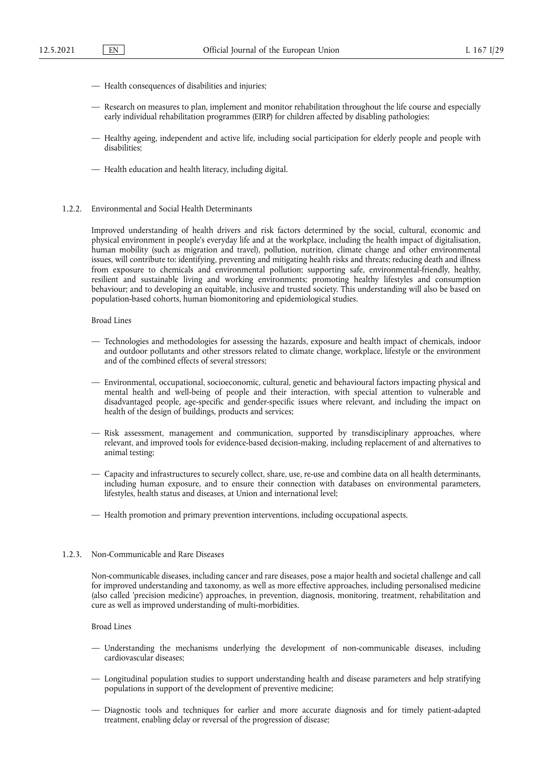— Health consequences of disabilities and injuries;

— Research on measures to plan, implement and monitor rehabilitation throughout the life course and especially early individual rehabilitation programmes (EIRP) for children affected by disabling pathologies;

— Healthy ageing, independent and active life, including social participation for elderly people and people with disabilities;

— Health education and health literacy, including digital.

#### 1.2.2. Environmental and Social Health Determinants

Improved understanding of health drivers and risk factors determined by the social, cultural, economic and physical environment in people's everyday life and at the workplace, including the health impact of digitalisation, human mobility (such as migration and travel), pollution, nutrition, climate change and other environmental issues, will contribute to: identifying, preventing and mitigating health risks and threats; reducing death and illness from exposure to chemicals and environmental pollution; supporting safe, environmental-friendly, healthy, resilient and sustainable living and working environments; promoting healthy lifestyles and consumption behaviour; and to developing an equitable, inclusive and trusted society. This understanding will also be based on population-based cohorts, human biomonitoring and epidemiological studies.

Broad Lines

— Technologies and methodologies for assessing the hazards, exposure and health impact of chemicals, indoor and outdoor pollutants and other stressors related to climate change, workplace, lifestyle or the environment and of the combined effects of several stressors;

— Environmental, occupational, socioeconomic, cultural, genetic and behavioural factors impacting physical and mental health and well-being of people and their interaction, with special attention to vulnerable and disadvantaged people, age-specific and gender-specific issues where relevant, and including the impact on health of the design of buildings, products and services;

— Risk assessment, management and communication, supported by transdisciplinary approaches, where relevant, and improved tools for evidence-based decision-making, including replacement of and alternatives to animal testing;

— Capacity and infrastructures to securely collect, share, use, re-use and combine data on all health determinants, including human exposure, and to ensure their connection with databases on environmental parameters, lifestyles, health status and diseases, at Union and international level;

— Health promotion and primary prevention interventions, including occupational aspects.

#### 1.2.3. Non-Communicable and Rare Diseases

Non-communicable diseases, including cancer and rare diseases, pose a major health and societal challenge and call for improved understanding and taxonomy, as well as more effective approaches, including personalised medicine (also called 'precision medicine') approaches, in prevention, diagnosis, monitoring, treatment, rehabilitation and cure as well as improved understanding of multi-morbidities.

Broad Lines

— Understanding the mechanisms underlying the development of non-communicable diseases, including cardiovascular diseases;

— Longitudinal population studies to support understanding health and disease parameters and help stratifying populations in support of the development of preventive medicine;

— Diagnostic tools and techniques for earlier and more accurate diagnosis and for timely patient-adapted treatment, enabling delay or reversal of the progression of disease;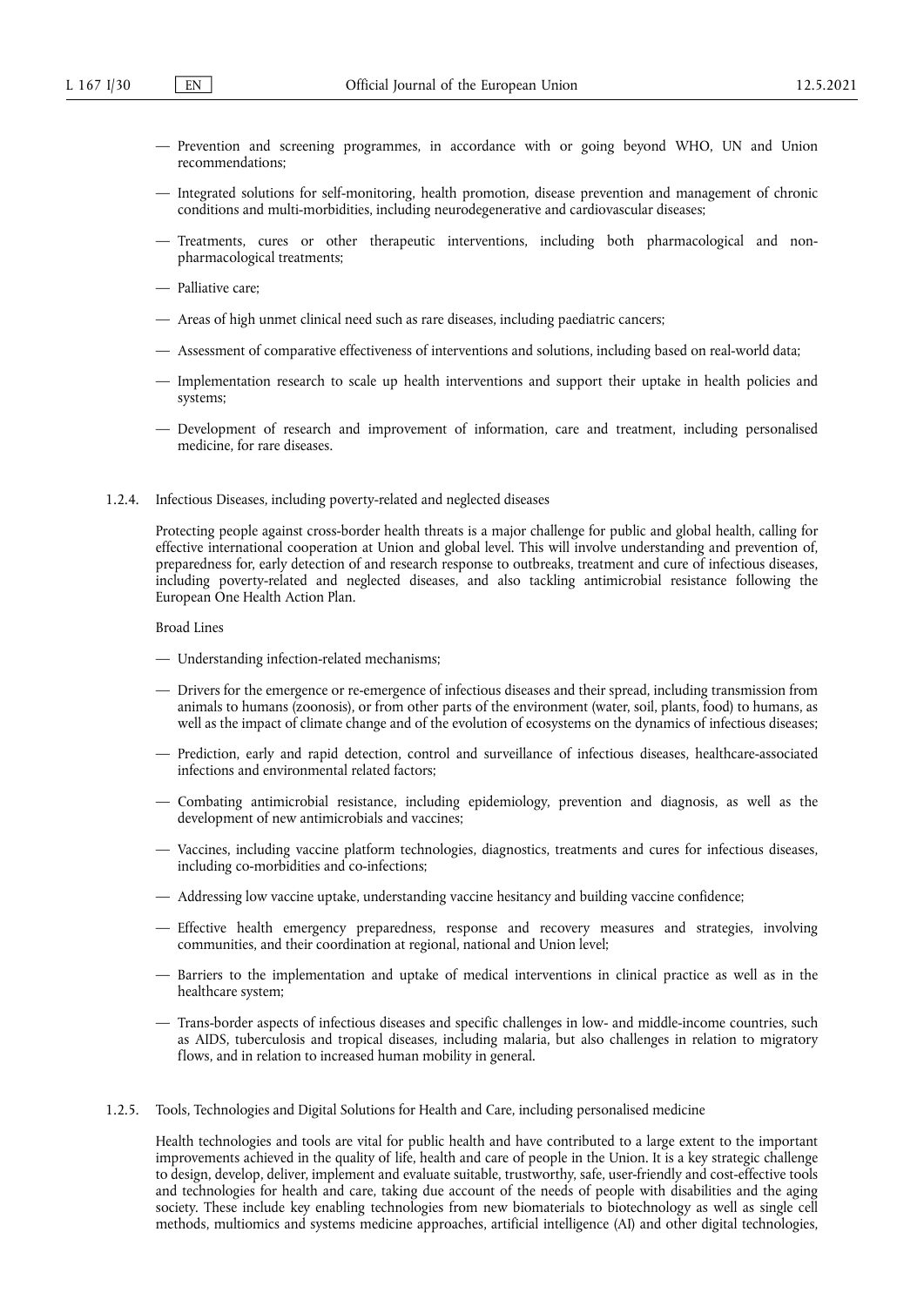— Prevention and screening programmes, in accordance with or going beyond WHO, UN and Union recommendations;

— Integrated solutions for self-monitoring, health promotion, disease prevention and management of chronic conditions and multi-morbidities, including neurodegenerative and cardiovascular diseases;

— Treatments, cures or other therapeutic interventions, including both pharmacological and non-pharmacological treatments;

— Palliative care;

— Areas of high unmet clinical need such as rare diseases, including paediatric cancers;

— Assessment of comparative effectiveness of interventions and solutions, including based on real-world data;

— Implementation research to scale up health interventions and support their uptake in health policies and systems;

— Development of research and improvement of information, care and treatment, including personalised medicine, for rare diseases.

1.2.4. Infectious Diseases, including poverty-related and neglected diseases

Protecting people against cross-border health threats is a major challenge for public and global health, calling for effective international cooperation at Union and global level. This will involve understanding and prevention of, preparedness for, early detection of and research response to outbreaks, treatment and cure of infectious diseases, including poverty-related and neglected diseases, and also tackling antimicrobial resistance following the European One Health Action Plan.

Broad Lines

— Understanding infection-related mechanisms;

— Drivers for the emergence or re-emergence of infectious diseases and their spread, including transmission from animals to humans (zoonosis), or from other parts of the environment (water, soil, plants, food) to humans, as well as the impact of climate change and of the evolution of ecosystems on the dynamics of infectious diseases;

— Prediction, early and rapid detection, control and surveillance of infectious diseases, healthcare-associated infections and environmental related factors;

— Combating antimicrobial resistance, including epidemiology, prevention and diagnosis, as well as the development of new antimicrobials and vaccines;

— Vaccines, including vaccine platform technologies, diagnostics, treatments and cures for infectious diseases, including co-morbidities and co-infections;

— Addressing low vaccine uptake, understanding vaccine hesitancy and building vaccine confidence;

— Effective health emergency preparedness, response and recovery measures and strategies, involving communities, and their coordination at regional, national and Union level;

— Barriers to the implementation and uptake of medical interventions in clinical practice as well as in the healthcare system;

— Trans-border aspects of infectious diseases and specific challenges in low- and middle-income countries, such as AIDS, tuberculosis and tropical diseases, including malaria, but also challenges in relation to migratory flows, and in relation to increased human mobility in general.

1.2.5. Tools, Technologies and Digital Solutions for Health and Care, including personalised medicine

Health technologies and tools are vital for public health and have contributed to a large extent to the important improvements achieved in the quality of life, health and care of people in the Union. It is a key strategic challenge to design, develop, deliver, implement and evaluate suitable, trustworthy, safe, user-friendly and cost-effective tools and technologies for health and care, taking due account of the needs of people with disabilities and the aging society. These include key enabling technologies from new biomaterials to biotechnology as well as single cell methods, multiomics and systems medicine approaches, artificial intelligence (AI) and other digital technologies,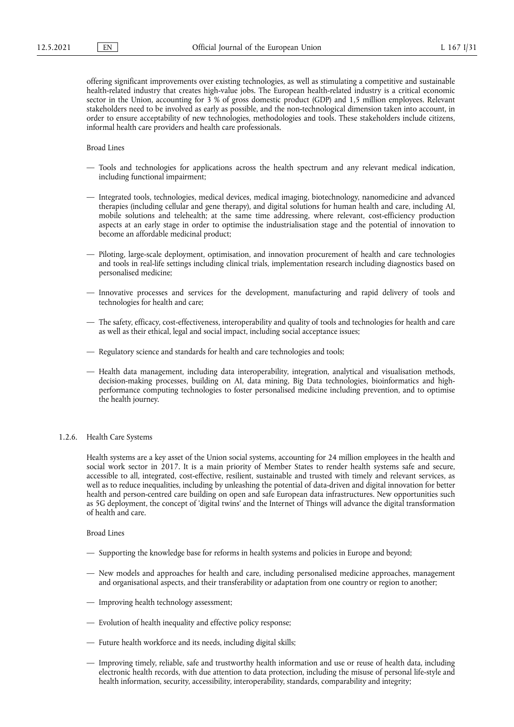offering significant improvements over existing technologies, as well as stimulating a competitive and sustainable health-related industry that creates high-value jobs. The European health-related industry is a critical economic sector in the Union, accounting for 3 % of gross domestic product (GDP) and 1,5 million employees. Relevant stakeholders need to be involved as early as possible, and the non-technological dimension taken into account, in order to ensure acceptability of new technologies, methodologies and tools. These stakeholders include citizens, informal health care providers and health care professionals.

Broad Lines

— Tools and technologies for applications across the health spectrum and any relevant medical indication, including functional impairment;

— Integrated tools, technologies, medical devices, medical imaging, biotechnology, nanomedicine and advanced therapies (including cellular and gene therapy), and digital solutions for human health and care, including AI, mobile solutions and telehealth; at the same time addressing, where relevant, cost-efficiency production aspects at an early stage in order to optimise the industrialisation stage and the potential of innovation to become an affordable medicinal product;

— Piloting, large-scale deployment, optimisation, and innovation procurement of health and care technologies and tools in real-life settings including clinical trials, implementation research including diagnostics based on personalised medicine;

— Innovative processes and services for the development, manufacturing and rapid delivery of tools and technologies for health and care;

— The safety, efficacy, cost-effectiveness, interoperability and quality of tools and technologies for health and care as well as their ethical, legal and social impact, including social acceptance issues;

— Regulatory science and standards for health and care technologies and tools;

— Health data management, including data interoperability, integration, analytical and visualisation methods, decision-making processes, building on AI, data mining, Big Data technologies, bioinformatics and high-performance computing technologies to foster personalised medicine including prevention, and to optimise the health journey.

### 1.2.6. Health Care Systems

Health systems are a key asset of the Union social systems, accounting for 24 million employees in the health and social work sector in 2017. It is a main priority of Member States to render health systems safe and secure, accessible to all, integrated, cost-effective, resilient, sustainable and trusted with timely and relevant services, as well as to reduce inequalities, including by unleashing the potential of data-driven and digital innovation for better health and person-centred care building on open and safe European data infrastructures. New opportunities such as 5G deployment, the concept of 'digital twins' and the Internet of Things will advance the digital transformation of health and care.

Broad Lines

— Supporting the knowledge base for reforms in health systems and policies in Europe and beyond;

— New models and approaches for health and care, including personalised medicine approaches, management and organisational aspects, and their transferability or adaptation from one country or region to another;

— Improving health technology assessment;

— Evolution of health inequality and effective policy response;

— Future health workforce and its needs, including digital skills;

— Improving timely, reliable, safe and trustworthy health information and use or reuse of health data, including electronic health records, with due attention to data protection, including the misuse of personal life-style and health information, security, accessibility, interoperability, standards, comparability and integrity;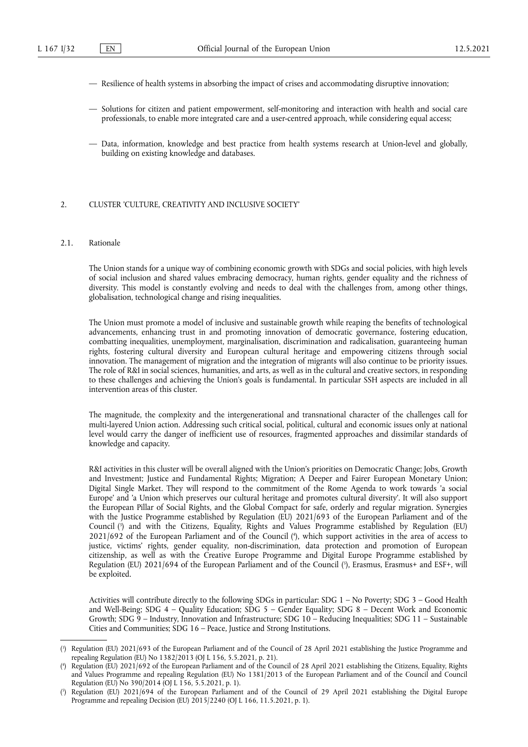— Resilience of health systems in absorbing the impact of crises and accommodating disruptive innovation;

— Solutions for citizen and patient empowerment, self-monitoring and interaction with health and social care professionals, to enable more integrated care and a user-centred approach, while considering equal access;

— Data, information, knowledge and best practice from health systems research at Union-level and globally, building on existing knowledge and databases.

## 2. CLUSTER 'CULTURE, CREATIVITY AND INCLUSIVE SOCIETY'

### 2.1. Rationale

The Union stands for a unique way of combining economic growth with SDGs and social policies, with high levels of social inclusion and shared values embracing democracy, human rights, gender equality and the richness of diversity. This model is constantly evolving and needs to deal with the challenges from, among other things, globalisation, technological change and rising inequalities.

The Union must promote a model of inclusive and sustainable growth while reaping the benefits of technological advancements, enhancing trust in and promoting innovation of democratic governance, fostering education, combatting inequalities, unemployment, marginalisation, discrimination and radicalisation, guaranteeing human rights, fostering cultural diversity and European cultural heritage and empowering citizens through social innovation. The management of migration and the integration of migrants will also continue to be priority issues. The role of R&I in social sciences, humanities, and arts, as well as in the cultural and creative sectors, in responding to these challenges and achieving the Union's goals is fundamental. In particular SSH aspects are included in all intervention areas of this cluster.

The magnitude, the complexity and the intergenerational and transnational character of the challenges call for multi-layered Union action. Addressing such critical social, political, cultural and economic issues only at national level would carry the danger of inefficient use of resources, fragmented approaches and dissimilar standards of knowledge and capacity.

R&I activities in this cluster will be overall aligned with the Union's priorities on Democratic Change; Jobs, Growth and Investment; Justice and Fundamental Rights; Migration; A Deeper and Fairer European Monetary Union; Digital Single Market. They will respond to the commitment of the Rome Agenda to work towards 'a social Europe' and 'a Union which preserves our cultural heritage and promotes cultural diversity'. It will also support the European Pillar of Social Rights, and the Global Compact for safe, orderly and regular migration. Synergies with the Justice Programme established by Regulation (EU) 2021/693 of the European Parliament and of the Council [3] and with the Citizens, Equality, Rights and Values Programme established by Regulation (EU) 2021/692 of the European Parliament and of the Council [4], which support activities in the area of access to justice, victims' rights, gender equality, non-discrimination, data protection and promotion of European citizenship, as well as with the Creative Europe Programme and Digital Europe Programme established by Regulation (EU) 2021/694 of the European Parliament and of the Council [5], Erasmus, Erasmus+ and ESF+, will be exploited.

Activities will contribute directly to the following SDGs in particular: SDG 1 – No Poverty; SDG 3 – Good Health and Well-Being; SDG 4 – Quality Education; SDG 5 – Gender Equality; SDG 8 – Decent Work and Economic Growth; SDG 9 – Industry, Innovation and Infrastructure; SDG 10 – Reducing Inequalities; SDG 11 – Sustainable Cities and Communities; SDG 16 – Peace, Justice and Strong Institutions.

---

[3] Regulation (EU) 2021/693 of the European Parliament and of the Council of 28 April 2021 establishing the Justice Programme and repealing Regulation (EU) No 1382/2013 (OJ L 156, 5.5.2021, p. 21).

[4] Regulation (EU) 2021/692 of the European Parliament and of the Council of 28 April 2021 establishing the Citizens, Equality, Rights and Values Programme and repealing Regulation (EU) No 1381/2013 of the European Parliament and of the Council and Council Regulation (EU) No 390/2014 (OJ L 156, 5.5.2021, p. 1).

[5] Regulation (EU) 2021/694 of the European Parliament and of the Council of 29 April 2021 establishing the Digital Europe Programme and repealing Decision (EU) 2015/2240 (OJ L 166, 11.5.2021, p. 1).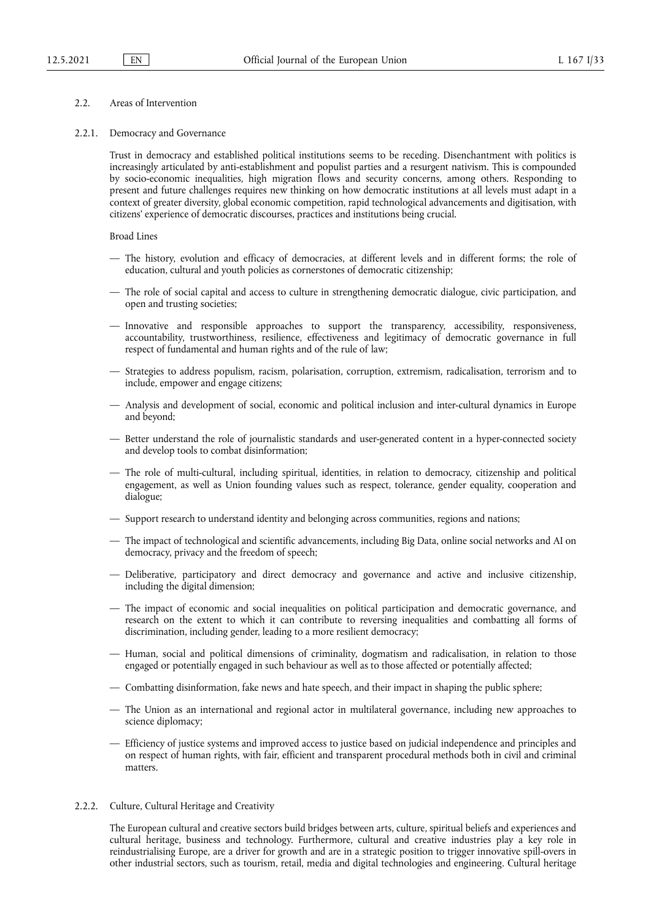### 2.2. Areas of Intervention

#### 2.2.1. Democracy and Governance

Trust in democracy and established political institutions seems to be receding. Disenchantment with politics is increasingly articulated by anti-establishment and populist parties and a resurgent nativism. This is compounded by socio-economic inequalities, high migration flows and security concerns, among others. Responding to present and future challenges requires new thinking on how democratic institutions at all levels must adapt in a context of greater diversity, global economic competition, rapid technological advancements and digitisation, with citizens' experience of democratic discourses, practices and institutions being crucial.

Broad Lines

- The history, evolution and efficacy of democracies, at different levels and in different forms; the role of education, cultural and youth policies as cornerstones of democratic citizenship;
- The role of social capital and access to culture in strengthening democratic dialogue, civic participation, and open and trusting societies;
- Innovative and responsible approaches to support the transparency, accessibility, responsiveness, accountability, trustworthiness, resilience, effectiveness and legitimacy of democratic governance in full respect of fundamental and human rights and of the rule of law;
- Strategies to address populism, racism, polarisation, corruption, extremism, radicalisation, terrorism and to include, empower and engage citizens;
- Analysis and development of social, economic and political inclusion and inter-cultural dynamics in Europe and beyond;
- Better understand the role of journalistic standards and user-generated content in a hyper-connected society and develop tools to combat disinformation;
- The role of multi-cultural, including spiritual, identities, in relation to democracy, citizenship and political engagement, as well as Union founding values such as respect, tolerance, gender equality, cooperation and dialogue;
- Support research to understand identity and belonging across communities, regions and nations;
- The impact of technological and scientific advancements, including Big Data, online social networks and AI on democracy, privacy and the freedom of speech;
- Deliberative, participatory and direct democracy and governance and active and inclusive citizenship, including the digital dimension;
- The impact of economic and social inequalities on political participation and democratic governance, and research on the extent to which it can contribute to reversing inequalities and combatting all forms of discrimination, including gender, leading to a more resilient democracy;
- Human, social and political dimensions of criminality, dogmatism and radicalisation, in relation to those engaged or potentially engaged in such behaviour as well as to those affected or potentially affected;
- Combatting disinformation, fake news and hate speech, and their impact in shaping the public sphere;
- The Union as an international and regional actor in multilateral governance, including new approaches to science diplomacy;
- Efficiency of justice systems and improved access to justice based on judicial independence and principles and on respect of human rights, with fair, efficient and transparent procedural methods both in civil and criminal matters.

#### 2.2.2. Culture, Cultural Heritage and Creativity

The European cultural and creative sectors build bridges between arts, culture, spiritual beliefs and experiences and cultural heritage, business and technology. Furthermore, cultural and creative industries play a key role in reindustrialising Europe, are a driver for growth and are in a strategic position to trigger innovative spill-overs in other industrial sectors, such as tourism, retail, media and digital technologies and engineering. Cultural heritage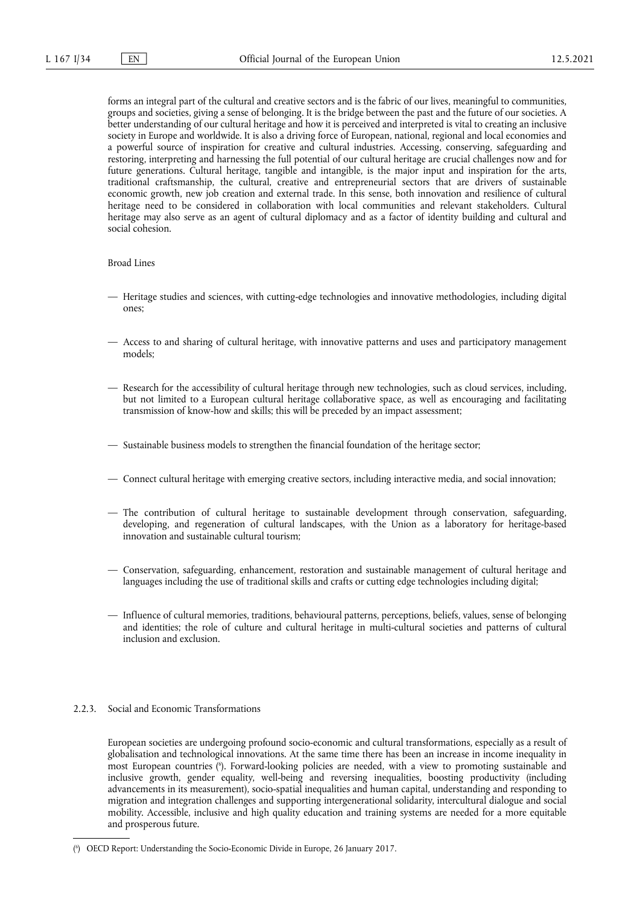forms an integral part of the cultural and creative sectors and is the fabric of our lives, meaningful to communities, groups and societies, giving a sense of belonging. It is the bridge between the past and the future of our societies. A better understanding of our cultural heritage and how it is perceived and interpreted is vital to creating an inclusive society in Europe and worldwide. It is also a driving force of European, national, regional and local economies and a powerful source of inspiration for creative and cultural industries. Accessing, conserving, safeguarding and restoring, interpreting and harnessing the full potential of our cultural heritage are crucial challenges now and for future generations. Cultural heritage, tangible and intangible, is the major input and inspiration for the arts, traditional craftsmanship, the cultural, creative and entrepreneurial sectors that are drivers of sustainable economic growth, new job creation and external trade. In this sense, both innovation and resilience of cultural heritage need to be considered in collaboration with local communities and relevant stakeholders. Cultural heritage may also serve as an agent of cultural diplomacy and as a factor of identity building and cultural and social cohesion.

Broad Lines

— Heritage studies and sciences, with cutting-edge technologies and innovative methodologies, including digital ones;

— Access to and sharing of cultural heritage, with innovative patterns and uses and participatory management models;

— Research for the accessibility of cultural heritage through new technologies, such as cloud services, including, but not limited to a European cultural heritage collaborative space, as well as encouraging and facilitating transmission of know-how and skills; this will be preceded by an impact assessment;

— Sustainable business models to strengthen the financial foundation of the heritage sector;

— Connect cultural heritage with emerging creative sectors, including interactive media, and social innovation;

— The contribution of cultural heritage to sustainable development through conservation, safeguarding, developing, and regeneration of cultural landscapes, with the Union as a laboratory for heritage-based innovation and sustainable cultural tourism;

— Conservation, safeguarding, enhancement, restoration and sustainable management of cultural heritage and languages including the use of traditional skills and crafts or cutting edge technologies including digital;

— Influence of cultural memories, traditions, behavioural patterns, perceptions, beliefs, values, sense of belonging and identities; the role of culture and cultural heritage in multi-cultural societies and patterns of cultural inclusion and exclusion.

### 2.2.3. Social and Economic Transformations

European societies are undergoing profound socio-economic and cultural transformations, especially as a result of globalisation and technological innovations. At the same time there has been an increase in income inequality in most European countries [6]. Forward-looking policies are needed, with a view to promoting sustainable and inclusive growth, gender equality, well-being and reversing inequalities, boosting productivity (including advancements in its measurement), socio-spatial inequalities and human capital, understanding and responding to migration and integration challenges and supporting intergenerational solidarity, intercultural dialogue and social mobility. Accessible, inclusive and high quality education and training systems are needed for a more equitable and prosperous future.

---

[6] OECD Report: Understanding the Socio-Economic Divide in Europe, 26 January 2017.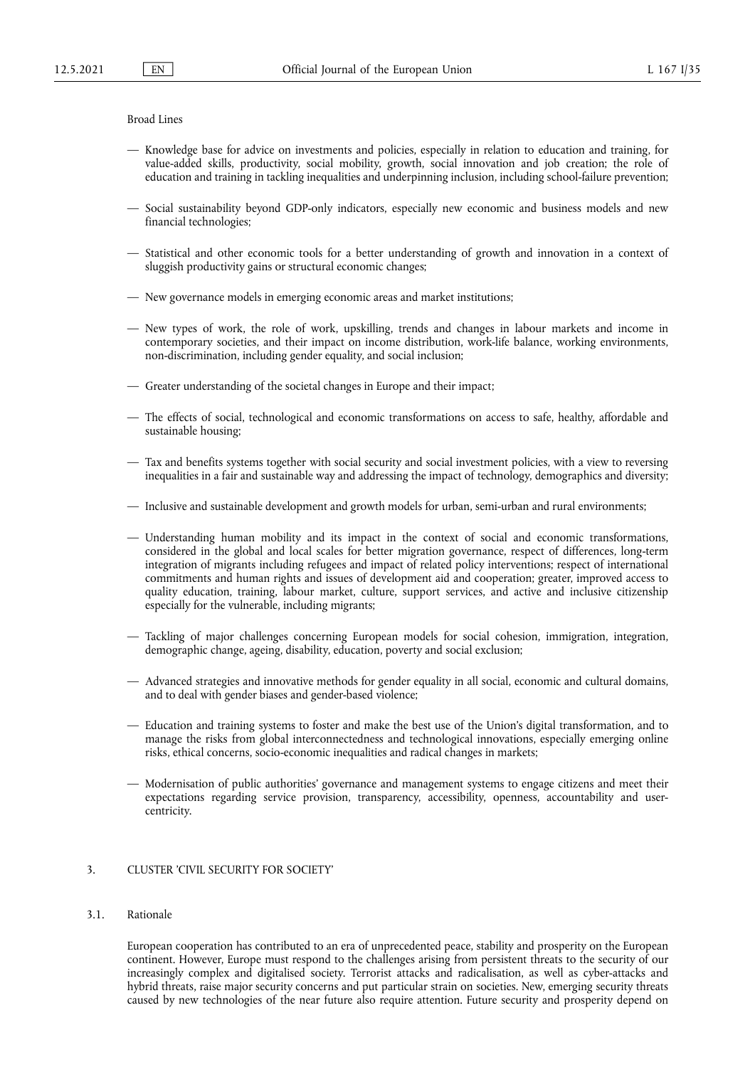Broad Lines

- Knowledge base for advice on investments and policies, especially in relation to education and training, for value-added skills, productivity, social mobility, growth, social innovation and job creation; the role of education and training in tackling inequalities and underpinning inclusion, including school-failure prevention;

- Social sustainability beyond GDP-only indicators, especially new economic and business models and new financial technologies;

- Statistical and other economic tools for a better understanding of growth and innovation in a context of sluggish productivity gains or structural economic changes;

- New governance models in emerging economic areas and market institutions;

- New types of work, the role of work, upskilling, trends and changes in labour markets and income in contemporary societies, and their impact on income distribution, work-life balance, working environments, non-discrimination, including gender equality, and social inclusion;

- Greater understanding of the societal changes in Europe and their impact;

- The effects of social, technological and economic transformations on access to safe, healthy, affordable and sustainable housing;

- Tax and benefits systems together with social security and social investment policies, with a view to reversing inequalities in a fair and sustainable way and addressing the impact of technology, demographics and diversity;

- Inclusive and sustainable development and growth models for urban, semi-urban and rural environments;

- Understanding human mobility and its impact in the context of social and economic transformations, considered in the global and local scales for better migration governance, respect of differences, long-term integration of migrants including refugees and impact of related policy interventions; respect of international commitments and human rights and issues of development aid and cooperation; greater, improved access to quality education, training, labour market, culture, support services, and active and inclusive citizenship especially for the vulnerable, including migrants;

- Tackling of major challenges concerning European models for social cohesion, immigration, integration, demographic change, ageing, disability, education, poverty and social exclusion;

- Advanced strategies and innovative methods for gender equality in all social, economic and cultural domains, and to deal with gender biases and gender-based violence;

- Education and training systems to foster and make the best use of the Union's digital transformation, and to manage the risks from global interconnectedness and technological innovations, especially emerging online risks, ethical concerns, socio-economic inequalities and radical changes in markets;

- Modernisation of public authorities' governance and management systems to engage citizens and meet their expectations regarding service provision, transparency, accessibility, openness, accountability and user-centricity.

## 3. CLUSTER 'CIVIL SECURITY FOR SOCIETY'

### 3.1. Rationale

European cooperation has contributed to an era of unprecedented peace, stability and prosperity on the European continent. However, Europe must respond to the challenges arising from persistent threats to the security of our increasingly complex and digitalised society. Terrorist attacks and radicalisation, as well as cyber-attacks and hybrid threats, raise major security concerns and put particular strain on societies. New, emerging security threats caused by new technologies of the near future also require attention. Future security and prosperity depend on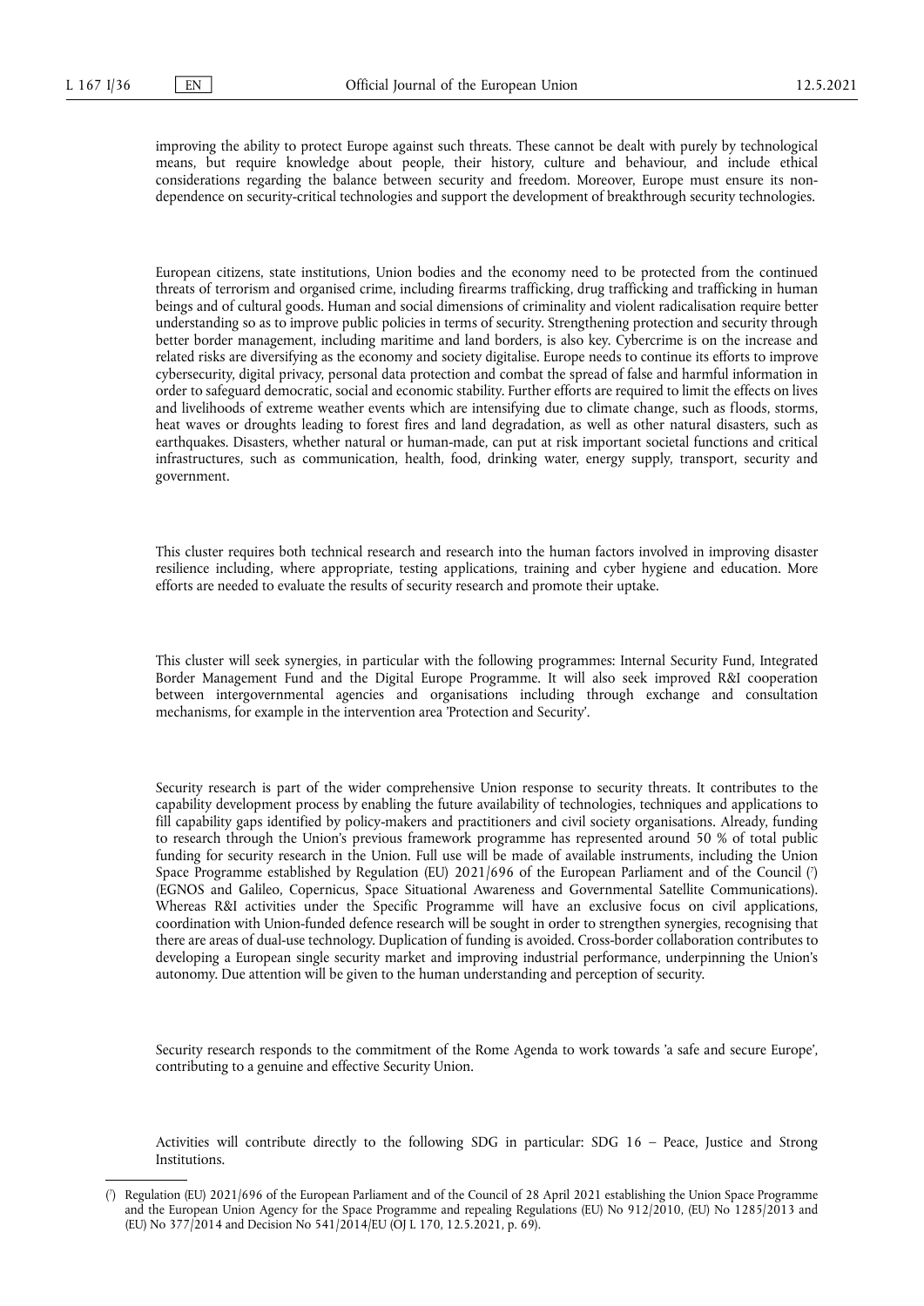improving the ability to protect Europe against such threats. These cannot be dealt with purely by technological means, but require knowledge about people, their history, culture and behaviour, and include ethical considerations regarding the balance between security and freedom. Moreover, Europe must ensure its non-dependence on security-critical technologies and support the development of breakthrough security technologies.

European citizens, state institutions, Union bodies and the economy need to be protected from the continued threats of terrorism and organised crime, including firearms trafficking, drug trafficking and trafficking in human beings and of cultural goods. Human and social dimensions of criminality and violent radicalisation require better understanding so as to improve public policies in terms of security. Strengthening protection and security through better border management, including maritime and land borders, is also key. Cybercrime is on the increase and related risks are diversifying as the economy and society digitalise. Europe needs to continue its efforts to improve cybersecurity, digital privacy, personal data protection and combat the spread of false and harmful information in order to safeguard democratic, social and economic stability. Further efforts are required to limit the effects on lives and livelihoods of extreme weather events which are intensifying due to climate change, such as floods, storms, heat waves or droughts leading to forest fires and land degradation, as well as other natural disasters, such as earthquakes. Disasters, whether natural or human-made, can put at risk important societal functions and critical infrastructures, such as communication, health, food, drinking water, energy supply, transport, security and government.

This cluster requires both technical research and research into the human factors involved in improving disaster resilience including, where appropriate, testing applications, training and cyber hygiene and education. More efforts are needed to evaluate the results of security research and promote their uptake.

This cluster will seek synergies, in particular with the following programmes: Internal Security Fund, Integrated Border Management Fund and the Digital Europe Programme. It will also seek improved R&I cooperation between intergovernmental agencies and organisations including through exchange and consultation mechanisms, for example in the intervention area 'Protection and Security'.

Security research is part of the wider comprehensive Union response to security threats. It contributes to the capability development process by enabling the future availability of technologies, techniques and applications to fill capability gaps identified by policy-makers and practitioners and civil society organisations. Already, funding to research through the Union's previous framework programme has represented around 50 % of total public funding for security research in the Union. Full use will be made of available instruments, including the Union Space Programme established by Regulation (EU) 2021/696 of the European Parliament and of the Council [7] (EGNOS and Galileo, Copernicus, Space Situational Awareness and Governmental Satellite Communications). Whereas R&I activities under the Specific Programme will have an exclusive focus on civil applications, coordination with Union-funded defence research will be sought in order to strengthen synergies, recognising that there are areas of dual-use technology. Duplication of funding is avoided. Cross-border collaboration contributes to developing a European single security market and improving industrial performance, underpinning the Union's autonomy. Due attention will be given to the human understanding and perception of security.

Security research responds to the commitment of the Rome Agenda to work towards 'a safe and secure Europe', contributing to a genuine and effective Security Union.

Activities will contribute directly to the following SDG in particular: SDG 16 – Peace, Justice and Strong Institutions.

---

[7] Regulation (EU) 2021/696 of the European Parliament and of the Council of 28 April 2021 establishing the Union Space Programme and the European Union Agency for the Space Programme and repealing Regulations (EU) No 912/2010, (EU) No 1285/2013 and (EU) No 377/2014 and Decision No 541/2014/EU (OJ L 170, 12.5.2021, p. 69).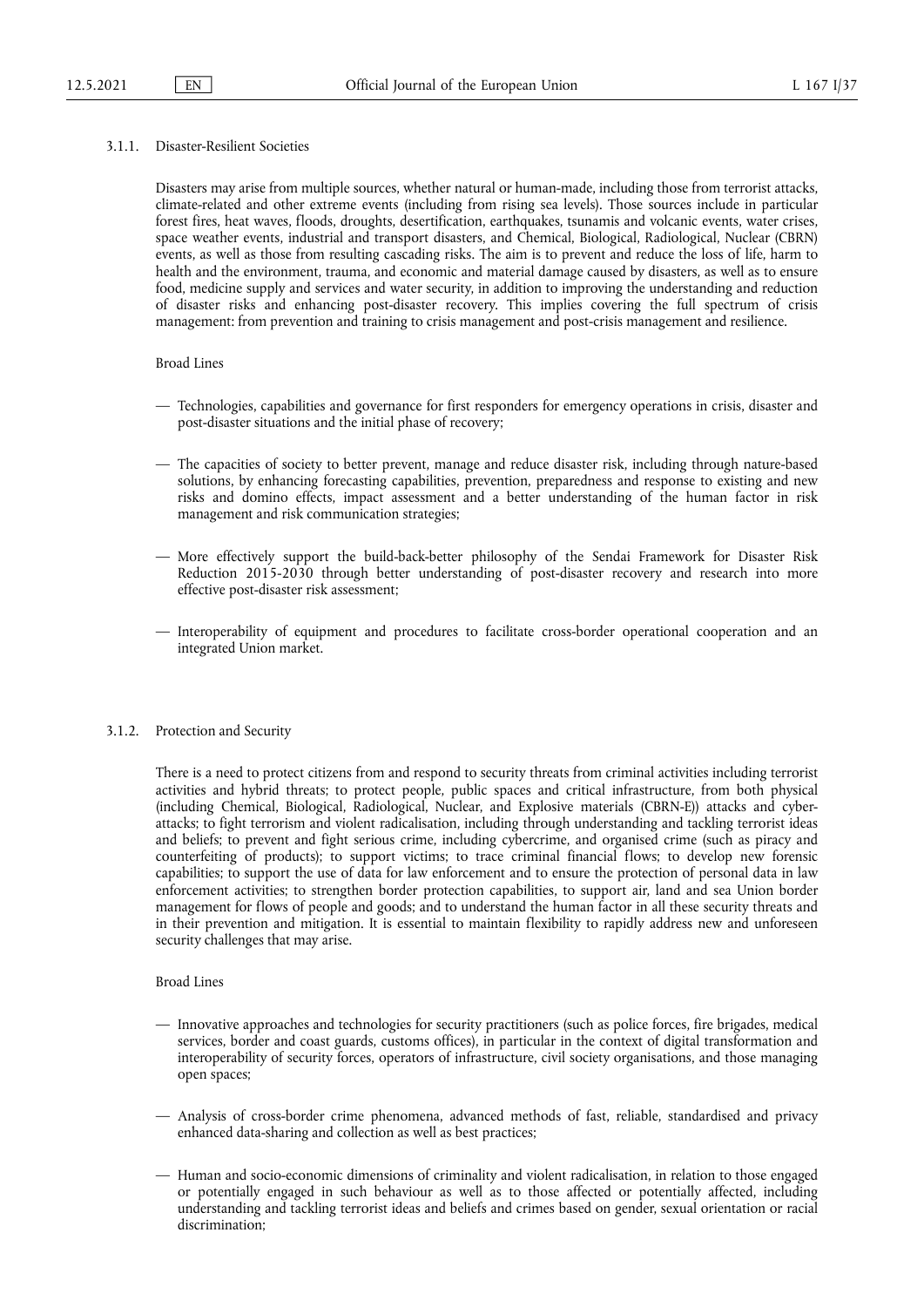#### 3.1.1. Disaster-Resilient Societies

Disasters may arise from multiple sources, whether natural or human-made, including those from terrorist attacks, climate-related and other extreme events (including from rising sea levels). Those sources include in particular forest fires, heat waves, floods, droughts, desertification, earthquakes, tsunamis and volcanic events, water crises, space weather events, industrial and transport disasters, and Chemical, Biological, Radiological, Nuclear (CBRN) events, as well as those from resulting cascading risks. The aim is to prevent and reduce the loss of life, harm to health and the environment, trauma, and economic and material damage caused by disasters, as well as to ensure food, medicine supply and services and water security, in addition to improving the understanding and reduction of disaster risks and enhancing post-disaster recovery. This implies covering the full spectrum of crisis management: from prevention and training to crisis management and post-crisis management and resilience.

Broad Lines

— Technologies, capabilities and governance for first responders for emergency operations in crisis, disaster and post-disaster situations and the initial phase of recovery;

— The capacities of society to better prevent, manage and reduce disaster risk, including through nature-based solutions, by enhancing forecasting capabilities, prevention, preparedness and response to existing and new risks and domino effects, impact assessment and a better understanding of the human factor in risk management and risk communication strategies;

— More effectively support the build-back-better philosophy of the Sendai Framework for Disaster Risk Reduction 2015-2030 through better understanding of post-disaster recovery and research into more effective post-disaster risk assessment;

— Interoperability of equipment and procedures to facilitate cross-border operational cooperation and an integrated Union market.

#### 3.1.2. Protection and Security

There is a need to protect citizens from and respond to security threats from criminal activities including terrorist activities and hybrid threats; to protect people, public spaces and critical infrastructure, from both physical (including Chemical, Biological, Radiological, Nuclear, and Explosive materials (CBRN-E)) attacks and cyber-attacks; to fight terrorism and violent radicalisation, including through understanding and tackling terrorist ideas and beliefs; to prevent and fight serious crime, including cybercrime, and organised crime (such as piracy and counterfeiting of products); to support victims; to trace criminal financial flows; to develop new forensic capabilities; to support the use of data for law enforcement and to ensure the protection of personal data in law enforcement activities; to strengthen border protection capabilities, to support air, land and sea Union border management for flows of people and goods; and to understand the human factor in all these security threats and in their prevention and mitigation. It is essential to maintain flexibility to rapidly address new and unforeseen security challenges that may arise.

Broad Lines

— Innovative approaches and technologies for security practitioners (such as police forces, fire brigades, medical services, border and coast guards, customs offices), in particular in the context of digital transformation and interoperability of security forces, operators of infrastructure, civil society organisations, and those managing open spaces;

— Analysis of cross-border crime phenomena, advanced methods of fast, reliable, standardised and privacy enhanced data-sharing and collection as well as best practices;

— Human and socio-economic dimensions of criminality and violent radicalisation, in relation to those engaged or potentially engaged in such behaviour as well as to those affected or potentially affected, including understanding and tackling terrorist ideas and beliefs and crimes based on gender, sexual orientation or racial discrimination;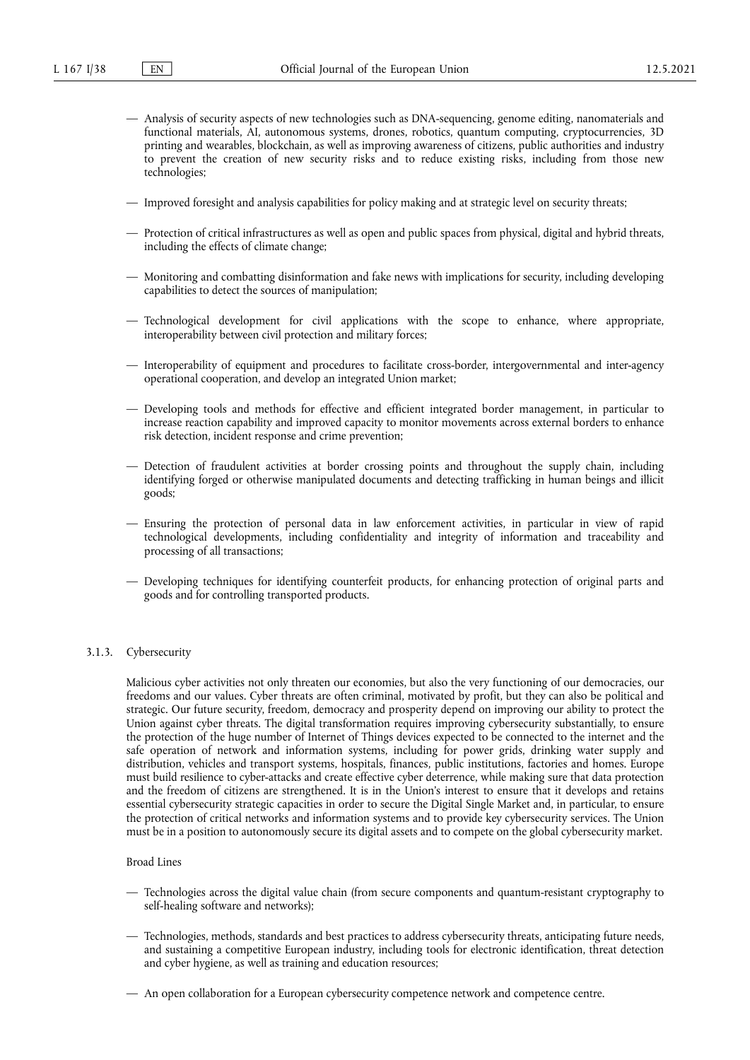— Analysis of security aspects of new technologies such as DNA-sequencing, genome editing, nanomaterials and functional materials, AI, autonomous systems, drones, robotics, quantum computing, cryptocurrencies, 3D printing and wearables, blockchain, as well as improving awareness of citizens, public authorities and industry to prevent the creation of new security risks and to reduce existing risks, including from those new technologies;

— Improved foresight and analysis capabilities for policy making and at strategic level on security threats;

— Protection of critical infrastructures as well as open and public spaces from physical, digital and hybrid threats, including the effects of climate change;

— Monitoring and combatting disinformation and fake news with implications for security, including developing capabilities to detect the sources of manipulation;

— Technological development for civil applications with the scope to enhance, where appropriate, interoperability between civil protection and military forces;

— Interoperability of equipment and procedures to facilitate cross-border, intergovernmental and inter-agency operational cooperation, and develop an integrated Union market;

— Developing tools and methods for effective and efficient integrated border management, in particular to increase reaction capability and improved capacity to monitor movements across external borders to enhance risk detection, incident response and crime prevention;

— Detection of fraudulent activities at border crossing points and throughout the supply chain, including identifying forged or otherwise manipulated documents and detecting trafficking in human beings and illicit goods;

— Ensuring the protection of personal data in law enforcement activities, in particular in view of rapid technological developments, including confidentiality and integrity of information and traceability and processing of all transactions;

— Developing techniques for identifying counterfeit products, for enhancing protection of original parts and goods and for controlling transported products.

### 3.1.3. Cybersecurity

Malicious cyber activities not only threaten our economies, but also the very functioning of our democracies, our freedoms and our values. Cyber threats are often criminal, motivated by profit, but they can also be political and strategic. Our future security, freedom, democracy and prosperity depend on improving our ability to protect the Union against cyber threats. The digital transformation requires improving cybersecurity substantially, to ensure the protection of the huge number of Internet of Things devices expected to be connected to the internet and the safe operation of network and information systems, including for power grids, drinking water supply and distribution, vehicles and transport systems, hospitals, finances, public institutions, factories and homes. Europe must build resilience to cyber-attacks and create effective cyber deterrence, while making sure that data protection and the freedom of citizens are strengthened. It is in the Union's interest to ensure that it develops and retains essential cybersecurity strategic capacities in order to secure the Digital Single Market and, in particular, to ensure the protection of critical networks and information systems and to provide key cybersecurity services. The Union must be in a position to autonomously secure its digital assets and to compete on the global cybersecurity market.

Broad Lines

— Technologies across the digital value chain (from secure components and quantum-resistant cryptography to self-healing software and networks);

— Technologies, methods, standards and best practices to address cybersecurity threats, anticipating future needs, and sustaining a competitive European industry, including tools for electronic identification, threat detection and cyber hygiene, as well as training and education resources;

— An open collaboration for a European cybersecurity competence network and competence centre.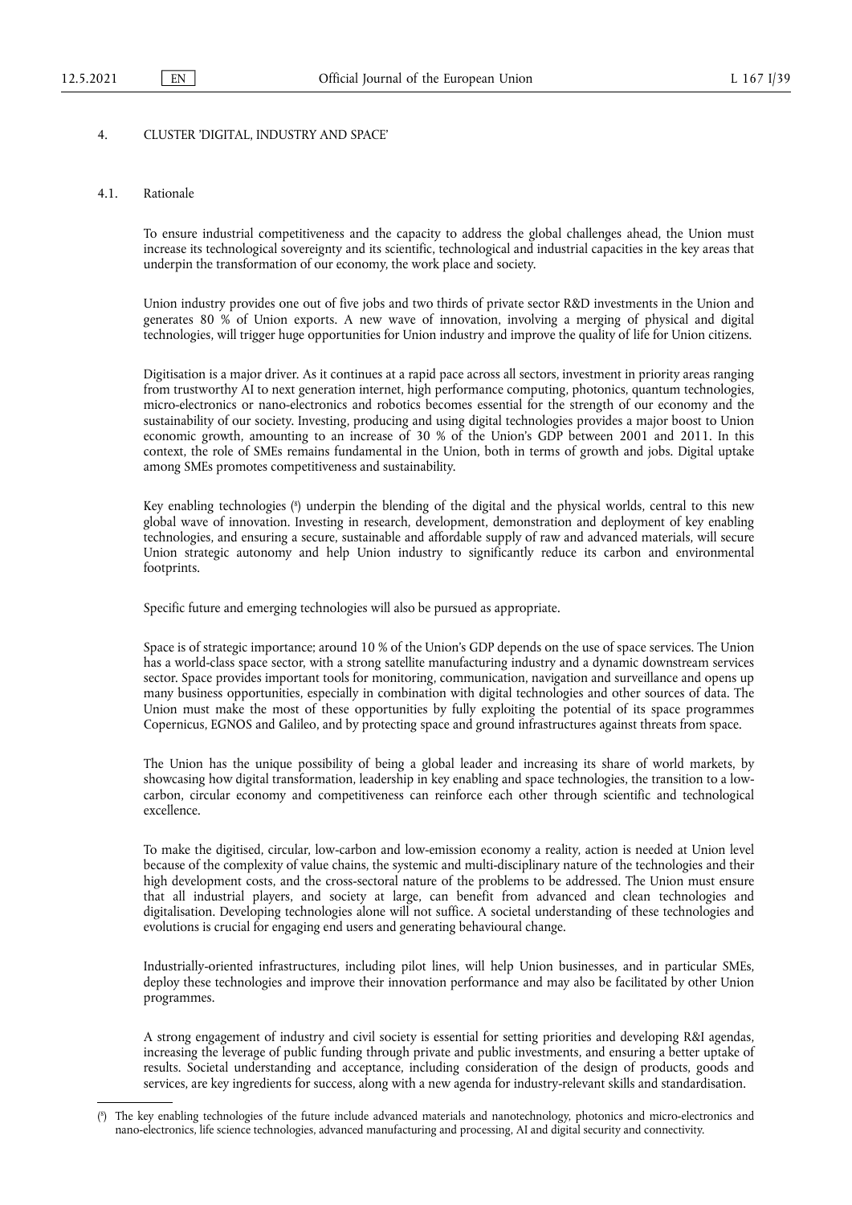## 4. CLUSTER 'DIGITAL, INDUSTRY AND SPACE'

### 4.1. Rationale

To ensure industrial competitiveness and the capacity to address the global challenges ahead, the Union must increase its technological sovereignty and its scientific, technological and industrial capacities in the key areas that underpin the transformation of our economy, the work place and society.

Union industry provides one out of five jobs and two thirds of private sector R&D investments in the Union and generates 80 % of Union exports. A new wave of innovation, involving a merging of physical and digital technologies, will trigger huge opportunities for Union industry and improve the quality of life for Union citizens.

Digitisation is a major driver. As it continues at a rapid pace across all sectors, investment in priority areas ranging from trustworthy AI to next generation internet, high performance computing, photonics, quantum technologies, micro-electronics or nano-electronics and robotics becomes essential for the strength of our economy and the sustainability of our society. Investing, producing and using digital technologies provides a major boost to Union economic growth, amounting to an increase of 30 % of the Union's GDP between 2001 and 2011. In this context, the role of SMEs remains fundamental in the Union, both in terms of growth and jobs. Digital uptake among SMEs promotes competitiveness and sustainability.

Key enabling technologies ([8]) underpin the blending of the digital and the physical worlds, central to this new global wave of innovation. Investing in research, development, demonstration and deployment of key enabling technologies, and ensuring a secure, sustainable and affordable supply of raw and advanced materials, will secure Union strategic autonomy and help Union industry to significantly reduce its carbon and environmental footprints.

Specific future and emerging technologies will also be pursued as appropriate.

Space is of strategic importance; around 10 % of the Union's GDP depends on the use of space services. The Union has a world-class space sector, with a strong satellite manufacturing industry and a dynamic downstream services sector. Space provides important tools for monitoring, communication, navigation and surveillance and opens up many business opportunities, especially in combination with digital technologies and other sources of data. The Union must make the most of these opportunities by fully exploiting the potential of its space programmes Copernicus, EGNOS and Galileo, and by protecting space and ground infrastructures against threats from space.

The Union has the unique possibility of being a global leader and increasing its share of world markets, by showcasing how digital transformation, leadership in key enabling and space technologies, the transition to a low-carbon, circular economy and competitiveness can reinforce each other through scientific and technological excellence.

To make the digitised, circular, low-carbon and low-emission economy a reality, action is needed at Union level because of the complexity of value chains, the systemic and multi-disciplinary nature of the technologies and their high development costs, and the cross-sectoral nature of the problems to be addressed. The Union must ensure that all industrial players, and society at large, can benefit from advanced and clean technologies and digitalisation. Developing technologies alone will not suffice. A societal understanding of these technologies and evolutions is crucial for engaging end users and generating behavioural change.

Industrially-oriented infrastructures, including pilot lines, will help Union businesses, and in particular SMEs, deploy these technologies and improve their innovation performance and may also be facilitated by other Union programmes.

A strong engagement of industry and civil society is essential for setting priorities and developing R&I agendas, increasing the leverage of public funding through private and public investments, and ensuring a better uptake of results. Societal understanding and acceptance, including consideration of the design of products, goods and services, are key ingredients for success, along with a new agenda for industry-relevant skills and standardisation.

---

([8]) The key enabling technologies of the future include advanced materials and nanotechnology, photonics and micro-electronics and nano-electronics, life science technologies, advanced manufacturing and processing, AI and digital security and connectivity.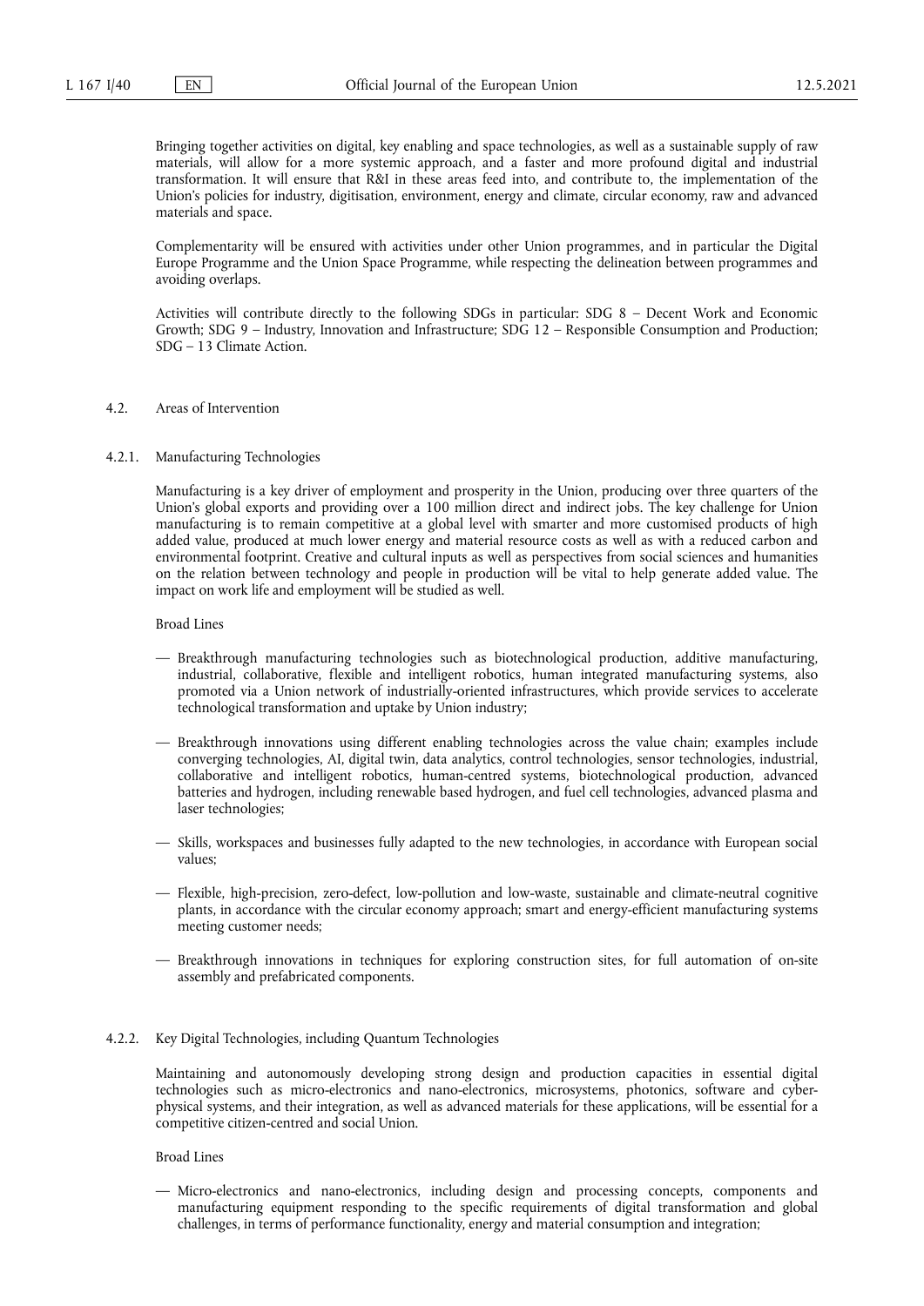Bringing together activities on digital, key enabling and space technologies, as well as a sustainable supply of raw materials, will allow for a more systemic approach, and a faster and more profound digital and industrial transformation. It will ensure that R&I in these areas feed into, and contribute to, the implementation of the Union's policies for industry, digitisation, environment, energy and climate, circular economy, raw and advanced materials and space.

Complementarity will be ensured with activities under other Union programmes, and in particular the Digital Europe Programme and the Union Space Programme, while respecting the delineation between programmes and avoiding overlaps.

Activities will contribute directly to the following SDGs in particular: SDG 8 – Decent Work and Economic Growth; SDG 9 – Industry, Innovation and Infrastructure; SDG 12 – Responsible Consumption and Production; SDG – 13 Climate Action.

## 4.2. Areas of Intervention

### 4.2.1. Manufacturing Technologies

Manufacturing is a key driver of employment and prosperity in the Union, producing over three quarters of the Union's global exports and providing over a 100 million direct and indirect jobs. The key challenge for Union manufacturing is to remain competitive at a global level with smarter and more customised products of high added value, produced at much lower energy and material resource costs as well as with a reduced carbon and environmental footprint. Creative and cultural inputs as well as perspectives from social sciences and humanities on the relation between technology and people in production will be vital to help generate added value. The impact on work life and employment will be studied as well.

Broad Lines

- Breakthrough manufacturing technologies such as biotechnological production, additive manufacturing, industrial, collaborative, flexible and intelligent robotics, human integrated manufacturing systems, also promoted via a Union network of industrially-oriented infrastructures, which provide services to accelerate technological transformation and uptake by Union industry;
- Breakthrough innovations using different enabling technologies across the value chain; examples include converging technologies, AI, digital twin, data analytics, control technologies, sensor technologies, industrial, collaborative and intelligent robotics, human-centred systems, biotechnological production, advanced batteries and hydrogen, including renewable based hydrogen, and fuel cell technologies, advanced plasma and laser technologies;
- Skills, workspaces and businesses fully adapted to the new technologies, in accordance with European social values;
- Flexible, high-precision, zero-defect, low-pollution and low-waste, sustainable and climate-neutral cognitive plants, in accordance with the circular economy approach; smart and energy-efficient manufacturing systems meeting customer needs;
- Breakthrough innovations in techniques for exploring construction sites, for full automation of on-site assembly and prefabricated components.

### 4.2.2. Key Digital Technologies, including Quantum Technologies

Maintaining and autonomously developing strong design and production capacities in essential digital technologies such as micro-electronics and nano-electronics, microsystems, photonics, software and cyber-physical systems, and their integration, as well as advanced materials for these applications, will be essential for a competitive citizen-centred and social Union.

Broad Lines

- Micro-electronics and nano-electronics, including design and processing concepts, components and manufacturing equipment responding to the specific requirements of digital transformation and global challenges, in terms of performance functionality, energy and material consumption and integration;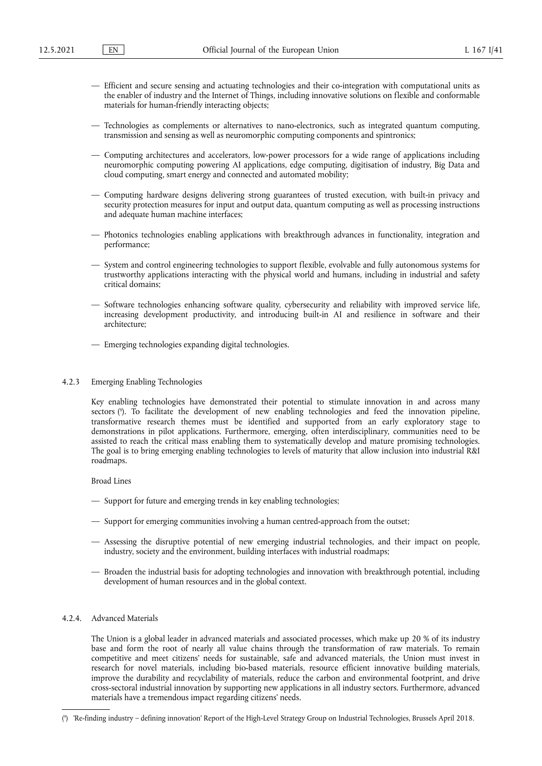— Efficient and secure sensing and actuating technologies and their co-integration with computational units as the enabler of industry and the Internet of Things, including innovative solutions on flexible and conformable materials for human-friendly interacting objects;

— Technologies as complements or alternatives to nano-electronics, such as integrated quantum computing, transmission and sensing as well as neuromorphic computing components and spintronics;

— Computing architectures and accelerators, low-power processors for a wide range of applications including neuromorphic computing powering AI applications, edge computing, digitisation of industry, Big Data and cloud computing, smart energy and connected and automated mobility;

— Computing hardware designs delivering strong guarantees of trusted execution, with built-in privacy and security protection measures for input and output data, quantum computing as well as processing instructions and adequate human machine interfaces;

— Photonics technologies enabling applications with breakthrough advances in functionality, integration and performance;

— System and control engineering technologies to support flexible, evolvable and fully autonomous systems for trustworthy applications interacting with the physical world and humans, including in industrial and safety critical domains;

— Software technologies enhancing software quality, cybersecurity and reliability with improved service life, increasing development productivity, and introducing built-in AI and resilience in software and their architecture;

— Emerging technologies expanding digital technologies.

### 4.2.3 Emerging Enabling Technologies

Key enabling technologies have demonstrated their potential to stimulate innovation in and across many sectors [9]. To facilitate the development of new enabling technologies and feed the innovation pipeline, transformative research themes must be identified and supported from an early exploratory stage to demonstrations in pilot applications. Furthermore, emerging, often interdisciplinary, communities need to be assisted to reach the critical mass enabling them to systematically develop and mature promising technologies. The goal is to bring emerging enabling technologies to levels of maturity that allow inclusion into industrial R&I roadmaps.

Broad Lines

— Support for future and emerging trends in key enabling technologies;

— Support for emerging communities involving a human centred-approach from the outset;

— Assessing the disruptive potential of new emerging industrial technologies, and their impact on people, industry, society and the environment, building interfaces with industrial roadmaps;

— Broaden the industrial basis for adopting technologies and innovation with breakthrough potential, including development of human resources and in the global context.

### 4.2.4. Advanced Materials

The Union is a global leader in advanced materials and associated processes, which make up 20 % of its industry base and form the root of nearly all value chains through the transformation of raw materials. To remain competitive and meet citizens' needs for sustainable, safe and advanced materials, the Union must invest in research for novel materials, including bio-based materials, resource efficient innovative building materials, improve the durability and recyclability of materials, reduce the carbon and environmental footprint, and drive cross-sectoral industrial innovation by supporting new applications in all industry sectors. Furthermore, advanced materials have a tremendous impact regarding citizens' needs.

---

[9] 'Re-finding industry – defining innovation' Report of the High-Level Strategy Group on Industrial Technologies, Brussels April 2018.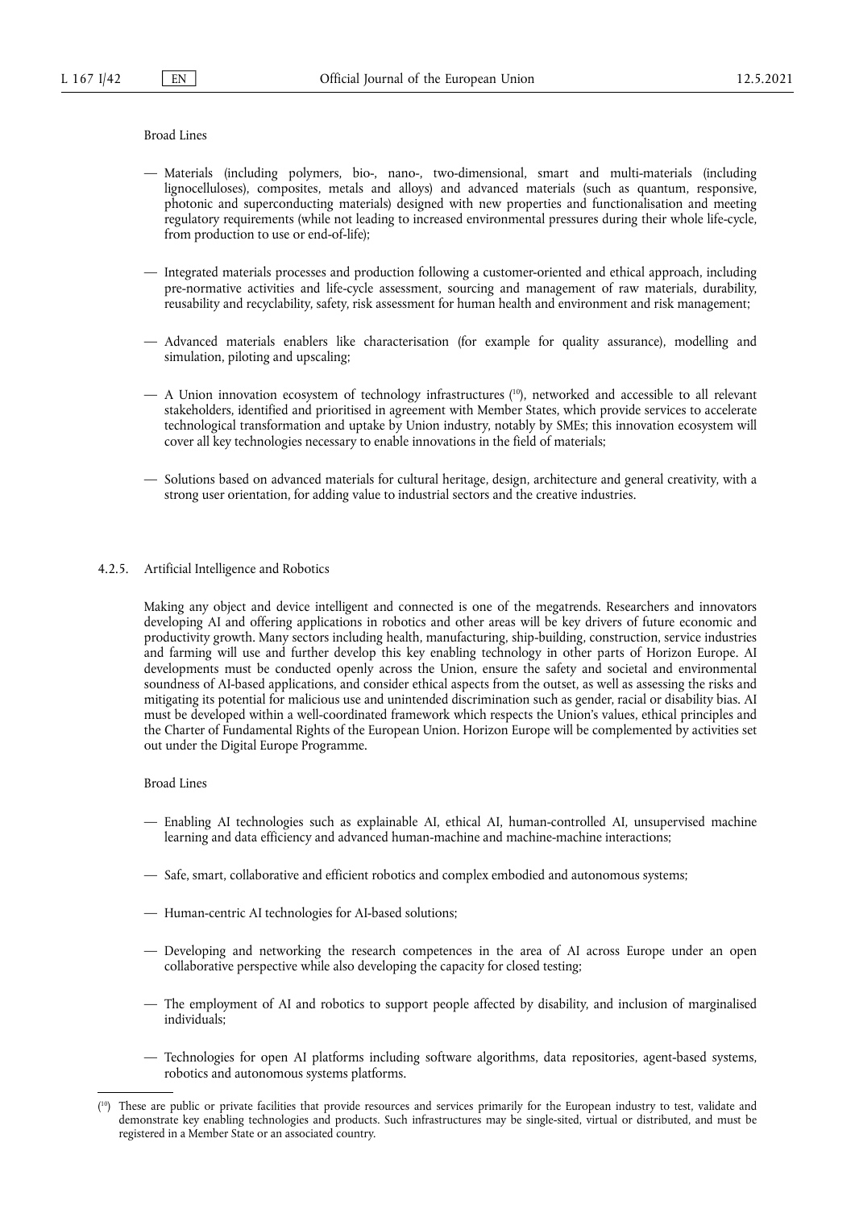Broad Lines

— Materials (including polymers, bio-, nano-, two-dimensional, smart and multi-materials (including lignocelluloses), composites, metals and alloys) and advanced materials (such as quantum, responsive, photonic and superconducting materials) designed with new properties and functionalisation and meeting regulatory requirements (while not leading to increased environmental pressures during their whole life-cycle, from production to use or end-of-life);

— Integrated materials processes and production following a customer-oriented and ethical approach, including pre-normative activities and life-cycle assessment, sourcing and management of raw materials, durability, reusability and recyclability, safety, risk assessment for human health and environment and risk management;

— Advanced materials enablers like characterisation (for example for quality assurance), modelling and simulation, piloting and upscaling;

— A Union innovation ecosystem of technology infrastructures [10], networked and accessible to all relevant stakeholders, identified and prioritised in agreement with Member States, which provide services to accelerate technological transformation and uptake by Union industry, notably by SMEs; this innovation ecosystem will cover all key technologies necessary to enable innovations in the field of materials;

— Solutions based on advanced materials for cultural heritage, design, architecture and general creativity, with a strong user orientation, for adding value to industrial sectors and the creative industries.

### 4.2.5. Artificial Intelligence and Robotics

Making any object and device intelligent and connected is one of the megatrends. Researchers and innovators developing AI and offering applications in robotics and other areas will be key drivers of future economic and productivity growth. Many sectors including health, manufacturing, ship-building, construction, service industries and farming will use and further develop this key enabling technology in other parts of Horizon Europe. AI developments must be conducted openly across the Union, ensure the safety and societal and environmental soundness of AI-based applications, and consider ethical aspects from the outset, as well as assessing the risks and mitigating its potential for malicious use and unintended discrimination such as gender, racial or disability bias. AI must be developed within a well-coordinated framework which respects the Union's values, ethical principles and the Charter of Fundamental Rights of the European Union. Horizon Europe will be complemented by activities set out under the Digital Europe Programme.

Broad Lines

— Enabling AI technologies such as explainable AI, ethical AI, human-controlled AI, unsupervised machine learning and data efficiency and advanced human-machine and machine-machine interactions;

— Safe, smart, collaborative and efficient robotics and complex embodied and autonomous systems;

— Human-centric AI technologies for AI-based solutions;

— Developing and networking the research competences in the area of AI across Europe under an open collaborative perspective while also developing the capacity for closed testing;

— The employment of AI and robotics to support people affected by disability, and inclusion of marginalised individuals;

— Technologies for open AI platforms including software algorithms, data repositories, agent-based systems, robotics and autonomous systems platforms.

---

[10] These are public or private facilities that provide resources and services primarily for the European industry to test, validate and demonstrate key enabling technologies and products. Such infrastructures may be single-sited, virtual or distributed, and must be registered in a Member State or an associated country.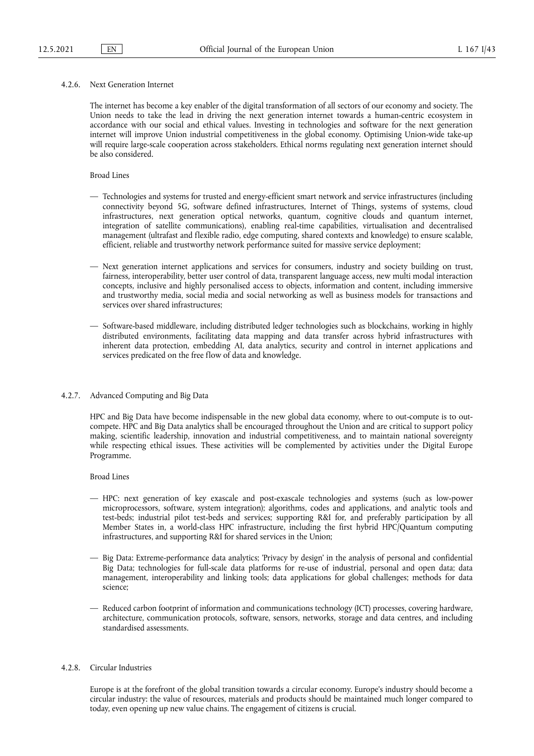#### 4.2.6. Next Generation Internet

The internet has become a key enabler of the digital transformation of all sectors of our economy and society. The Union needs to take the lead in driving the next generation internet towards a human-centric ecosystem in accordance with our social and ethical values. Investing in technologies and software for the next generation internet will improve Union industrial competitiveness in the global economy. Optimising Union-wide take-up will require large-scale cooperation across stakeholders. Ethical norms regulating next generation internet should be also considered.

Broad Lines

— Technologies and systems for trusted and energy-efficient smart network and service infrastructures (including connectivity beyond 5G, software defined infrastructures, Internet of Things, systems of systems, cloud infrastructures, next generation optical networks, quantum, cognitive clouds and quantum internet, integration of satellite communications), enabling real-time capabilities, virtualisation and decentralised management (ultrafast and flexible radio, edge computing, shared contexts and knowledge) to ensure scalable, efficient, reliable and trustworthy network performance suited for massive service deployment;

— Next generation internet applications and services for consumers, industry and society building on trust, fairness, interoperability, better user control of data, transparent language access, new multi modal interaction concepts, inclusive and highly personalised access to objects, information and content, including immersive and trustworthy media, social media and social networking as well as business models for transactions and services over shared infrastructures;

— Software-based middleware, including distributed ledger technologies such as blockchains, working in highly distributed environments, facilitating data mapping and data transfer across hybrid infrastructures with inherent data protection, embedding AI, data analytics, security and control in internet applications and services predicated on the free flow of data and knowledge.

#### 4.2.7. Advanced Computing and Big Data

HPC and Big Data have become indispensable in the new global data economy, where to out-compute is to out-compete. HPC and Big Data analytics shall be encouraged throughout the Union and are critical to support policy making, scientific leadership, innovation and industrial competitiveness, and to maintain national sovereignty while respecting ethical issues. These activities will be complemented by activities under the Digital Europe Programme.

Broad Lines

— HPC: next generation of key exascale and post-exascale technologies and systems (such as low-power microprocessors, software, system integration); algorithms, codes and applications, and analytic tools and test-beds; industrial pilot test-beds and services; supporting R&I for, and preferably participation by all Member States in, a world-class HPC infrastructure, including the first hybrid HPC/Quantum computing infrastructures, and supporting R&I for shared services in the Union;

— Big Data: Extreme-performance data analytics; 'Privacy by design' in the analysis of personal and confidential Big Data; technologies for full-scale data platforms for re-use of industrial, personal and open data; data management, interoperability and linking tools; data applications for global challenges; methods for data science;

— Reduced carbon footprint of information and communications technology (ICT) processes, covering hardware, architecture, communication protocols, software, sensors, networks, storage and data centres, and including standardised assessments.

#### 4.2.8. Circular Industries

Europe is at the forefront of the global transition towards a circular economy. Europe's industry should become a circular industry: the value of resources, materials and products should be maintained much longer compared to today, even opening up new value chains. The engagement of citizens is crucial.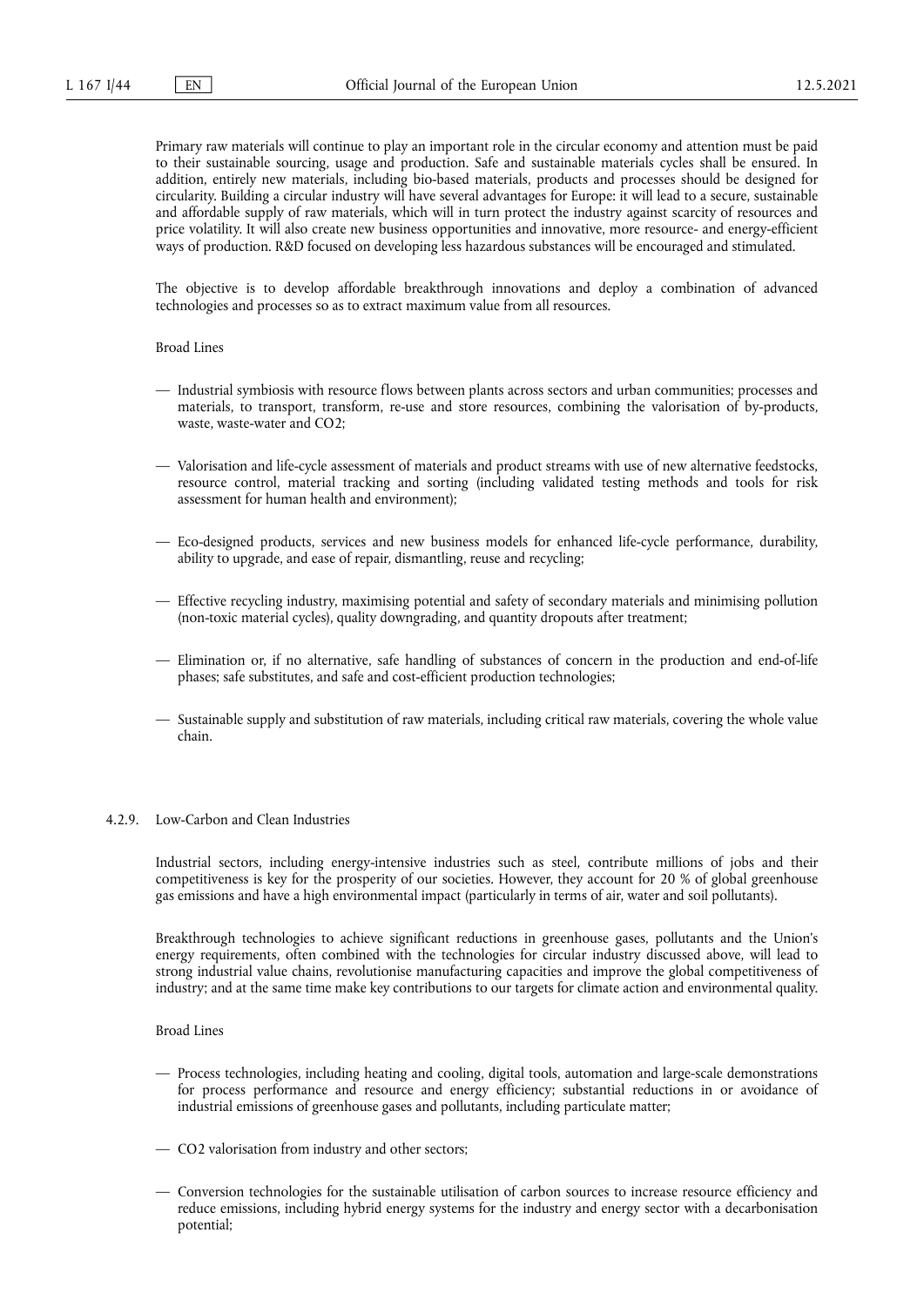Primary raw materials will continue to play an important role in the circular economy and attention must be paid to their sustainable sourcing, usage and production. Safe and sustainable materials cycles shall be ensured. In addition, entirely new materials, including bio-based materials, products and processes should be designed for circularity. Building a circular industry will have several advantages for Europe: it will lead to a secure, sustainable and affordable supply of raw materials, which will in turn protect the industry against scarcity of resources and price volatility. It will also create new business opportunities and innovative, more resource- and energy-efficient ways of production. R&D focused on developing less hazardous substances will be encouraged and stimulated.

The objective is to develop affordable breakthrough innovations and deploy a combination of advanced technologies and processes so as to extract maximum value from all resources.

Broad Lines

— Industrial symbiosis with resource flows between plants across sectors and urban communities; processes and materials, to transport, transform, re-use and store resources, combining the valorisation of by-products, waste, waste-water and CO2;

— Valorisation and life-cycle assessment of materials and product streams with use of new alternative feedstocks, resource control, material tracking and sorting (including validated testing methods and tools for risk assessment for human health and environment);

— Eco-designed products, services and new business models for enhanced life-cycle performance, durability, ability to upgrade, and ease of repair, dismantling, reuse and recycling;

— Effective recycling industry, maximising potential and safety of secondary materials and minimising pollution (non-toxic material cycles), quality downgrading, and quantity dropouts after treatment;

— Elimination or, if no alternative, safe handling of substances of concern in the production and end-of-life phases; safe substitutes, and safe and cost-efficient production technologies;

— Sustainable supply and substitution of raw materials, including critical raw materials, covering the whole value chain.

### 4.2.9. Low-Carbon and Clean Industries

Industrial sectors, including energy-intensive industries such as steel, contribute millions of jobs and their competitiveness is key for the prosperity of our societies. However, they account for 20 % of global greenhouse gas emissions and have a high environmental impact (particularly in terms of air, water and soil pollutants).

Breakthrough technologies to achieve significant reductions in greenhouse gases, pollutants and the Union's energy requirements, often combined with the technologies for circular industry discussed above, will lead to strong industrial value chains, revolutionise manufacturing capacities and improve the global competitiveness of industry; and at the same time make key contributions to our targets for climate action and environmental quality.

Broad Lines

— Process technologies, including heating and cooling, digital tools, automation and large-scale demonstrations for process performance and resource and energy efficiency; substantial reductions in or avoidance of industrial emissions of greenhouse gases and pollutants, including particulate matter;

— CO2 valorisation from industry and other sectors;

— Conversion technologies for the sustainable utilisation of carbon sources to increase resource efficiency and reduce emissions, including hybrid energy systems for the industry and energy sector with a decarbonisation potential;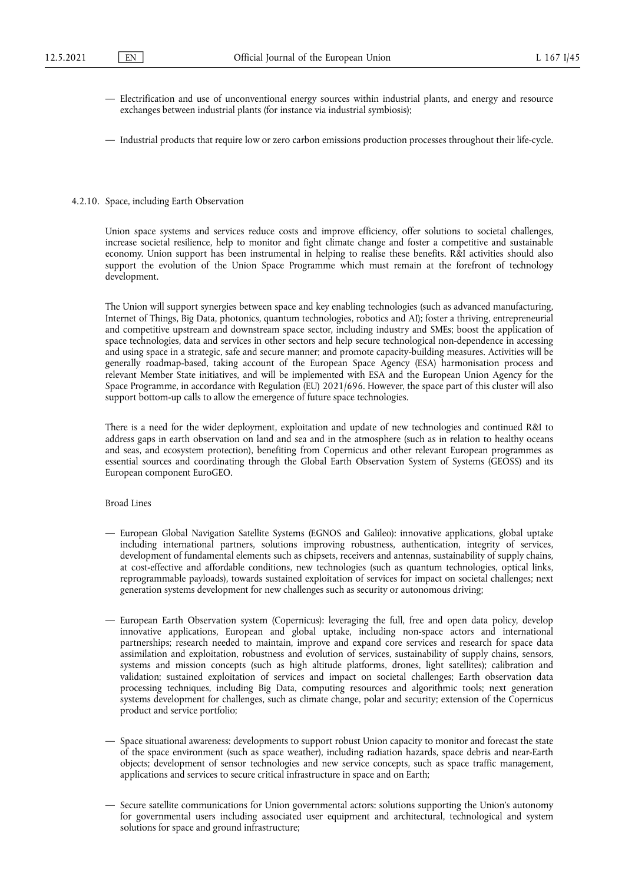— Electrification and use of unconventional energy sources within industrial plants, and energy and resource exchanges between industrial plants (for instance via industrial symbiosis);

— Industrial products that require low or zero carbon emissions production processes throughout their life-cycle.

### 4.2.10. Space, including Earth Observation

Union space systems and services reduce costs and improve efficiency, offer solutions to societal challenges, increase societal resilience, help to monitor and fight climate change and foster a competitive and sustainable economy. Union support has been instrumental in helping to realise these benefits. R&I activities should also support the evolution of the Union Space Programme which must remain at the forefront of technology development.

The Union will support synergies between space and key enabling technologies (such as advanced manufacturing, Internet of Things, Big Data, photonics, quantum technologies, robotics and AI); foster a thriving, entrepreneurial and competitive upstream and downstream space sector, including industry and SMEs; boost the application of space technologies, data and services in other sectors and help secure technological non-dependence in accessing and using space in a strategic, safe and secure manner; and promote capacity-building measures. Activities will be generally roadmap-based, taking account of the European Space Agency (ESA) harmonisation process and relevant Member State initiatives, and will be implemented with ESA and the European Union Agency for the Space Programme, in accordance with Regulation (EU) 2021/696. However, the space part of this cluster will also support bottom-up calls to allow the emergence of future space technologies.

There is a need for the wider deployment, exploitation and update of new technologies and continued R&I to address gaps in earth observation on land and sea and in the atmosphere (such as in relation to healthy oceans and seas, and ecosystem protection), benefiting from Copernicus and other relevant European programmes as essential sources and coordinating through the Global Earth Observation System of Systems (GEOSS) and its European component EuroGEO.

Broad Lines

— European Global Navigation Satellite Systems (EGNOS and Galileo): innovative applications, global uptake including international partners, solutions improving robustness, authentication, integrity of services, development of fundamental elements such as chipsets, receivers and antennas, sustainability of supply chains, at cost-effective and affordable conditions, new technologies (such as quantum technologies, optical links, reprogrammable payloads), towards sustained exploitation of services for impact on societal challenges; next generation systems development for new challenges such as security or autonomous driving;

— European Earth Observation system (Copernicus): leveraging the full, free and open data policy, develop innovative applications, European and global uptake, including non-space actors and international partnerships; research needed to maintain, improve and expand core services and research for space data assimilation and exploitation, robustness and evolution of services, sustainability of supply chains, sensors, systems and mission concepts (such as high altitude platforms, drones, light satellites); calibration and validation; sustained exploitation of services and impact on societal challenges; Earth observation data processing techniques, including Big Data, computing resources and algorithmic tools; next generation systems development for challenges, such as climate change, polar and security; extension of the Copernicus product and service portfolio;

— Space situational awareness: developments to support robust Union capacity to monitor and forecast the state of the space environment (such as space weather), including radiation hazards, space debris and near-Earth objects; development of sensor technologies and new service concepts, such as space traffic management, applications and services to secure critical infrastructure in space and on Earth;

— Secure satellite communications for Union governmental actors: solutions supporting the Union's autonomy for governmental users including associated user equipment and architectural, technological and system solutions for space and ground infrastructure;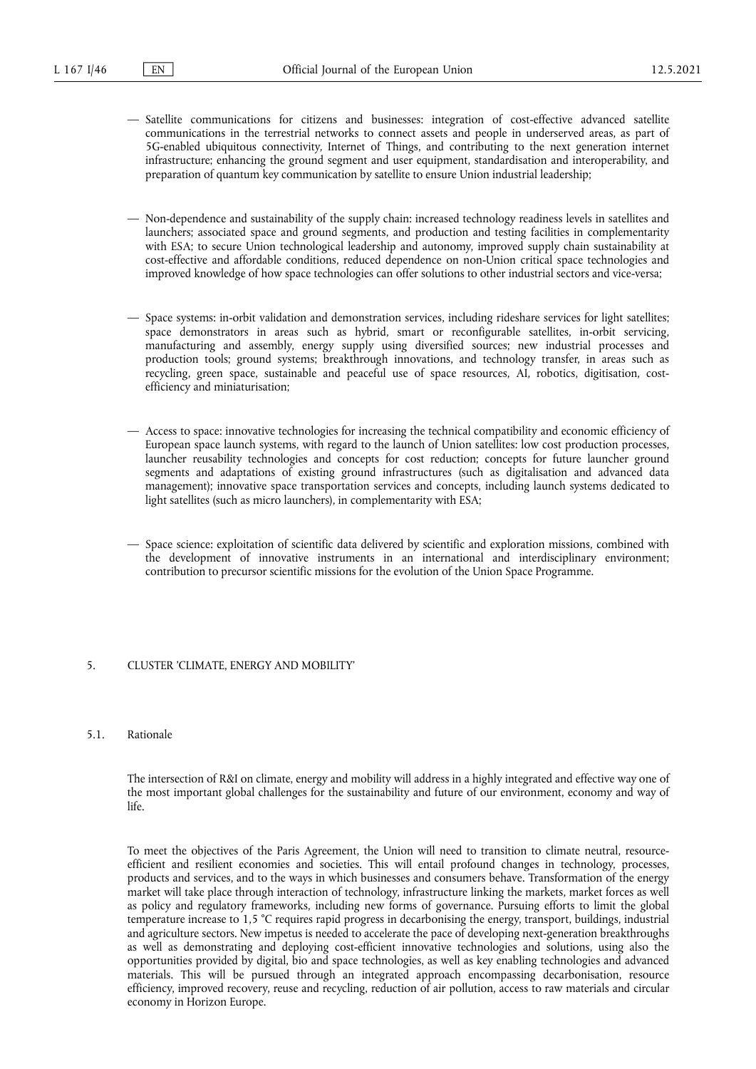— Satellite communications for citizens and businesses: integration of cost-effective advanced satellite communications in the terrestrial networks to connect assets and people in underserved areas, as part of 5G-enabled ubiquitous connectivity, Internet of Things, and contributing to the next generation internet infrastructure; enhancing the ground segment and user equipment, standardisation and interoperability, and preparation of quantum key communication by satellite to ensure Union industrial leadership;

— Non-dependence and sustainability of the supply chain: increased technology readiness levels in satellites and launchers; associated space and ground segments, and production and testing facilities in complementarity with ESA; to secure Union technological leadership and autonomy, improved supply chain sustainability at cost-effective and affordable conditions, reduced dependence on non-Union critical space technologies and improved knowledge of how space technologies can offer solutions to other industrial sectors and vice-versa;

— Space systems: in-orbit validation and demonstration services, including rideshare services for light satellites; space demonstrators in areas such as hybrid, smart or reconfigurable satellites, in-orbit servicing, manufacturing and assembly, energy supply using diversified sources; new industrial processes and production tools; ground systems; breakthrough innovations, and technology transfer, in areas such as recycling, green space, sustainable and peaceful use of space resources, AI, robotics, digitisation, cost-efficiency and miniaturisation;

— Access to space: innovative technologies for increasing the technical compatibility and economic efficiency of European space launch systems, with regard to the launch of Union satellites: low cost production processes, launcher reusability technologies and concepts for cost reduction; concepts for future launcher ground segments and adaptations of existing ground infrastructures (such as digitalisation and advanced data management); innovative space transportation services and concepts, including launch systems dedicated to light satellites (such as micro launchers), in complementarity with ESA;

— Space science: exploitation of scientific data delivered by scientific and exploration missions, combined with the development of innovative instruments in an international and interdisciplinary environment; contribution to precursor scientific missions for the evolution of the Union Space Programme.

## 5. CLUSTER 'CLIMATE, ENERGY AND MOBILITY'

### 5.1. Rationale

The intersection of R&I on climate, energy and mobility will address in a highly integrated and effective way one of the most important global challenges for the sustainability and future of our environment, economy and way of life.

To meet the objectives of the Paris Agreement, the Union will need to transition to climate neutral, resource-efficient and resilient economies and societies. This will entail profound changes in technology, processes, products and services, and to the ways in which businesses and consumers behave. Transformation of the energy market will take place through interaction of technology, infrastructure linking the markets, market forces as well as policy and regulatory frameworks, including new forms of governance. Pursuing efforts to limit the global temperature increase to 1,5 °C requires rapid progress in decarbonising the energy, transport, buildings, industrial and agriculture sectors. New impetus is needed to accelerate the pace of developing next-generation breakthroughs as well as demonstrating and deploying cost-efficient innovative technologies and solutions, using also the opportunities provided by digital, bio and space technologies, as well as key enabling technologies and advanced materials. This will be pursued through an integrated approach encompassing decarbonisation, resource efficiency, improved recovery, reuse and recycling, reduction of air pollution, access to raw materials and circular economy in Horizon Europe.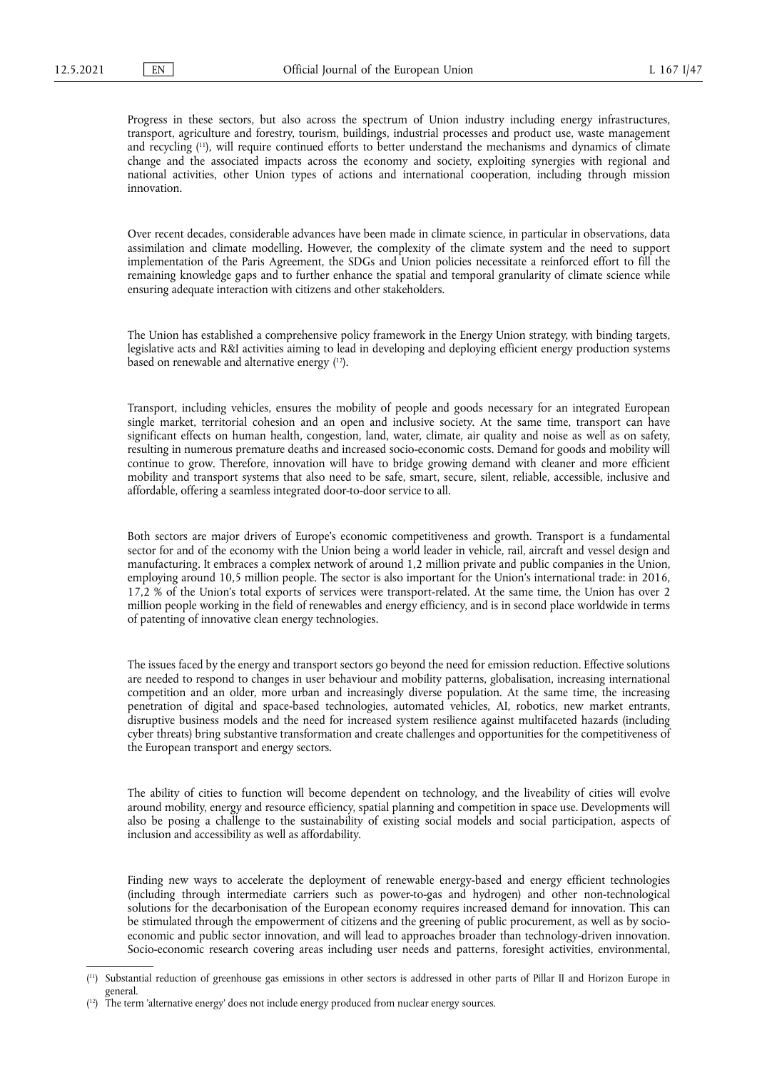Progress in these sectors, but also across the spectrum of Union industry including energy infrastructures, transport, agriculture and forestry, tourism, buildings, industrial processes and product use, waste management and recycling [11], will require continued efforts to better understand the mechanisms and dynamics of climate change and the associated impacts across the economy and society, exploiting synergies with regional and national activities, other Union types of actions and international cooperation, including through mission innovation.

Over recent decades, considerable advances have been made in climate science, in particular in observations, data assimilation and climate modelling. However, the complexity of the climate system and the need to support implementation of the Paris Agreement, the SDGs and Union policies necessitate a reinforced effort to fill the remaining knowledge gaps and to further enhance the spatial and temporal granularity of climate science while ensuring adequate interaction with citizens and other stakeholders.

The Union has established a comprehensive policy framework in the Energy Union strategy, with binding targets, legislative acts and R&I activities aiming to lead in developing and deploying efficient energy production systems based on renewable and alternative energy [12].

Transport, including vehicles, ensures the mobility of people and goods necessary for an integrated European single market, territorial cohesion and an open and inclusive society. At the same time, transport can have significant effects on human health, congestion, land, water, climate, air quality and noise as well as on safety, resulting in numerous premature deaths and increased socio-economic costs. Demand for goods and mobility will continue to grow. Therefore, innovation will have to bridge growing demand with cleaner and more efficient mobility and transport systems that also need to be safe, smart, secure, silent, reliable, accessible, inclusive and affordable, offering a seamless integrated door-to-door service to all.

Both sectors are major drivers of Europe's economic competitiveness and growth. Transport is a fundamental sector for and of the economy with the Union being a world leader in vehicle, rail, aircraft and vessel design and manufacturing. It embraces a complex network of around 1,2 million private and public companies in the Union, employing around 10,5 million people. The sector is also important for the Union's international trade: in 2016, 17,2 % of the Union's total exports of services were transport-related. At the same time, the Union has over 2 million people working in the field of renewables and energy efficiency, and is in second place worldwide in terms of patenting of innovative clean energy technologies.

The issues faced by the energy and transport sectors go beyond the need for emission reduction. Effective solutions are needed to respond to changes in user behaviour and mobility patterns, globalisation, increasing international competition and an older, more urban and increasingly diverse population. At the same time, the increasing penetration of digital and space-based technologies, automated vehicles, AI, robotics, new market entrants, disruptive business models and the need for increased system resilience against multifaceted hazards (including cyber threats) bring substantive transformation and create challenges and opportunities for the competitiveness of the European transport and energy sectors.

The ability of cities to function will become dependent on technology, and the liveability of cities will evolve around mobility, energy and resource efficiency, spatial planning and competition in space use. Developments will also be posing a challenge to the sustainability of existing social models and social participation, aspects of inclusion and accessibility as well as affordability.

Finding new ways to accelerate the deployment of renewable energy-based and energy efficient technologies (including through intermediate carriers such as power-to-gas and hydrogen) and other non-technological solutions for the decarbonisation of the European economy requires increased demand for innovation. This can be stimulated through the empowerment of citizens and the greening of public procurement, as well as by socio-economic and public sector innovation, and will lead to approaches broader than technology-driven innovation. Socio-economic research covering areas including user needs and patterns, foresight activities, environmental,

---

[11] Substantial reduction of greenhouse gas emissions in other sectors is addressed in other parts of Pillar II and Horizon Europe in general.

[12] The term 'alternative energy' does not include energy produced from nuclear energy sources.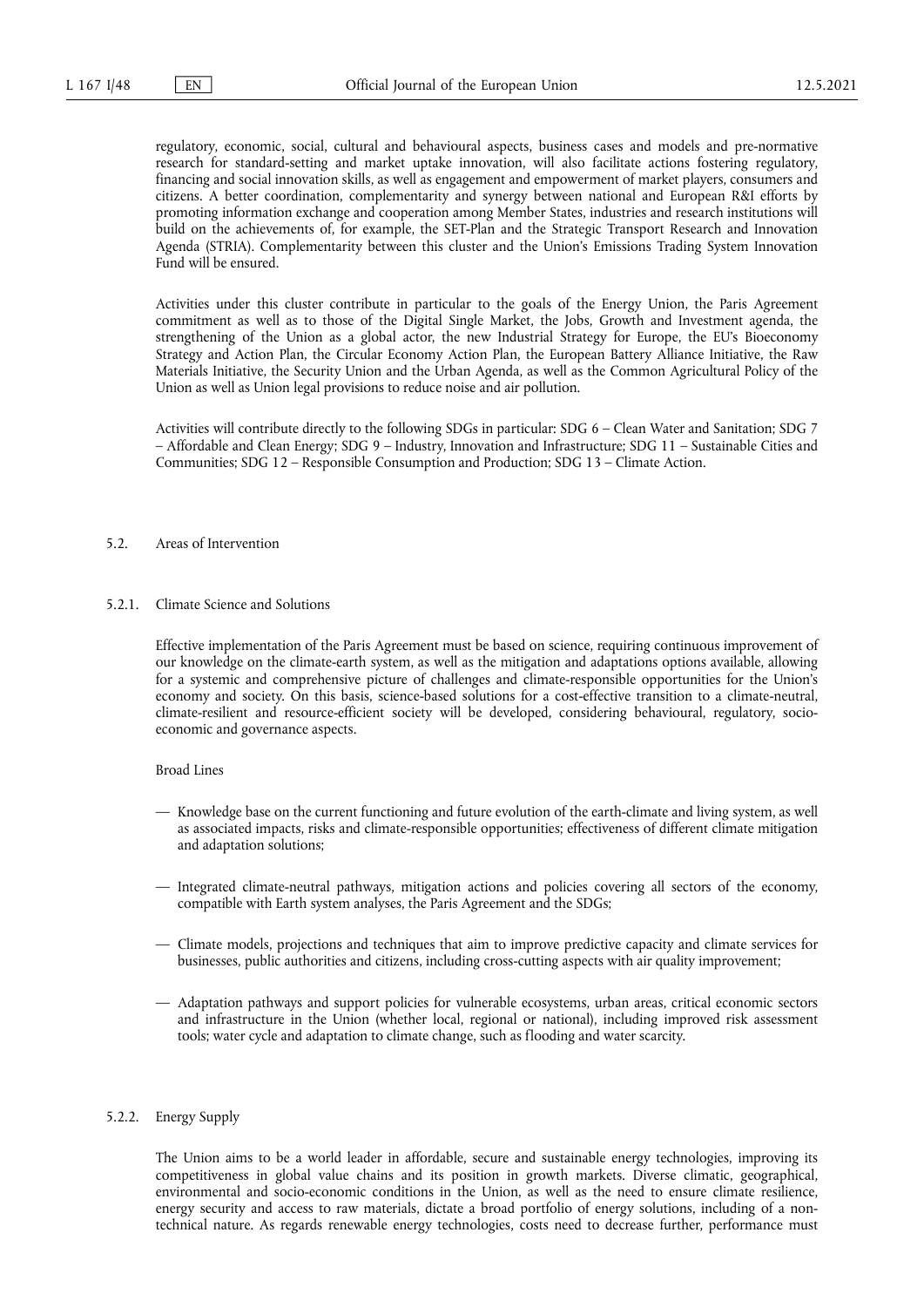regulatory, economic, social, cultural and behavioural aspects, business cases and models and pre-normative research for standard-setting and market uptake innovation, will also facilitate actions fostering regulatory, financing and social innovation skills, as well as engagement and empowerment of market players, consumers and citizens. A better coordination, complementarity and synergy between national and European R&I efforts by promoting information exchange and cooperation among Member States, industries and research institutions will build on the achievements of, for example, the SET-Plan and the Strategic Transport Research and Innovation Agenda (STRIA). Complementarity between this cluster and the Union's Emissions Trading System Innovation Fund will be ensured.

Activities under this cluster contribute in particular to the goals of the Energy Union, the Paris Agreement commitment as well as to those of the Digital Single Market, the Jobs, Growth and Investment agenda, the strengthening of the Union as a global actor, the new Industrial Strategy for Europe, the EU's Bioeconomy Strategy and Action Plan, the Circular Economy Action Plan, the European Battery Alliance Initiative, the Raw Materials Initiative, the Security Union and the Urban Agenda, as well as the Common Agricultural Policy of the Union as well as Union legal provisions to reduce noise and air pollution.

Activities will contribute directly to the following SDGs in particular: SDG 6 – Clean Water and Sanitation; SDG 7 – Affordable and Clean Energy; SDG 9 – Industry, Innovation and Infrastructure; SDG 11 – Sustainable Cities and Communities; SDG 12 – Responsible Consumption and Production; SDG 13 – Climate Action.

### 5.2. Areas of Intervention

#### 5.2.1. Climate Science and Solutions

Effective implementation of the Paris Agreement must be based on science, requiring continuous improvement of our knowledge on the climate-earth system, as well as the mitigation and adaptations options available, allowing for a systemic and comprehensive picture of challenges and climate-responsible opportunities for the Union's economy and society. On this basis, science-based solutions for a cost-effective transition to a climate-neutral, climate-resilient and resource-efficient society will be developed, considering behavioural, regulatory, socio-economic and governance aspects.

Broad Lines

- Knowledge base on the current functioning and future evolution of the earth-climate and living system, as well as associated impacts, risks and climate-responsible opportunities; effectiveness of different climate mitigation and adaptation solutions;
- Integrated climate-neutral pathways, mitigation actions and policies covering all sectors of the economy, compatible with Earth system analyses, the Paris Agreement and the SDGs;
- Climate models, projections and techniques that aim to improve predictive capacity and climate services for businesses, public authorities and citizens, including cross-cutting aspects with air quality improvement;
- Adaptation pathways and support policies for vulnerable ecosystems, urban areas, critical economic sectors and infrastructure in the Union (whether local, regional or national), including improved risk assessment tools; water cycle and adaptation to climate change, such as flooding and water scarcity.

#### 5.2.2. Energy Supply

The Union aims to be a world leader in affordable, secure and sustainable energy technologies, improving its competitiveness in global value chains and its position in growth markets. Diverse climatic, geographical, environmental and socio-economic conditions in the Union, as well as the need to ensure climate resilience, energy security and access to raw materials, dictate a broad portfolio of energy solutions, including of a non-technical nature. As regards renewable energy technologies, costs need to decrease further, performance must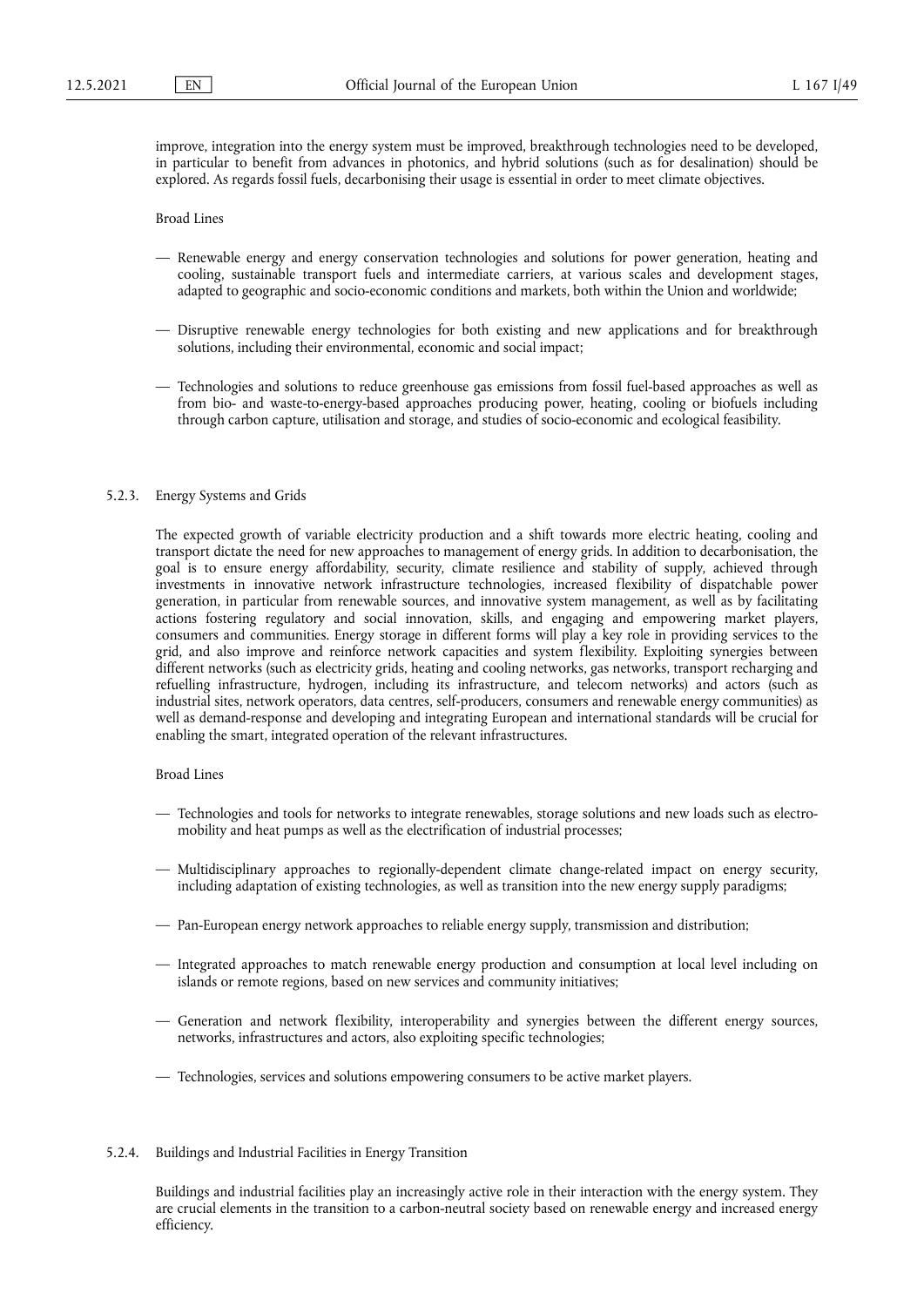improve, integration into the energy system must be improved, breakthrough technologies need to be developed, in particular to benefit from advances in photonics, and hybrid solutions (such as for desalination) should be explored. As regards fossil fuels, decarbonising their usage is essential in order to meet climate objectives.

Broad Lines

— Renewable energy and energy conservation technologies and solutions for power generation, heating and cooling, sustainable transport fuels and intermediate carriers, at various scales and development stages, adapted to geographic and socio-economic conditions and markets, both within the Union and worldwide;

— Disruptive renewable energy technologies for both existing and new applications and for breakthrough solutions, including their environmental, economic and social impact;

— Technologies and solutions to reduce greenhouse gas emissions from fossil fuel-based approaches as well as from bio- and waste-to-energy-based approaches producing power, heating, cooling or biofuels including through carbon capture, utilisation and storage, and studies of socio-economic and ecological feasibility.

### 5.2.3. Energy Systems and Grids

The expected growth of variable electricity production and a shift towards more electric heating, cooling and transport dictate the need for new approaches to management of energy grids. In addition to decarbonisation, the goal is to ensure energy affordability, security, climate resilience and stability of supply, achieved through investments in innovative network infrastructure technologies, increased flexibility of dispatchable power generation, in particular from renewable sources, and innovative system management, as well as by facilitating actions fostering regulatory and social innovation, skills, and engaging and empowering market players, consumers and communities. Energy storage in different forms will play a key role in providing services to the grid, and also improve and reinforce network capacities and system flexibility. Exploiting synergies between different networks (such as electricity grids, heating and cooling networks, gas networks, transport recharging and refuelling infrastructure, hydrogen, including its infrastructure, and telecom networks) and actors (such as industrial sites, network operators, data centres, self-producers, consumers and renewable energy communities) as well as demand-response and developing and integrating European and international standards will be crucial for enabling the smart, integrated operation of the relevant infrastructures.

Broad Lines

— Technologies and tools for networks to integrate renewables, storage solutions and new loads such as electro-mobility and heat pumps as well as the electrification of industrial processes;

— Multidisciplinary approaches to regionally-dependent climate change-related impact on energy security, including adaptation of existing technologies, as well as transition into the new energy supply paradigms;

— Pan-European energy network approaches to reliable energy supply, transmission and distribution;

— Integrated approaches to match renewable energy production and consumption at local level including on islands or remote regions, based on new services and community initiatives;

— Generation and network flexibility, interoperability and synergies between the different energy sources, networks, infrastructures and actors, also exploiting specific technologies;

— Technologies, services and solutions empowering consumers to be active market players.

### 5.2.4. Buildings and Industrial Facilities in Energy Transition

Buildings and industrial facilities play an increasingly active role in their interaction with the energy system. They are crucial elements in the transition to a carbon-neutral society based on renewable energy and increased energy efficiency.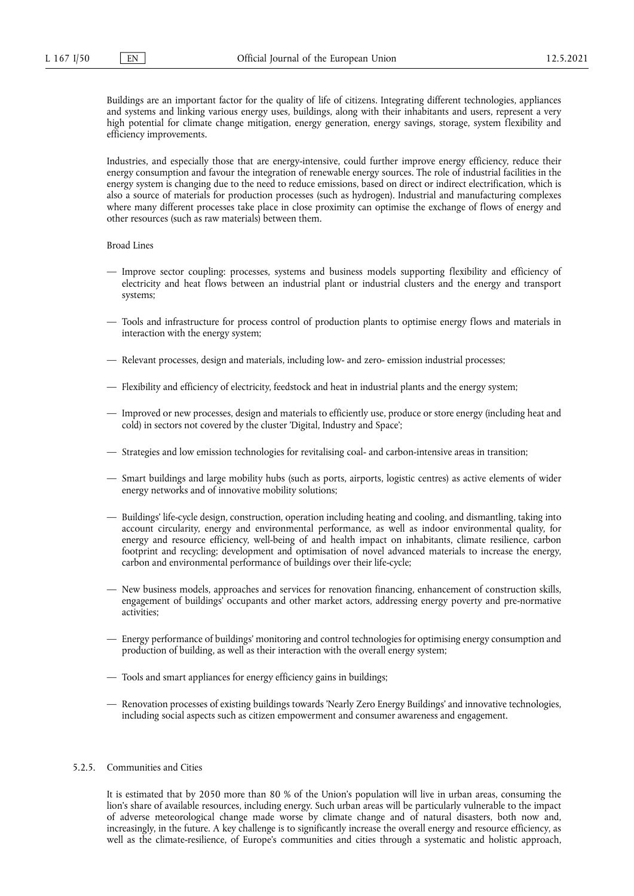Buildings are an important factor for the quality of life of citizens. Integrating different technologies, appliances and systems and linking various energy uses, buildings, along with their inhabitants and users, represent a very high potential for climate change mitigation, energy generation, energy savings, storage, system flexibility and efficiency improvements.

Industries, and especially those that are energy-intensive, could further improve energy efficiency, reduce their energy consumption and favour the integration of renewable energy sources. The role of industrial facilities in the energy system is changing due to the need to reduce emissions, based on direct or indirect electrification, which is also a source of materials for production processes (such as hydrogen). Industrial and manufacturing complexes where many different processes take place in close proximity can optimise the exchange of flows of energy and other resources (such as raw materials) between them.

Broad Lines

— Improve sector coupling: processes, systems and business models supporting flexibility and efficiency of electricity and heat flows between an industrial plant or industrial clusters and the energy and transport systems;

— Tools and infrastructure for process control of production plants to optimise energy flows and materials in interaction with the energy system;

— Relevant processes, design and materials, including low- and zero- emission industrial processes;

— Flexibility and efficiency of electricity, feedstock and heat in industrial plants and the energy system;

— Improved or new processes, design and materials to efficiently use, produce or store energy (including heat and cold) in sectors not covered by the cluster 'Digital, Industry and Space';

— Strategies and low emission technologies for revitalising coal- and carbon-intensive areas in transition;

— Smart buildings and large mobility hubs (such as ports, airports, logistic centres) as active elements of wider energy networks and of innovative mobility solutions;

— Buildings' life-cycle design, construction, operation including heating and cooling, and dismantling, taking into account circularity, energy and environmental performance, as well as indoor environmental quality, for energy and resource efficiency, well-being of and health impact on inhabitants, climate resilience, carbon footprint and recycling; development and optimisation of novel advanced materials to increase the energy, carbon and environmental performance of buildings over their life-cycle;

— New business models, approaches and services for renovation financing, enhancement of construction skills, engagement of buildings' occupants and other market actors, addressing energy poverty and pre-normative activities;

— Energy performance of buildings' monitoring and control technologies for optimising energy consumption and production of building, as well as their interaction with the overall energy system;

— Tools and smart appliances for energy efficiency gains in buildings;

— Renovation processes of existing buildings towards 'Nearly Zero Energy Buildings' and innovative technologies, including social aspects such as citizen empowerment and consumer awareness and engagement.

### 5.2.5. Communities and Cities

It is estimated that by 2050 more than 80 % of the Union's population will live in urban areas, consuming the lion's share of available resources, including energy. Such urban areas will be particularly vulnerable to the impact of adverse meteorological change made worse by climate change and of natural disasters, both now and, increasingly, in the future. A key challenge is to significantly increase the overall energy and resource efficiency, as well as the climate-resilience, of Europe's communities and cities through a systematic and holistic approach,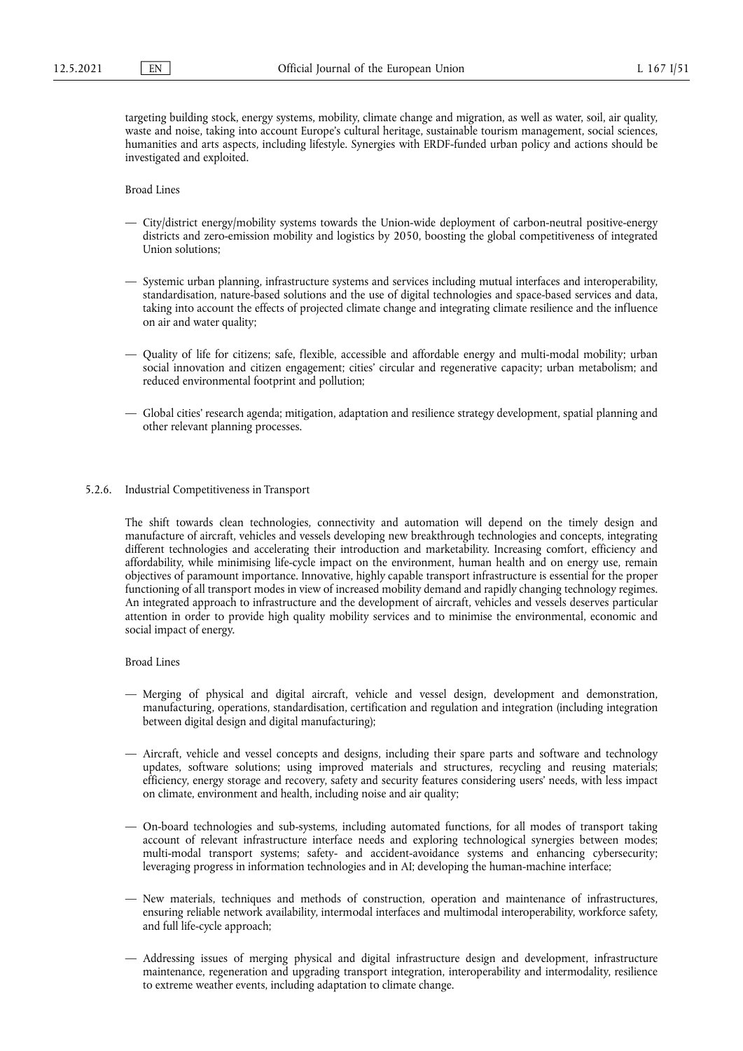targeting building stock, energy systems, mobility, climate change and migration, as well as water, soil, air quality, waste and noise, taking into account Europe's cultural heritage, sustainable tourism management, social sciences, humanities and arts aspects, including lifestyle. Synergies with ERDF-funded urban policy and actions should be investigated and exploited.

Broad Lines

— City/district energy/mobility systems towards the Union-wide deployment of carbon-neutral positive-energy districts and zero-emission mobility and logistics by 2050, boosting the global competitiveness of integrated Union solutions;

— Systemic urban planning, infrastructure systems and services including mutual interfaces and interoperability, standardisation, nature-based solutions and the use of digital technologies and space-based services and data, taking into account the effects of projected climate change and integrating climate resilience and the influence on air and water quality;

— Quality of life for citizens; safe, flexible, accessible and affordable energy and multi-modal mobility; urban social innovation and citizen engagement; cities' circular and regenerative capacity; urban metabolism; and reduced environmental footprint and pollution;

— Global cities' research agenda; mitigation, adaptation and resilience strategy development, spatial planning and other relevant planning processes.

### 5.2.6. Industrial Competitiveness in Transport

The shift towards clean technologies, connectivity and automation will depend on the timely design and manufacture of aircraft, vehicles and vessels developing new breakthrough technologies and concepts, integrating different technologies and accelerating their introduction and marketability. Increasing comfort, efficiency and affordability, while minimising life-cycle impact on the environment, human health and on energy use, remain objectives of paramount importance. Innovative, highly capable transport infrastructure is essential for the proper functioning of all transport modes in view of increased mobility demand and rapidly changing technology regimes. An integrated approach to infrastructure and the development of aircraft, vehicles and vessels deserves particular attention in order to provide high quality mobility services and to minimise the environmental, economic and social impact of energy.

Broad Lines

— Merging of physical and digital aircraft, vehicle and vessel design, development and demonstration, manufacturing, operations, standardisation, certification and regulation and integration (including integration between digital design and digital manufacturing);

— Aircraft, vehicle and vessel concepts and designs, including their spare parts and software and technology updates, software solutions; using improved materials and structures, recycling and reusing materials; efficiency, energy storage and recovery, safety and security features considering users' needs, with less impact on climate, environment and health, including noise and air quality;

— On-board technologies and sub-systems, including automated functions, for all modes of transport taking account of relevant infrastructure interface needs and exploring technological synergies between modes; multi-modal transport systems; safety- and accident-avoidance systems and enhancing cybersecurity; leveraging progress in information technologies and in AI; developing the human-machine interface;

— New materials, techniques and methods of construction, operation and maintenance of infrastructures, ensuring reliable network availability, intermodal interfaces and multimodal interoperability, workforce safety, and full life-cycle approach;

— Addressing issues of merging physical and digital infrastructure design and development, infrastructure maintenance, regeneration and upgrading transport integration, interoperability and intermodality, resilience to extreme weather events, including adaptation to climate change.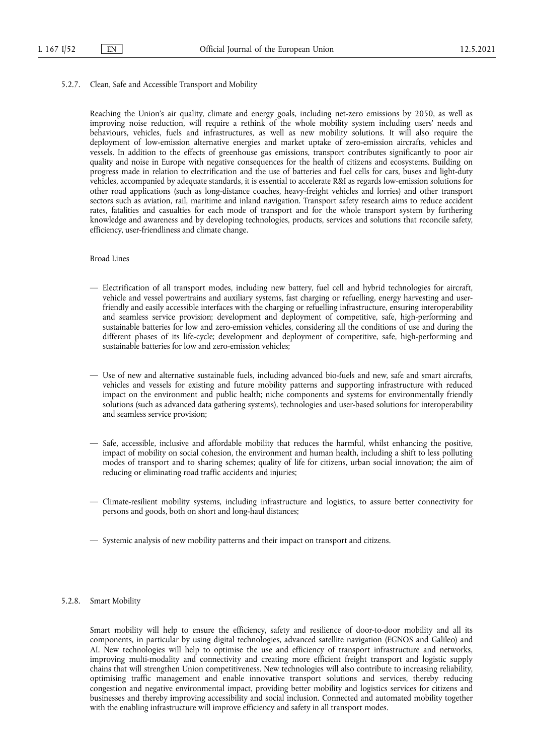#### 5.2.7. Clean, Safe and Accessible Transport and Mobility

Reaching the Union's air quality, climate and energy goals, including net-zero emissions by 2050, as well as improving noise reduction, will require a rethink of the whole mobility system including users' needs and behaviours, vehicles, fuels and infrastructures, as well as new mobility solutions. It will also require the deployment of low-emission alternative energies and market uptake of zero-emission aircrafts, vehicles and vessels. In addition to the effects of greenhouse gas emissions, transport contributes significantly to poor air quality and noise in Europe with negative consequences for the health of citizens and ecosystems. Building on progress made in relation to electrification and the use of batteries and fuel cells for cars, buses and light-duty vehicles, accompanied by adequate standards, it is essential to accelerate R&I as regards low-emission solutions for other road applications (such as long-distance coaches, heavy-freight vehicles and lorries) and other transport sectors such as aviation, rail, maritime and inland navigation. Transport safety research aims to reduce accident rates, fatalities and casualties for each mode of transport and for the whole transport system by furthering knowledge and awareness and by developing technologies, products, services and solutions that reconcile safety, efficiency, user-friendliness and climate change.

Broad Lines

— Electrification of all transport modes, including new battery, fuel cell and hybrid technologies for aircraft, vehicle and vessel powertrains and auxiliary systems, fast charging or refuelling, energy harvesting and user-friendly and easily accessible interfaces with the charging or refuelling infrastructure, ensuring interoperability and seamless service provision; development and deployment of competitive, safe, high-performing and sustainable batteries for low and zero-emission vehicles, considering all the conditions of use and during the different phases of its life-cycle; development and deployment of competitive, safe, high-performing and sustainable batteries for low and zero-emission vehicles;

— Use of new and alternative sustainable fuels, including advanced bio-fuels and new, safe and smart aircrafts, vehicles and vessels for existing and future mobility patterns and supporting infrastructure with reduced impact on the environment and public health; niche components and systems for environmentally friendly solutions (such as advanced data gathering systems), technologies and user-based solutions for interoperability and seamless service provision;

— Safe, accessible, inclusive and affordable mobility that reduces the harmful, whilst enhancing the positive, impact of mobility on social cohesion, the environment and human health, including a shift to less polluting modes of transport and to sharing schemes; quality of life for citizens, urban social innovation; the aim of reducing or eliminating road traffic accidents and injuries;

— Climate-resilient mobility systems, including infrastructure and logistics, to assure better connectivity for persons and goods, both on short and long-haul distances;

— Systemic analysis of new mobility patterns and their impact on transport and citizens.

#### 5.2.8. Smart Mobility

Smart mobility will help to ensure the efficiency, safety and resilience of door-to-door mobility and all its components, in particular by using digital technologies, advanced satellite navigation (EGNOS and Galileo) and AI. New technologies will help to optimise the use and efficiency of transport infrastructure and networks, improving multi-modality and connectivity and creating more efficient freight transport and logistic supply chains that will strengthen Union competitiveness. New technologies will also contribute to increasing reliability, optimising traffic management and enable innovative transport solutions and services, thereby reducing congestion and negative environmental impact, providing better mobility and logistics services for citizens and businesses and thereby improving accessibility and social inclusion. Connected and automated mobility together with the enabling infrastructure will improve efficiency and safety in all transport modes.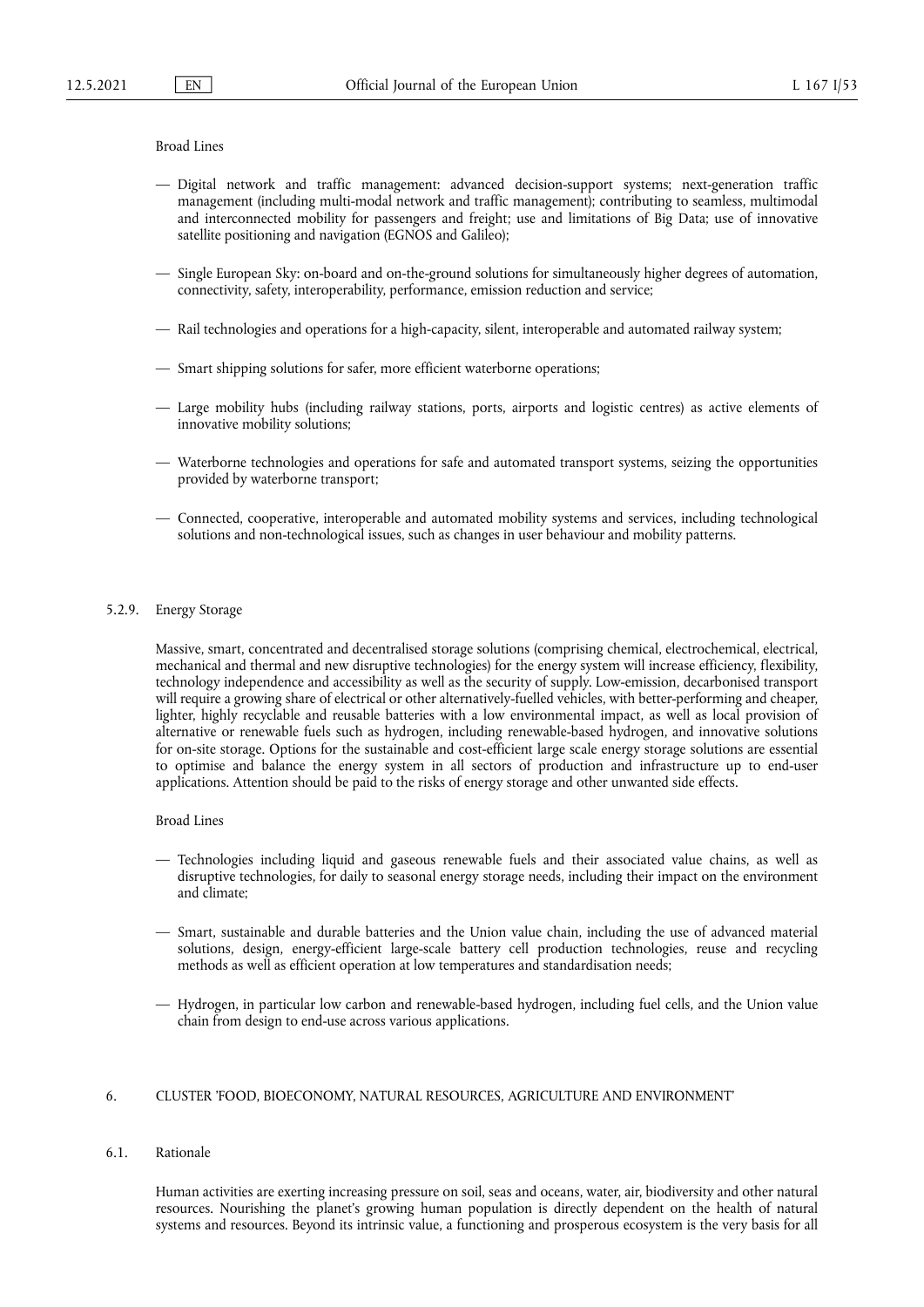Broad Lines

— Digital network and traffic management: advanced decision-support systems; next-generation traffic management (including multi-modal network and traffic management); contributing to seamless, multimodal and interconnected mobility for passengers and freight; use and limitations of Big Data; use of innovative satellite positioning and navigation (EGNOS and Galileo);

— Single European Sky: on-board and on-the-ground solutions for simultaneously higher degrees of automation, connectivity, safety, interoperability, performance, emission reduction and service;

— Rail technologies and operations for a high-capacity, silent, interoperable and automated railway system;

— Smart shipping solutions for safer, more efficient waterborne operations;

— Large mobility hubs (including railway stations, ports, airports and logistic centres) as active elements of innovative mobility solutions;

— Waterborne technologies and operations for safe and automated transport systems, seizing the opportunities provided by waterborne transport;

— Connected, cooperative, interoperable and automated mobility systems and services, including technological solutions and non-technological issues, such as changes in user behaviour and mobility patterns.

#### 5.2.9. Energy Storage

Massive, smart, concentrated and decentralised storage solutions (comprising chemical, electrochemical, electrical, mechanical and thermal and new disruptive technologies) for the energy system will increase efficiency, flexibility, technology independence and accessibility as well as the security of supply. Low-emission, decarbonised transport will require a growing share of electrical or other alternatively-fuelled vehicles, with better-performing and cheaper, lighter, highly recyclable and reusable batteries with a low environmental impact, as well as local provision of alternative or renewable fuels such as hydrogen, including renewable-based hydrogen, and innovative solutions for on-site storage. Options for the sustainable and cost-efficient large scale energy storage solutions are essential to optimise and balance the energy system in all sectors of production and infrastructure up to end-user applications. Attention should be paid to the risks of energy storage and other unwanted side effects.

Broad Lines

— Technologies including liquid and gaseous renewable fuels and their associated value chains, as well as disruptive technologies, for daily to seasonal energy storage needs, including their impact on the environment and climate;

— Smart, sustainable and durable batteries and the Union value chain, including the use of advanced material solutions, design, energy-efficient large-scale battery cell production technologies, reuse and recycling methods as well as efficient operation at low temperatures and standardisation needs;

— Hydrogen, in particular low carbon and renewable-based hydrogen, including fuel cells, and the Union value chain from design to end-use across various applications.

## 6. CLUSTER 'FOOD, BIOECONOMY, NATURAL RESOURCES, AGRICULTURE AND ENVIRONMENT'

### 6.1. Rationale

Human activities are exerting increasing pressure on soil, seas and oceans, water, air, biodiversity and other natural resources. Nourishing the planet's growing human population is directly dependent on the health of natural systems and resources. Beyond its intrinsic value, a functioning and prosperous ecosystem is the very basis for all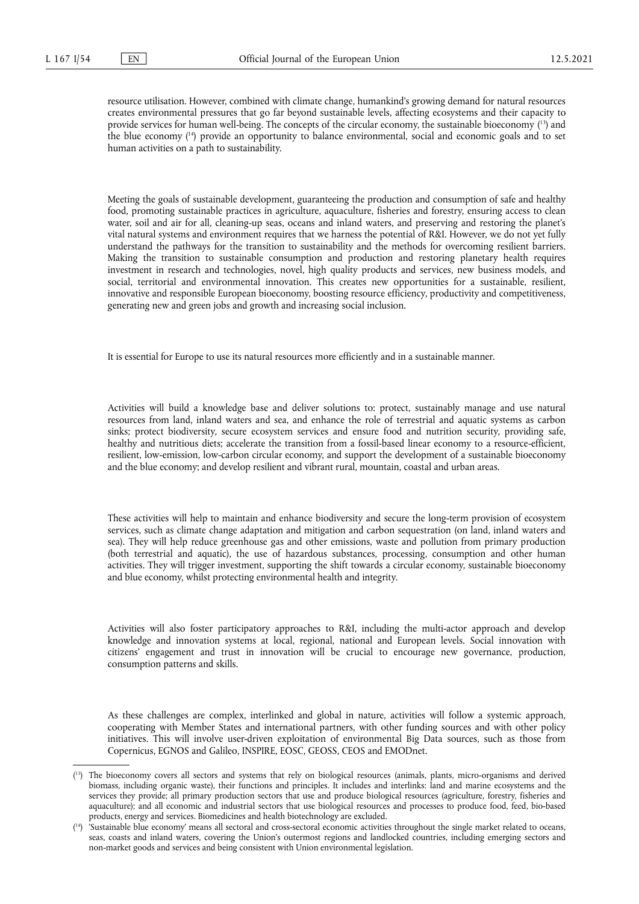resource utilisation. However, combined with climate change, humankind's growing demand for natural resources creates environmental pressures that go far beyond sustainable levels, affecting ecosystems and their capacity to provide services for human well-being. The concepts of the circular economy, the sustainable bioeconomy [13] and the blue economy [14] provide an opportunity to balance environmental, social and economic goals and to set human activities on a path to sustainability.

Meeting the goals of sustainable development, guaranteeing the production and consumption of safe and healthy food, promoting sustainable practices in agriculture, aquaculture, fisheries and forestry, ensuring access to clean water, soil and air for all, cleaning-up seas, oceans and inland waters, and preserving and restoring the planet's vital natural systems and environment requires that we harness the potential of R&I. However, we do not yet fully understand the pathways for the transition to sustainability and the methods for overcoming resilient barriers. Making the transition to sustainable consumption and production and restoring planetary health requires investment in research and technologies, novel, high quality products and services, new business models, and social, territorial and environmental innovation. This creates new opportunities for a sustainable, resilient, innovative and responsible European bioeconomy, boosting resource efficiency, productivity and competitiveness, generating new and green jobs and growth and increasing social inclusion.

It is essential for Europe to use its natural resources more efficiently and in a sustainable manner.

Activities will build a knowledge base and deliver solutions to: protect, sustainably manage and use natural resources from land, inland waters and sea, and enhance the role of terrestrial and aquatic systems as carbon sinks; protect biodiversity, secure ecosystem services and ensure food and nutrition security, providing safe, healthy and nutritious diets; accelerate the transition from a fossil-based linear economy to a resource-efficient, resilient, low-emission, low-carbon circular economy, and support the development of a sustainable bioeconomy and the blue economy; and develop resilient and vibrant rural, mountain, coastal and urban areas.

These activities will help to maintain and enhance biodiversity and secure the long-term provision of ecosystem services, such as climate change adaptation and mitigation and carbon sequestration (on land, inland waters and sea). They will help reduce greenhouse gas and other emissions, waste and pollution from primary production (both terrestrial and aquatic), the use of hazardous substances, processing, consumption and other human activities. They will trigger investment, supporting the shift towards a circular economy, sustainable bioeconomy and blue economy, whilst protecting environmental health and integrity.

Activities will also foster participatory approaches to R&I, including the multi-actor approach and develop knowledge and innovation systems at local, regional, national and European levels. Social innovation with citizens' engagement and trust in innovation will be crucial to encourage new governance, production, consumption patterns and skills.

As these challenges are complex, interlinked and global in nature, activities will follow a systemic approach, cooperating with Member States and international partners, with other funding sources and with other policy initiatives. This will involve user-driven exploitation of environmental Big Data sources, such as those from Copernicus, EGNOS and Galileo, INSPIRE, EOSC, GEOSS, CEOS and EMODnet.

---

[13] The bioeconomy covers all sectors and systems that rely on biological resources (animals, plants, micro-organisms and derived biomass, including organic waste), their functions and principles. It includes and interlinks: land and marine ecosystems and the services they provide; all primary production sectors that use and produce biological resources (agriculture, forestry, fisheries and aquaculture); and all economic and industrial sectors that use biological resources and processes to produce food, feed, bio-based products, energy and services. Biomedicines and health biotechnology are excluded.

[14] 'Sustainable blue economy' means all sectoral and cross-sectoral economic activities throughout the single market related to oceans, seas, coasts and inland waters, covering the Union's outermost regions and landlocked countries, including emerging sectors and non-market goods and services and being consistent with Union environmental legislation.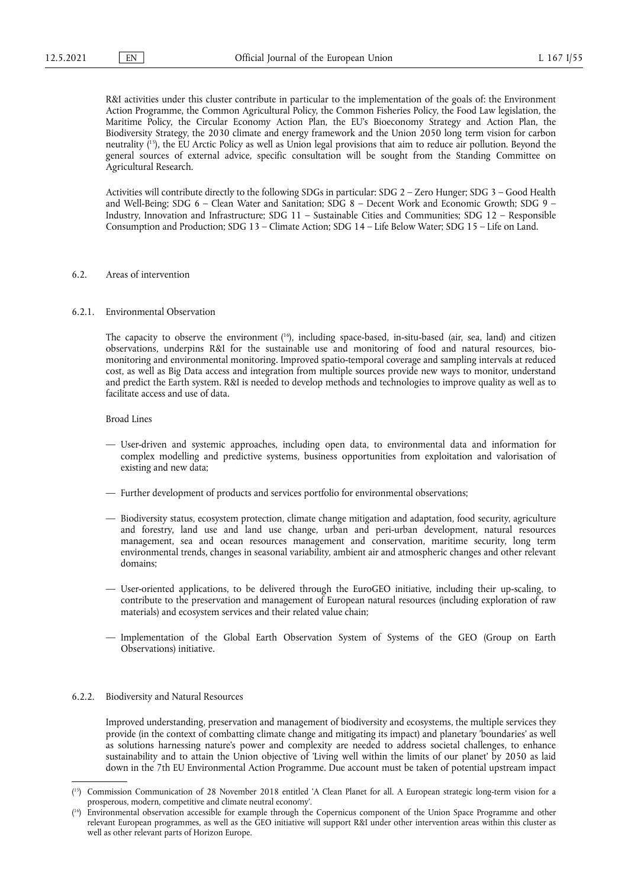R&I activities under this cluster contribute in particular to the implementation of the goals of: the Environment Action Programme, the Common Agricultural Policy, the Common Fisheries Policy, the Food Law legislation, the Maritime Policy, the Circular Economy Action Plan, the EU's Bioeconomy Strategy and Action Plan, the Biodiversity Strategy, the 2030 climate and energy framework and the Union 2050 long term vision for carbon neutrality [15], the EU Arctic Policy as well as Union legal provisions that aim to reduce air pollution. Beyond the general sources of external advice, specific consultation will be sought from the Standing Committee on Agricultural Research.

Activities will contribute directly to the following SDGs in particular: SDG 2 – Zero Hunger; SDG 3 – Good Health and Well-Being; SDG 6 – Clean Water and Sanitation; SDG 8 – Decent Work and Economic Growth; SDG 9 – Industry, Innovation and Infrastructure; SDG 11 – Sustainable Cities and Communities; SDG 12 – Responsible Consumption and Production; SDG 13 – Climate Action; SDG 14 – Life Below Water; SDG 15 – Life on Land.

## 6.2. Areas of intervention

### 6.2.1. Environmental Observation

The capacity to observe the environment [16], including space-based, in-situ-based (air, sea, land) and citizen observations, underpins R&I for the sustainable use and monitoring of food and natural resources, bio-monitoring and environmental monitoring. Improved spatio-temporal coverage and sampling intervals at reduced cost, as well as Big Data access and integration from multiple sources provide new ways to monitor, understand and predict the Earth system. R&I is needed to develop methods and technologies to improve quality as well as to facilitate access and use of data.

Broad Lines

— User-driven and systemic approaches, including open data, to environmental data and information for complex modelling and predictive systems, business opportunities from exploitation and valorisation of existing and new data;

— Further development of products and services portfolio for environmental observations;

— Biodiversity status, ecosystem protection, climate change mitigation and adaptation, food security, agriculture and forestry, land use and land use change, urban and peri-urban development, natural resources management, sea and ocean resources management and conservation, maritime security, long term environmental trends, changes in seasonal variability, ambient air and atmospheric changes and other relevant domains;

— User-oriented applications, to be delivered through the EuroGEO initiative, including their up-scaling, to contribute to the preservation and management of European natural resources (including exploration of raw materials) and ecosystem services and their related value chain;

— Implementation of the Global Earth Observation System of Systems of the GEO (Group on Earth Observations) initiative.

### 6.2.2. Biodiversity and Natural Resources

Improved understanding, preservation and management of biodiversity and ecosystems, the multiple services they provide (in the context of combatting climate change and mitigating its impact) and planetary 'boundaries' as well as solutions harnessing nature's power and complexity are needed to address societal challenges, to enhance sustainability and to attain the Union objective of 'Living well within the limits of our planet' by 2050 as laid down in the 7th EU Environmental Action Programme. Due account must be taken of potential upstream impact

---

[15] Commission Communication of 28 November 2018 entitled 'A Clean Planet for all. A European strategic long-term vision for a prosperous, modern, competitive and climate neutral economy'.

[16] Environmental observation accessible for example through the Copernicus component of the Union Space Programme and other relevant European programmes, as well as the GEO initiative will support R&I under other intervention areas within this cluster as well as other relevant parts of Horizon Europe.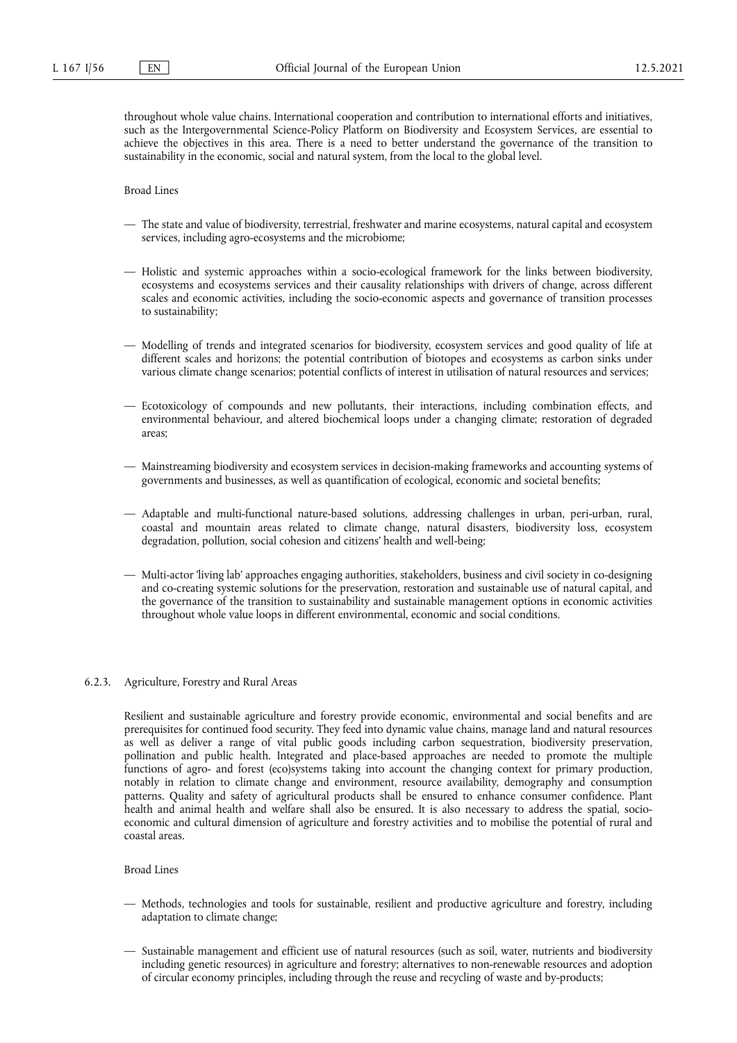throughout whole value chains. International cooperation and contribution to international efforts and initiatives, such as the Intergovernmental Science-Policy Platform on Biodiversity and Ecosystem Services, are essential to achieve the objectives in this area. There is a need to better understand the governance of the transition to sustainability in the economic, social and natural system, from the local to the global level.

Broad Lines

— The state and value of biodiversity, terrestrial, freshwater and marine ecosystems, natural capital and ecosystem services, including agro-ecosystems and the microbiome;

— Holistic and systemic approaches within a socio-ecological framework for the links between biodiversity, ecosystems and ecosystems services and their causality relationships with drivers of change, across different scales and economic activities, including the socio-economic aspects and governance of transition processes to sustainability;

— Modelling of trends and integrated scenarios for biodiversity, ecosystem services and good quality of life at different scales and horizons; the potential contribution of biotopes and ecosystems as carbon sinks under various climate change scenarios; potential conflicts of interest in utilisation of natural resources and services;

— Ecotoxicology of compounds and new pollutants, their interactions, including combination effects, and environmental behaviour, and altered biochemical loops under a changing climate; restoration of degraded areas;

— Mainstreaming biodiversity and ecosystem services in decision-making frameworks and accounting systems of governments and businesses, as well as quantification of ecological, economic and societal benefits;

— Adaptable and multi-functional nature-based solutions, addressing challenges in urban, peri-urban, rural, coastal and mountain areas related to climate change, natural disasters, biodiversity loss, ecosystem degradation, pollution, social cohesion and citizens' health and well-being;

— Multi-actor 'living lab' approaches engaging authorities, stakeholders, business and civil society in co-designing and co-creating systemic solutions for the preservation, restoration and sustainable use of natural capital, and the governance of the transition to sustainability and sustainable management options in economic activities throughout whole value loops in different environmental, economic and social conditions.

#### 6.2.3. Agriculture, Forestry and Rural Areas

Resilient and sustainable agriculture and forestry provide economic, environmental and social benefits and are prerequisites for continued food security. They feed into dynamic value chains, manage land and natural resources as well as deliver a range of vital public goods including carbon sequestration, biodiversity preservation, pollination and public health. Integrated and place-based approaches are needed to promote the multiple functions of agro- and forest (eco)systems taking into account the changing context for primary production, notably in relation to climate change and environment, resource availability, demography and consumption patterns. Quality and safety of agricultural products shall be ensured to enhance consumer confidence. Plant health and animal health and welfare shall also be ensured. It is also necessary to address the spatial, socio-economic and cultural dimension of agriculture and forestry activities and to mobilise the potential of rural and coastal areas.

Broad Lines

— Methods, technologies and tools for sustainable, resilient and productive agriculture and forestry, including adaptation to climate change;

— Sustainable management and efficient use of natural resources (such as soil, water, nutrients and biodiversity including genetic resources) in agriculture and forestry; alternatives to non-renewable resources and adoption of circular economy principles, including through the reuse and recycling of waste and by-products;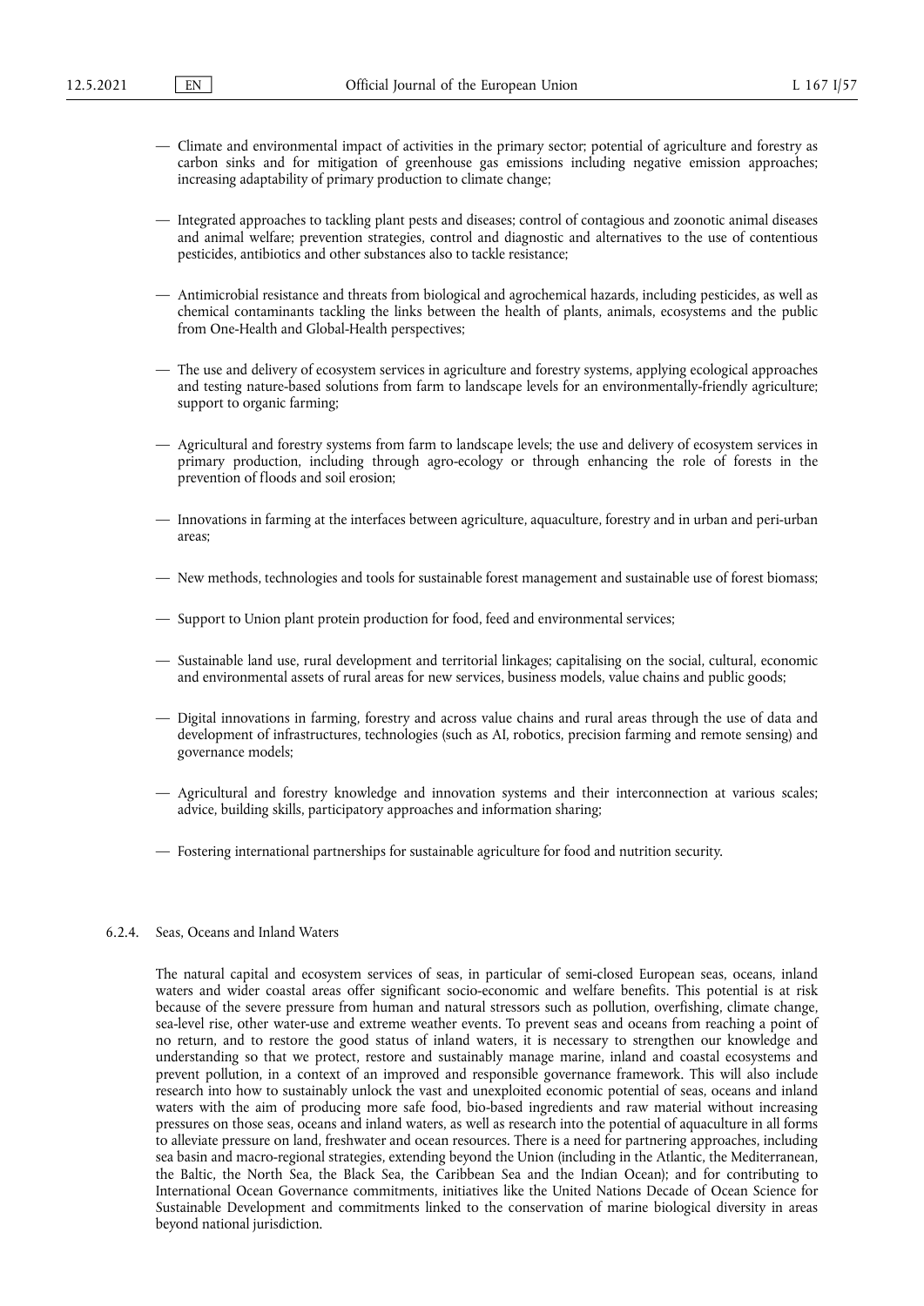— Climate and environmental impact of activities in the primary sector; potential of agriculture and forestry as carbon sinks and for mitigation of greenhouse gas emissions including negative emission approaches; increasing adaptability of primary production to climate change;

— Integrated approaches to tackling plant pests and diseases; control of contagious and zoonotic animal diseases and animal welfare; prevention strategies, control and diagnostic and alternatives to the use of contentious pesticides, antibiotics and other substances also to tackle resistance;

— Antimicrobial resistance and threats from biological and agrochemical hazards, including pesticides, as well as chemical contaminants tackling the links between the health of plants, animals, ecosystems and the public from One-Health and Global-Health perspectives;

— The use and delivery of ecosystem services in agriculture and forestry systems, applying ecological approaches and testing nature-based solutions from farm to landscape levels for an environmentally-friendly agriculture; support to organic farming;

— Agricultural and forestry systems from farm to landscape levels; the use and delivery of ecosystem services in primary production, including through agro-ecology or through enhancing the role of forests in the prevention of floods and soil erosion;

— Innovations in farming at the interfaces between agriculture, aquaculture, forestry and in urban and peri-urban areas;

— New methods, technologies and tools for sustainable forest management and sustainable use of forest biomass;

— Support to Union plant protein production for food, feed and environmental services;

— Sustainable land use, rural development and territorial linkages; capitalising on the social, cultural, economic and environmental assets of rural areas for new services, business models, value chains and public goods;

— Digital innovations in farming, forestry and across value chains and rural areas through the use of data and development of infrastructures, technologies (such as AI, robotics, precision farming and remote sensing) and governance models;

— Agricultural and forestry knowledge and innovation systems and their interconnection at various scales; advice, building skills, participatory approaches and information sharing;

— Fostering international partnerships for sustainable agriculture for food and nutrition security.

### 6.2.4. Seas, Oceans and Inland Waters

The natural capital and ecosystem services of seas, in particular of semi-closed European seas, oceans, inland waters and wider coastal areas offer significant socio-economic and welfare benefits. This potential is at risk because of the severe pressure from human and natural stressors such as pollution, overfishing, climate change, sea-level rise, other water-use and extreme weather events. To prevent seas and oceans from reaching a point of no return, and to restore the good status of inland waters, it is necessary to strengthen our knowledge and understanding so that we protect, restore and sustainably manage marine, inland and coastal ecosystems and prevent pollution, in a context of an improved and responsible governance framework. This will also include research into how to sustainably unlock the vast and unexploited economic potential of seas, oceans and inland waters with the aim of producing more safe food, bio-based ingredients and raw material without increasing pressures on those seas, oceans and inland waters, as well as research into the potential of aquaculture in all forms to alleviate pressure on land, freshwater and ocean resources. There is a need for partnering approaches, including sea basin and macro-regional strategies, extending beyond the Union (including in the Atlantic, the Mediterranean, the Baltic, the North Sea, the Black Sea, the Caribbean Sea and the Indian Ocean); and for contributing to International Ocean Governance commitments, initiatives like the United Nations Decade of Ocean Science for Sustainable Development and commitments linked to the conservation of marine biological diversity in areas beyond national jurisdiction.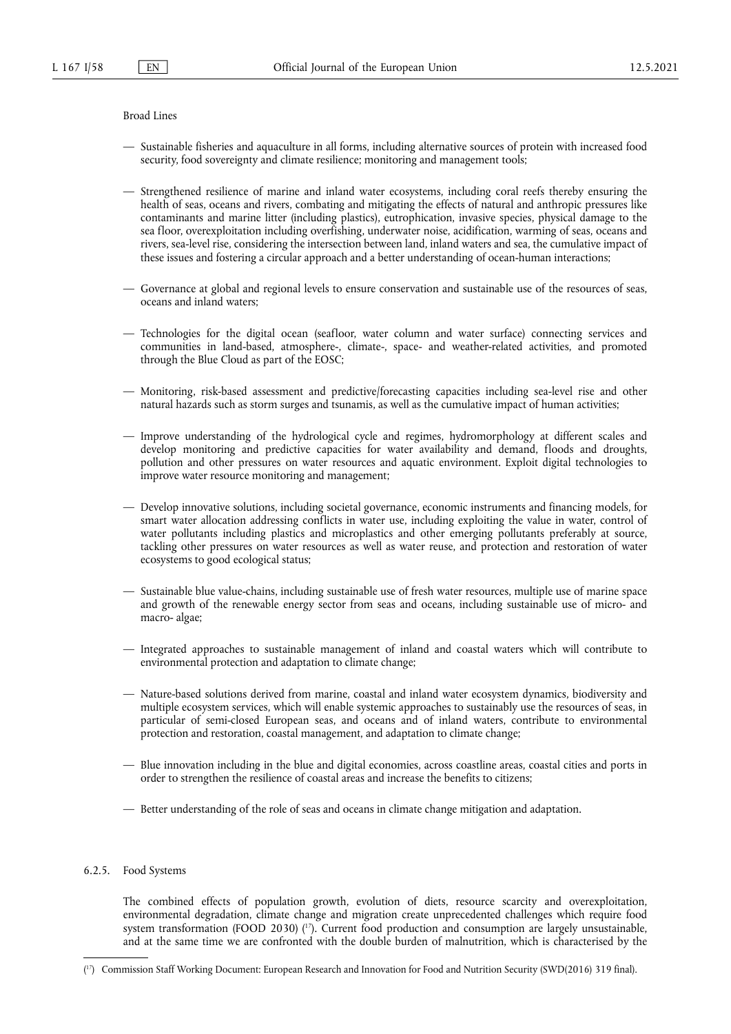Broad Lines

- Sustainable fisheries and aquaculture in all forms, including alternative sources of protein with increased food security, food sovereignty and climate resilience; monitoring and management tools;
- Strengthened resilience of marine and inland water ecosystems, including coral reefs thereby ensuring the health of seas, oceans and rivers, combating and mitigating the effects of natural and anthropic pressures like contaminants and marine litter (including plastics), eutrophication, invasive species, physical damage to the sea floor, overexploitation including overfishing, underwater noise, acidification, warming of seas, oceans and rivers, sea-level rise, considering the intersection between land, inland waters and sea, the cumulative impact of these issues and fostering a circular approach and a better understanding of ocean-human interactions;
- Governance at global and regional levels to ensure conservation and sustainable use of the resources of seas, oceans and inland waters;
- Technologies for the digital ocean (seafloor, water column and water surface) connecting services and communities in land-based, atmosphere-, climate-, space- and weather-related activities, and promoted through the Blue Cloud as part of the EOSC;
- Monitoring, risk-based assessment and predictive/forecasting capacities including sea-level rise and other natural hazards such as storm surges and tsunamis, as well as the cumulative impact of human activities;
- Improve understanding of the hydrological cycle and regimes, hydromorphology at different scales and develop monitoring and predictive capacities for water availability and demand, floods and droughts, pollution and other pressures on water resources and aquatic environment. Exploit digital technologies to improve water resource monitoring and management;
- Develop innovative solutions, including societal governance, economic instruments and financing models, for smart water allocation addressing conflicts in water use, including exploiting the value in water, control of water pollutants including plastics and microplastics and other emerging pollutants preferably at source, tackling other pressures on water resources as well as water reuse, and protection and restoration of water ecosystems to good ecological status;
- Sustainable blue value-chains, including sustainable use of fresh water resources, multiple use of marine space and growth of the renewable energy sector from seas and oceans, including sustainable use of micro- and macro- algae;
- Integrated approaches to sustainable management of inland and coastal waters which will contribute to environmental protection and adaptation to climate change;
- Nature-based solutions derived from marine, coastal and inland water ecosystem dynamics, biodiversity and multiple ecosystem services, which will enable systemic approaches to sustainably use the resources of seas, in particular of semi-closed European seas, and oceans and of inland waters, contribute to environmental protection and restoration, coastal management, and adaptation to climate change;
- Blue innovation including in the blue and digital economies, across coastline areas, coastal cities and ports in order to strengthen the resilience of coastal areas and increase the benefits to citizens;
- Better understanding of the role of seas and oceans in climate change mitigation and adaptation.

### 6.2.5. Food Systems

The combined effects of population growth, evolution of diets, resource scarcity and overexploitation, environmental degradation, climate change and migration create unprecedented challenges which require food system transformation (FOOD 2030) [17]. Current food production and consumption are largely unsustainable, and at the same time we are confronted with the double burden of malnutrition, which is characterised by the

[17] Commission Staff Working Document: European Research and Innovation for Food and Nutrition Security (SWD(2016) 319 final).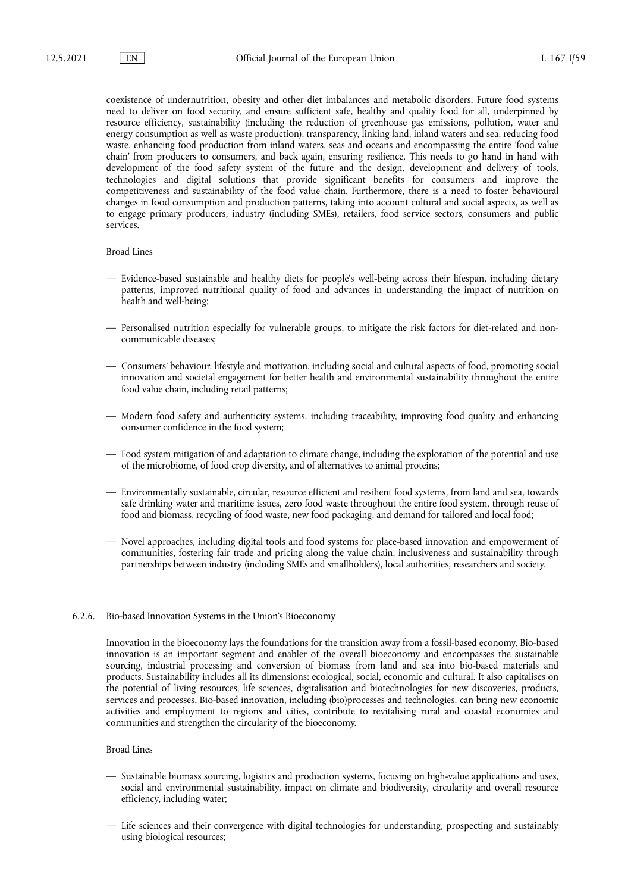coexistence of undernutrition, obesity and other diet imbalances and metabolic disorders. Future food systems need to deliver on food security, and ensure sufficient safe, healthy and quality food for all, underpinned by resource efficiency, sustainability (including the reduction of greenhouse gas emissions, pollution, water and energy consumption as well as waste production), transparency, linking land, inland waters and sea, reducing food waste, enhancing food production from inland waters, seas and oceans and encompassing the entire 'food value chain' from producers to consumers, and back again, ensuring resilience. This needs to go hand in hand with development of the food safety system of the future and the design, development and delivery of tools, technologies and digital solutions that provide significant benefits for consumers and improve the competitiveness and sustainability of the food value chain. Furthermore, there is a need to foster behavioural changes in food consumption and production patterns, taking into account cultural and social aspects, as well as to engage primary producers, industry (including SMEs), retailers, food service sectors, consumers and public services.

Broad Lines

— Evidence-based sustainable and healthy diets for people's well-being across their lifespan, including dietary patterns, improved nutritional quality of food and advances in understanding the impact of nutrition on health and well-being;

— Personalised nutrition especially for vulnerable groups, to mitigate the risk factors for diet-related and non-communicable diseases;

— Consumers' behaviour, lifestyle and motivation, including social and cultural aspects of food, promoting social innovation and societal engagement for better health and environmental sustainability throughout the entire food value chain, including retail patterns;

— Modern food safety and authenticity systems, including traceability, improving food quality and enhancing consumer confidence in the food system;

— Food system mitigation of and adaptation to climate change, including the exploration of the potential and use of the microbiome, of food crop diversity, and of alternatives to animal proteins;

— Environmentally sustainable, circular, resource efficient and resilient food systems, from land and sea, towards safe drinking water and maritime issues, zero food waste throughout the entire food system, through reuse of food and biomass, recycling of food waste, new food packaging, and demand for tailored and local food;

— Novel approaches, including digital tools and food systems for place-based innovation and empowerment of communities, fostering fair trade and pricing along the value chain, inclusiveness and sustainability through partnerships between industry (including SMEs and smallholders), local authorities, researchers and society.

### 6.2.6. Bio-based Innovation Systems in the Union's Bioeconomy

Innovation in the bioeconomy lays the foundations for the transition away from a fossil-based economy. Bio-based innovation is an important segment and enabler of the overall bioeconomy and encompasses the sustainable sourcing, industrial processing and conversion of biomass from land and sea into bio-based materials and products. Sustainability includes all its dimensions: ecological, social, economic and cultural. It also capitalises on the potential of living resources, life sciences, digitalisation and biotechnologies for new discoveries, products, services and processes. Bio-based innovation, including (bio)processes and technologies, can bring new economic activities and employment to regions and cities, contribute to revitalising rural and coastal economies and communities and strengthen the circularity of the bioeconomy.

Broad Lines

— Sustainable biomass sourcing, logistics and production systems, focusing on high-value applications and uses, social and environmental sustainability, impact on climate and biodiversity, circularity and overall resource efficiency, including water;

— Life sciences and their convergence with digital technologies for understanding, prospecting and sustainably using biological resources;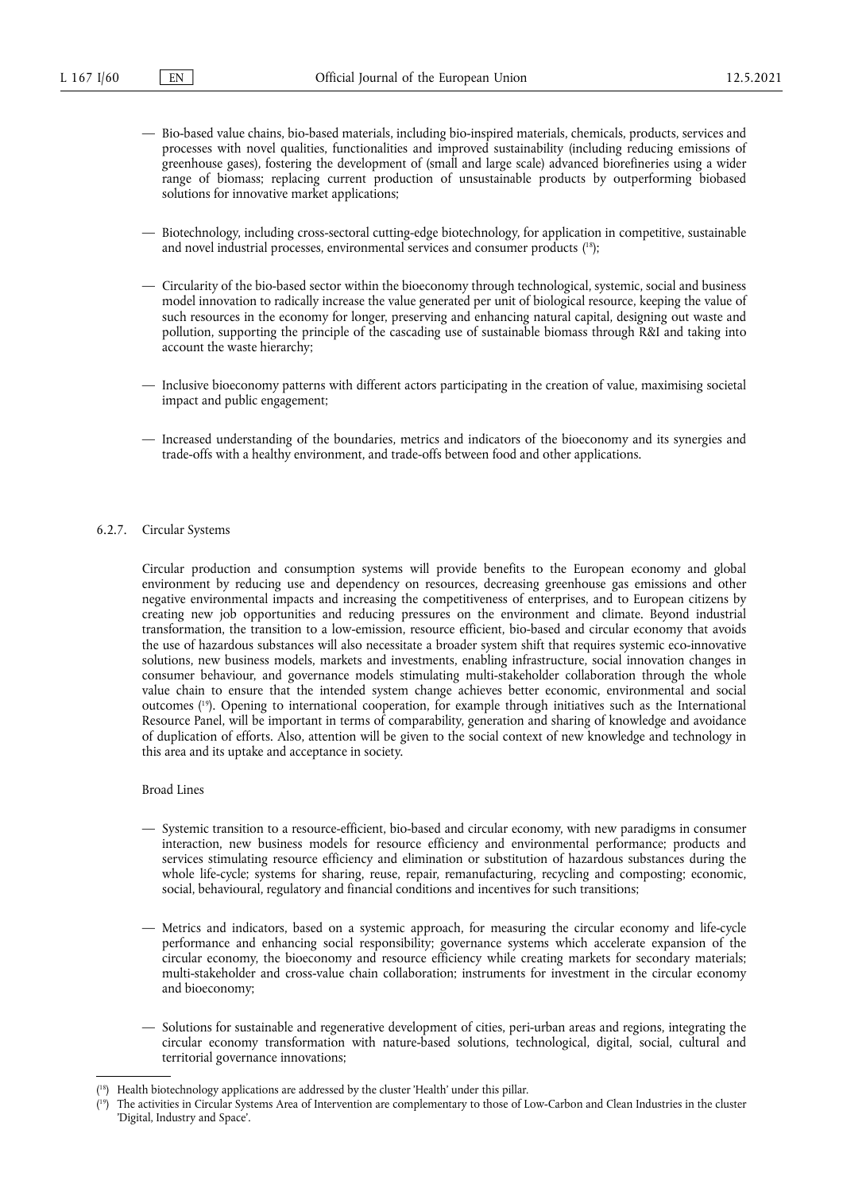— Bio-based value chains, bio-based materials, including bio-inspired materials, chemicals, products, services and processes with novel qualities, functionalities and improved sustainability (including reducing emissions of greenhouse gases), fostering the development of (small and large scale) advanced biorefineries using a wider range of biomass; replacing current production of unsustainable products by outperforming biobased solutions for innovative market applications;

— Biotechnology, including cross-sectoral cutting-edge biotechnology, for application in competitive, sustainable and novel industrial processes, environmental services and consumer products [18];

— Circularity of the bio-based sector within the bioeconomy through technological, systemic, social and business model innovation to radically increase the value generated per unit of biological resource, keeping the value of such resources in the economy for longer, preserving and enhancing natural capital, designing out waste and pollution, supporting the principle of the cascading use of sustainable biomass through R&I and taking into account the waste hierarchy;

— Inclusive bioeconomy patterns with different actors participating in the creation of value, maximising societal impact and public engagement;

— Increased understanding of the boundaries, metrics and indicators of the bioeconomy and its synergies and trade-offs with a healthy environment, and trade-offs between food and other applications.

### 6.2.7. Circular Systems

Circular production and consumption systems will provide benefits to the European economy and global environment by reducing use and dependency on resources, decreasing greenhouse gas emissions and other negative environmental impacts and increasing the competitiveness of enterprises, and to European citizens by creating new job opportunities and reducing pressures on the environment and climate. Beyond industrial transformation, the transition to a low-emission, resource efficient, bio-based and circular economy that avoids the use of hazardous substances will also necessitate a broader system shift that requires systemic eco-innovative solutions, new business models, markets and investments, enabling infrastructure, social innovation changes in consumer behaviour, and governance models stimulating multi-stakeholder collaboration through the whole value chain to ensure that the intended system change achieves better economic, environmental and social outcomes [19]. Opening to international cooperation, for example through initiatives such as the International Resource Panel, will be important in terms of comparability, generation and sharing of knowledge and avoidance of duplication of efforts. Also, attention will be given to the social context of new knowledge and technology in this area and its uptake and acceptance in society.

Broad Lines

— Systemic transition to a resource-efficient, bio-based and circular economy, with new paradigms in consumer interaction, new business models for resource efficiency and environmental performance; products and services stimulating resource efficiency and elimination or substitution of hazardous substances during the whole life-cycle; systems for sharing, reuse, repair, remanufacturing, recycling and composting; economic, social, behavioural, regulatory and financial conditions and incentives for such transitions;

— Metrics and indicators, based on a systemic approach, for measuring the circular economy and life-cycle performance and enhancing social responsibility; governance systems which accelerate expansion of the circular economy, the bioeconomy and resource efficiency while creating markets for secondary materials; multi-stakeholder and cross-value chain collaboration; instruments for investment in the circular economy and bioeconomy;

— Solutions for sustainable and regenerative development of cities, peri-urban areas and regions, integrating the circular economy transformation with nature-based solutions, technological, digital, social, cultural and territorial governance innovations;

---

[18] Health biotechnology applications are addressed by the cluster 'Health' under this pillar.

[19] The activities in Circular Systems Area of Intervention are complementary to those of Low-Carbon and Clean Industries in the cluster 'Digital, Industry and Space'.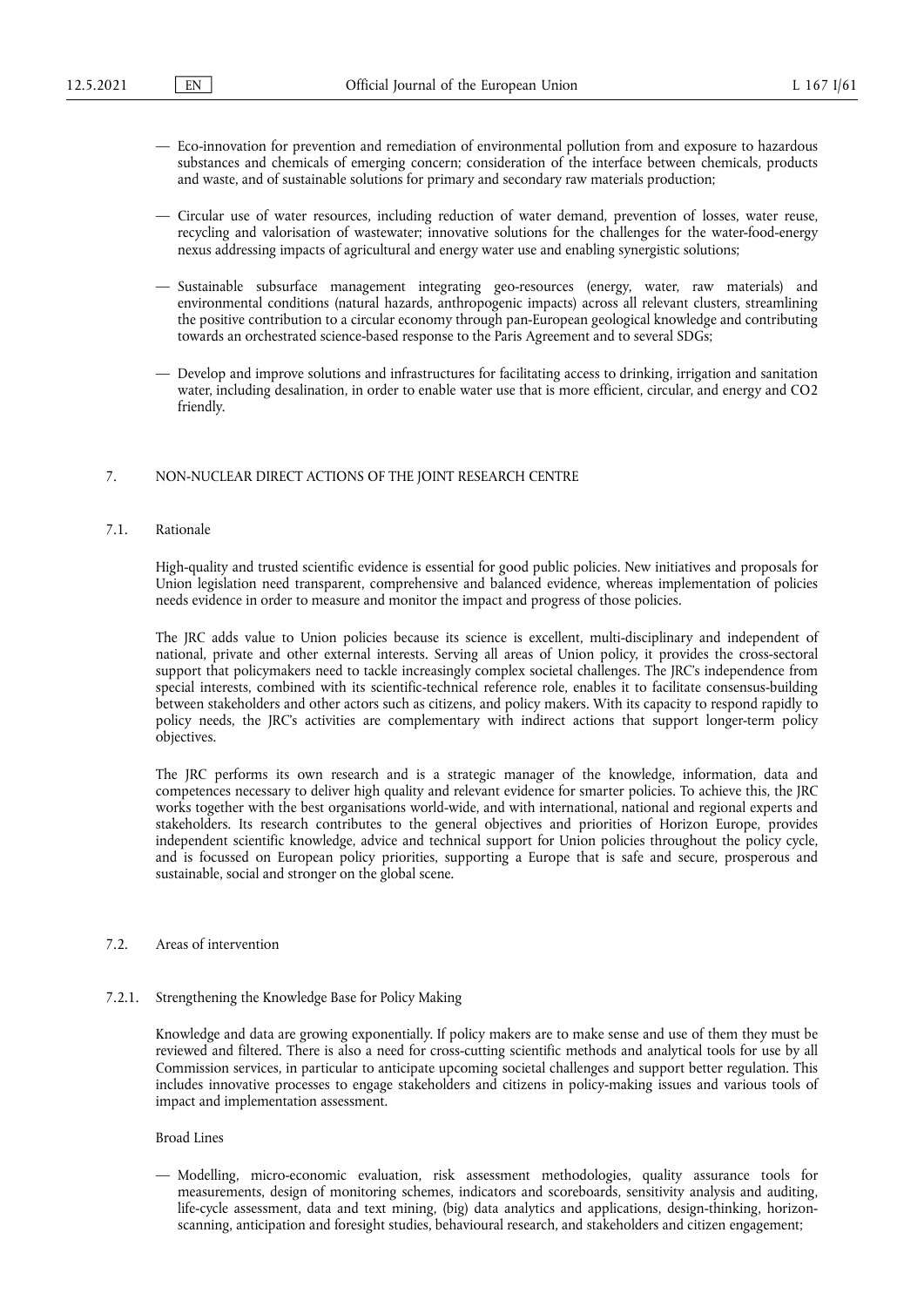— Eco-innovation for prevention and remediation of environmental pollution from and exposure to hazardous substances and chemicals of emerging concern; consideration of the interface between chemicals, products and waste, and of sustainable solutions for primary and secondary raw materials production;

— Circular use of water resources, including reduction of water demand, prevention of losses, water reuse, recycling and valorisation of wastewater; innovative solutions for the challenges for the water-food-energy nexus addressing impacts of agricultural and energy water use and enabling synergistic solutions;

— Sustainable subsurface management integrating geo-resources (energy, water, raw materials) and environmental conditions (natural hazards, anthropogenic impacts) across all relevant clusters, streamlining the positive contribution to a circular economy through pan-European geological knowledge and contributing towards an orchestrated science-based response to the Paris Agreement and to several SDGs;

— Develop and improve solutions and infrastructures for facilitating access to drinking, irrigation and sanitation water, including desalination, in order to enable water use that is more efficient, circular, and energy and $CO_2$ friendly.

## 7. NON-NUCLEAR DIRECT ACTIONS OF THE JOINT RESEARCH CENTRE

### 7.1. Rationale

High-quality and trusted scientific evidence is essential for good public policies. New initiatives and proposals for Union legislation need transparent, comprehensive and balanced evidence, whereas implementation of policies needs evidence in order to measure and monitor the impact and progress of those policies.

The JRC adds value to Union policies because its science is excellent, multi-disciplinary and independent of national, private and other external interests. Serving all areas of Union policy, it provides the cross-sectoral support that policymakers need to tackle increasingly complex societal challenges. The JRC's independence from special interests, combined with its scientific-technical reference role, enables it to facilitate consensus-building between stakeholders and other actors such as citizens, and policy makers. With its capacity to respond rapidly to policy needs, the JRC's activities are complementary with indirect actions that support longer-term policy objectives.

The JRC performs its own research and is a strategic manager of the knowledge, information, data and competences necessary to deliver high quality and relevant evidence for smarter policies. To achieve this, the JRC works together with the best organisations world-wide, and with international, national and regional experts and stakeholders. Its research contributes to the general objectives and priorities of Horizon Europe, provides independent scientific knowledge, advice and technical support for Union policies throughout the policy cycle, and is focussed on European policy priorities, supporting a Europe that is safe and secure, prosperous and sustainable, social and stronger on the global scene.

### 7.2. Areas of intervention

#### 7.2.1. Strengthening the Knowledge Base for Policy Making

Knowledge and data are growing exponentially. If policy makers are to make sense and use of them they must be reviewed and filtered. There is also a need for cross-cutting scientific methods and analytical tools for use by all Commission services, in particular to anticipate upcoming societal challenges and support better regulation. This includes innovative processes to engage stakeholders and citizens in policy-making issues and various tools of impact and implementation assessment.

Broad Lines

— Modelling, micro-economic evaluation, risk assessment methodologies, quality assurance tools for measurements, design of monitoring schemes, indicators and scoreboards, sensitivity analysis and auditing, life-cycle assessment, data and text mining, (big) data analytics and applications, design-thinking, horizon-scanning, anticipation and foresight studies, behavioural research, and stakeholders and citizen engagement;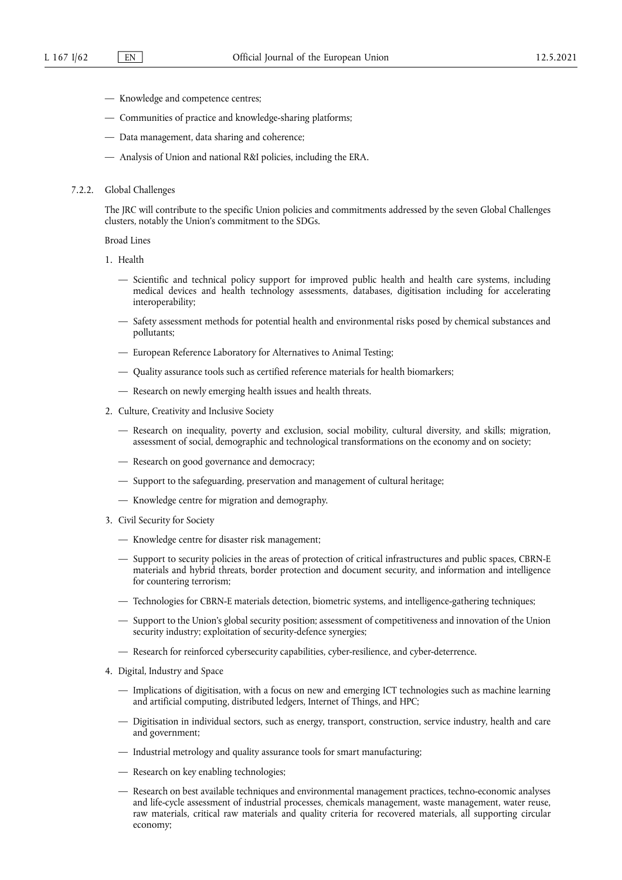— Knowledge and competence centres;

— Communities of practice and knowledge-sharing platforms;

— Data management, data sharing and coherence;

— Analysis of Union and national R&I policies, including the ERA.

### 7.2.2. Global Challenges

The JRC will contribute to the specific Union policies and commitments addressed by the seven Global Challenges clusters, notably the Union's commitment to the SDGs.

Broad Lines

1. Health

   — Scientific and technical policy support for improved public health and health care systems, including medical devices and health technology assessments, databases, digitisation including for accelerating interoperability;

   — Safety assessment methods for potential health and environmental risks posed by chemical substances and pollutants;

   — European Reference Laboratory for Alternatives to Animal Testing;

   — Quality assurance tools such as certified reference materials for health biomarkers;

   — Research on newly emerging health issues and health threats.

2. Culture, Creativity and Inclusive Society

   — Research on inequality, poverty and exclusion, social mobility, cultural diversity, and skills; migration, assessment of social, demographic and technological transformations on the economy and on society;

   — Research on good governance and democracy;

   — Support to the safeguarding, preservation and management of cultural heritage;

   — Knowledge centre for migration and demography.

3. Civil Security for Society

   — Knowledge centre for disaster risk management;

   — Support to security policies in the areas of protection of critical infrastructures and public spaces, CBRN-E materials and hybrid threats, border protection and document security, and information and intelligence for countering terrorism;

   — Technologies for CBRN-E materials detection, biometric systems, and intelligence-gathering techniques;

   — Support to the Union's global security position; assessment of competitiveness and innovation of the Union security industry; exploitation of security-defence synergies;

   — Research for reinforced cybersecurity capabilities, cyber-resilience, and cyber-deterrence.

4. Digital, Industry and Space

   — Implications of digitisation, with a focus on new and emerging ICT technologies such as machine learning and artificial computing, distributed ledgers, Internet of Things, and HPC;

   — Digitisation in individual sectors, such as energy, transport, construction, service industry, health and care and government;

   — Industrial metrology and quality assurance tools for smart manufacturing;

   — Research on key enabling technologies;

   — Research on best available techniques and environmental management practices, techno-economic analyses and life-cycle assessment of industrial processes, chemicals management, waste management, water reuse, raw materials, critical raw materials and quality criteria for recovered materials, all supporting circular economy;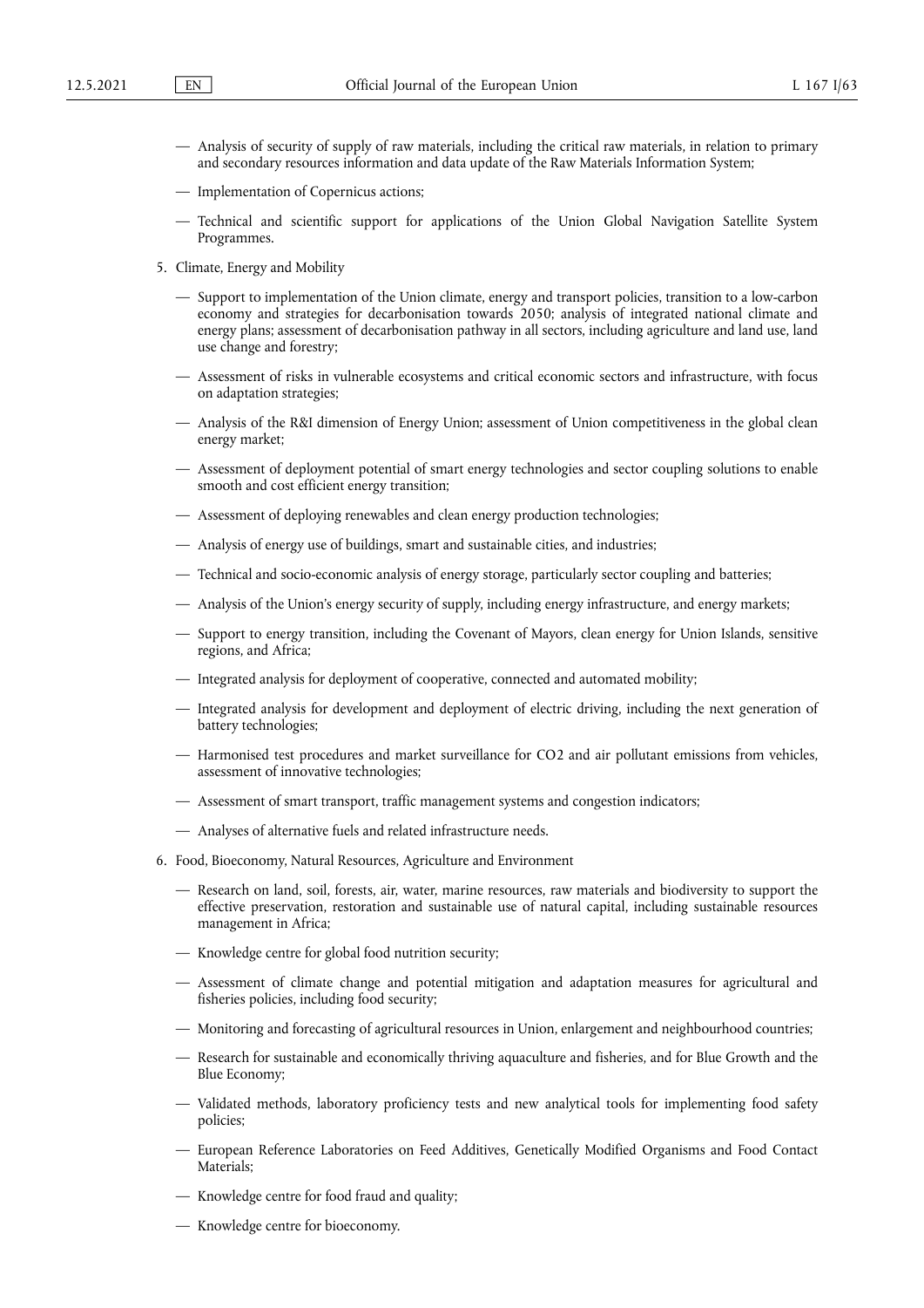— Analysis of security of supply of raw materials, including the critical raw materials, in relation to primary and secondary resources information and data update of the Raw Materials Information System;

— Implementation of Copernicus actions;

— Technical and scientific support for applications of the Union Global Navigation Satellite System Programmes.

5. Climate, Energy and Mobility

— Support to implementation of the Union climate, energy and transport policies, transition to a low-carbon economy and strategies for decarbonisation towards 2050; analysis of integrated national climate and energy plans; assessment of decarbonisation pathway in all sectors, including agriculture and land use, land use change and forestry;

— Assessment of risks in vulnerable ecosystems and critical economic sectors and infrastructure, with focus on adaptation strategies;

— Analysis of the R&I dimension of Energy Union; assessment of Union competitiveness in the global clean energy market;

— Assessment of deployment potential of smart energy technologies and sector coupling solutions to enable smooth and cost efficient energy transition;

— Assessment of deploying renewables and clean energy production technologies;

— Analysis of energy use of buildings, smart and sustainable cities, and industries;

— Technical and socio-economic analysis of energy storage, particularly sector coupling and batteries;

— Analysis of the Union's energy security of supply, including energy infrastructure, and energy markets;

— Support to energy transition, including the Covenant of Mayors, clean energy for Union Islands, sensitive regions, and Africa;

— Integrated analysis for deployment of cooperative, connected and automated mobility;

— Integrated analysis for development and deployment of electric driving, including the next generation of battery technologies;

— Harmonised test procedures and market surveillance for $CO_2$ and air pollutant emissions from vehicles, assessment of innovative technologies;

— Assessment of smart transport, traffic management systems and congestion indicators;

— Analyses of alternative fuels and related infrastructure needs.

6. Food, Bioeconomy, Natural Resources, Agriculture and Environment

— Research on land, soil, forests, air, water, marine resources, raw materials and biodiversity to support the effective preservation, restoration and sustainable use of natural capital, including sustainable resources management in Africa;

— Knowledge centre for global food nutrition security;

— Assessment of climate change and potential mitigation and adaptation measures for agricultural and fisheries policies, including food security;

— Monitoring and forecasting of agricultural resources in Union, enlargement and neighbourhood countries;

— Research for sustainable and economically thriving aquaculture and fisheries, and for Blue Growth and the Blue Economy;

— Validated methods, laboratory proficiency tests and new analytical tools for implementing food safety policies;

— European Reference Laboratories on Feed Additives, Genetically Modified Organisms and Food Contact Materials;

— Knowledge centre for food fraud and quality;

— Knowledge centre for bioeconomy.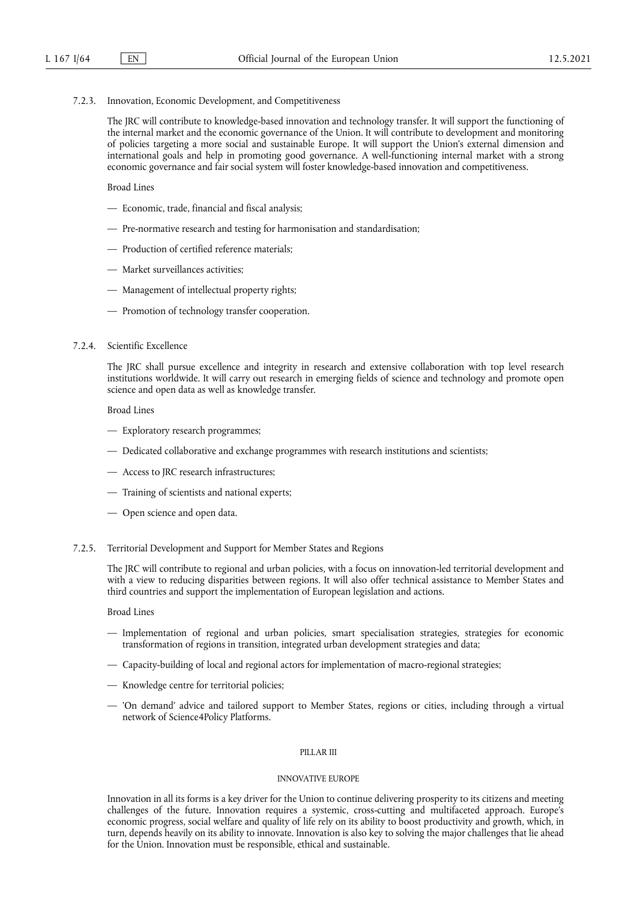#### 7.2.3. Innovation, Economic Development, and Competitiveness

The JRC will contribute to knowledge-based innovation and technology transfer. It will support the functioning of the internal market and the economic governance of the Union. It will contribute to development and monitoring of policies targeting a more social and sustainable Europe. It will support the Union's external dimension and international goals and help in promoting good governance. A well-functioning internal market with a strong economic governance and fair social system will foster knowledge-based innovation and competitiveness.

Broad Lines

— Economic, trade, financial and fiscal analysis;

— Pre-normative research and testing for harmonisation and standardisation;

— Production of certified reference materials;

— Market surveillances activities;

— Management of intellectual property rights;

— Promotion of technology transfer cooperation.

#### 7.2.4. Scientific Excellence

The JRC shall pursue excellence and integrity in research and extensive collaboration with top level research institutions worldwide. It will carry out research in emerging fields of science and technology and promote open science and open data as well as knowledge transfer.

Broad Lines

— Exploratory research programmes;

— Dedicated collaborative and exchange programmes with research institutions and scientists;

— Access to JRC research infrastructures;

— Training of scientists and national experts;

— Open science and open data.

#### 7.2.5. Territorial Development and Support for Member States and Regions

The JRC will contribute to regional and urban policies, with a focus on innovation-led territorial development and with a view to reducing disparities between regions. It will also offer technical assistance to Member States and third countries and support the implementation of European legislation and actions.

Broad Lines

— Implementation of regional and urban policies, smart specialisation strategies, strategies for economic transformation of regions in transition, integrated urban development strategies and data;

— Capacity-building of local and regional actors for implementation of macro-regional strategies;

— Knowledge centre for territorial policies;

— 'On demand' advice and tailored support to Member States, regions or cities, including through a virtual network of Science4Policy Platforms.

## PILLAR III

## INNOVATIVE EUROPE

Innovation in all its forms is a key driver for the Union to continue delivering prosperity to its citizens and meeting challenges of the future. Innovation requires a systemic, cross-cutting and multifaceted approach. Europe's economic progress, social welfare and quality of life rely on its ability to boost productivity and growth, which, in turn, depends heavily on its ability to innovate. Innovation is also key to solving the major challenges that lie ahead for the Union. Innovation must be responsible, ethical and sustainable.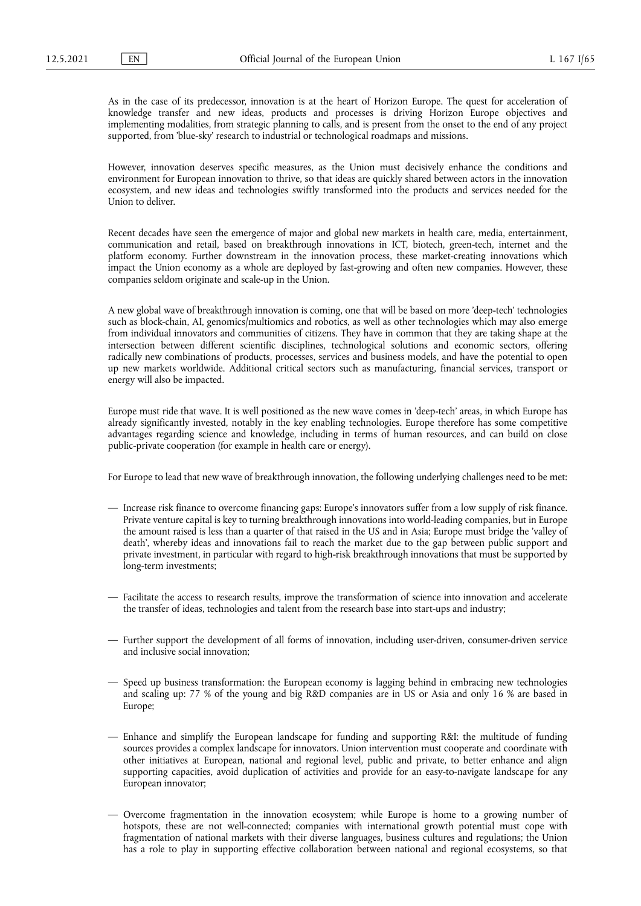As in the case of its predecessor, innovation is at the heart of Horizon Europe. The quest for acceleration of knowledge transfer and new ideas, products and processes is driving Horizon Europe objectives and implementing modalities, from strategic planning to calls, and is present from the onset to the end of any project supported, from 'blue-sky' research to industrial or technological roadmaps and missions.

However, innovation deserves specific measures, as the Union must decisively enhance the conditions and environment for European innovation to thrive, so that ideas are quickly shared between actors in the innovation ecosystem, and new ideas and technologies swiftly transformed into the products and services needed for the Union to deliver.

Recent decades have seen the emergence of major and global new markets in health care, media, entertainment, communication and retail, based on breakthrough innovations in ICT, biotech, green-tech, internet and the platform economy. Further downstream in the innovation process, these market-creating innovations which impact the Union economy as a whole are deployed by fast-growing and often new companies. However, these companies seldom originate and scale-up in the Union.

A new global wave of breakthrough innovation is coming, one that will be based on more 'deep-tech' technologies such as block-chain, AI, genomics/multiomics and robotics, as well as other technologies which may also emerge from individual innovators and communities of citizens. They have in common that they are taking shape at the intersection between different scientific disciplines, technological solutions and economic sectors, offering radically new combinations of products, processes, services and business models, and have the potential to open up new markets worldwide. Additional critical sectors such as manufacturing, financial services, transport or energy will also be impacted.

Europe must ride that wave. It is well positioned as the new wave comes in 'deep-tech' areas, in which Europe has already significantly invested, notably in the key enabling technologies. Europe therefore has some competitive advantages regarding science and knowledge, including in terms of human resources, and can build on close public-private cooperation (for example in health care or energy).

For Europe to lead that new wave of breakthrough innovation, the following underlying challenges need to be met:

— Increase risk finance to overcome financing gaps: Europe's innovators suffer from a low supply of risk finance. Private venture capital is key to turning breakthrough innovations into world-leading companies, but in Europe the amount raised is less than a quarter of that raised in the US and in Asia; Europe must bridge the 'valley of death', whereby ideas and innovations fail to reach the market due to the gap between public support and private investment, in particular with regard to high-risk breakthrough innovations that must be supported by long-term investments;

— Facilitate the access to research results, improve the transformation of science into innovation and accelerate the transfer of ideas, technologies and talent from the research base into start-ups and industry;

— Further support the development of all forms of innovation, including user-driven, consumer-driven service and inclusive social innovation;

— Speed up business transformation: the European economy is lagging behind in embracing new technologies and scaling up: 77 % of the young and big R&D companies are in US or Asia and only 16 % are based in Europe;

— Enhance and simplify the European landscape for funding and supporting R&I: the multitude of funding sources provides a complex landscape for innovators. Union intervention must cooperate and coordinate with other initiatives at European, national and regional level, public and private, to better enhance and align supporting capacities, avoid duplication of activities and provide for an easy-to-navigate landscape for any European innovator;

— Overcome fragmentation in the innovation ecosystem; while Europe is home to a growing number of hotspots, these are not well-connected; companies with international growth potential must cope with fragmentation of national markets with their diverse languages, business cultures and regulations; the Union has a role to play in supporting effective collaboration between national and regional ecosystems, so that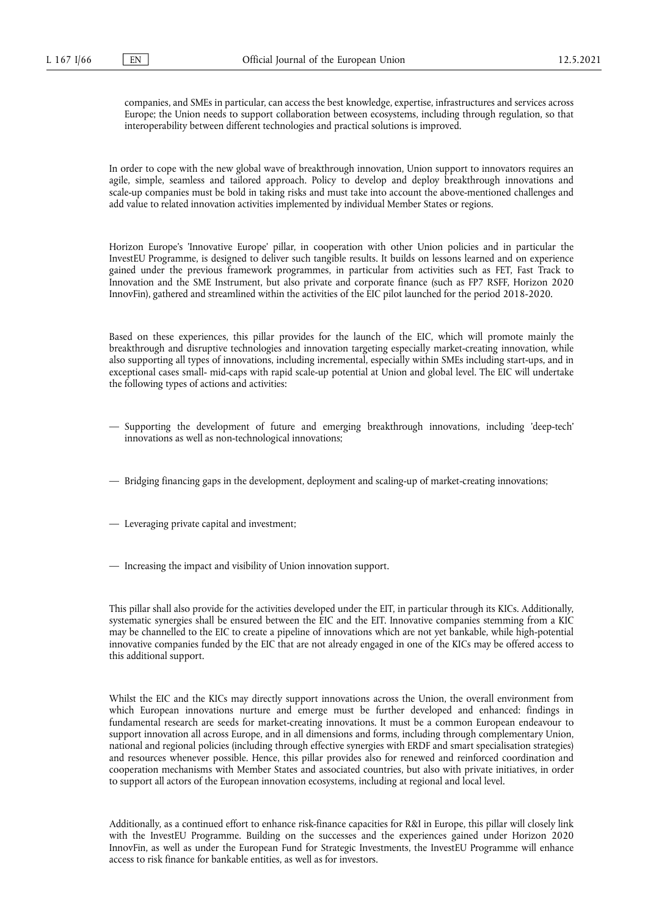companies, and SMEs in particular, can access the best knowledge, expertise, infrastructures and services across Europe; the Union needs to support collaboration between ecosystems, including through regulation, so that interoperability between different technologies and practical solutions is improved.

In order to cope with the new global wave of breakthrough innovation, Union support to innovators requires an agile, simple, seamless and tailored approach. Policy to develop and deploy breakthrough innovations and scale-up companies must be bold in taking risks and must take into account the above-mentioned challenges and add value to related innovation activities implemented by individual Member States or regions.

Horizon Europe's 'Innovative Europe' pillar, in cooperation with other Union policies and in particular the InvestEU Programme, is designed to deliver such tangible results. It builds on lessons learned and on experience gained under the previous framework programmes, in particular from activities such as FET, Fast Track to Innovation and the SME Instrument, but also private and corporate finance (such as FP7 RSFF, Horizon 2020 InnovFin), gathered and streamlined within the activities of the EIC pilot launched for the period 2018-2020.

Based on these experiences, this pillar provides for the launch of the EIC, which will promote mainly the breakthrough and disruptive technologies and innovation targeting especially market-creating innovation, while also supporting all types of innovations, including incremental, especially within SMEs including start-ups, and in exceptional cases small- mid-caps with rapid scale-up potential at Union and global level. The EIC will undertake the following types of actions and activities:

— Supporting the development of future and emerging breakthrough innovations, including 'deep-tech' innovations as well as non-technological innovations;

— Bridging financing gaps in the development, deployment and scaling-up of market-creating innovations;

— Leveraging private capital and investment;

— Increasing the impact and visibility of Union innovation support.

This pillar shall also provide for the activities developed under the EIT, in particular through its KICs. Additionally, systematic synergies shall be ensured between the EIC and the EIT. Innovative companies stemming from a KIC may be channelled to the EIC to create a pipeline of innovations which are not yet bankable, while high-potential innovative companies funded by the EIC that are not already engaged in one of the KICs may be offered access to this additional support.

Whilst the EIC and the KICs may directly support innovations across the Union, the overall environment from which European innovations nurture and emerge must be further developed and enhanced: findings in fundamental research are seeds for market-creating innovations. It must be a common European endeavour to support innovation all across Europe, and in all dimensions and forms, including through complementary Union, national and regional policies (including through effective synergies with ERDF and smart specialisation strategies) and resources whenever possible. Hence, this pillar provides also for renewed and reinforced coordination and cooperation mechanisms with Member States and associated countries, but also with private initiatives, in order to support all actors of the European innovation ecosystems, including at regional and local level.

Additionally, as a continued effort to enhance risk-finance capacities for R&I in Europe, this pillar will closely link with the InvestEU Programme. Building on the successes and the experiences gained under Horizon 2020 InnovFin, as well as under the European Fund for Strategic Investments, the InvestEU Programme will enhance access to risk finance for bankable entities, as well as for investors.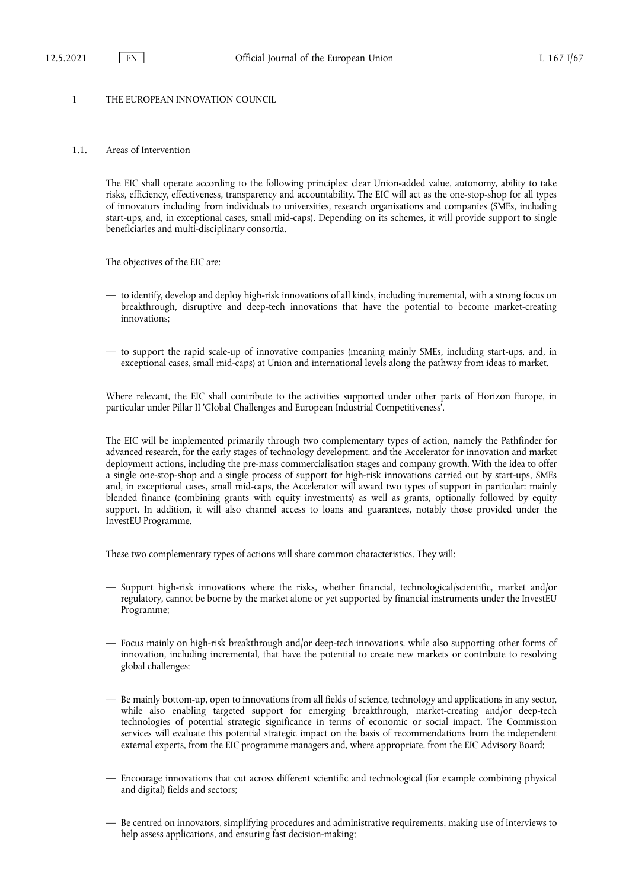# 1 THE EUROPEAN INNOVATION COUNCIL

## 1.1. Areas of Intervention

The EIC shall operate according to the following principles: clear Union-added value, autonomy, ability to take risks, efficiency, effectiveness, transparency and accountability. The EIC will act as the one-stop-shop for all types of innovators including from individuals to universities, research organisations and companies (SMEs, including start-ups, and, in exceptional cases, small mid-caps). Depending on its schemes, it will provide support to single beneficiaries and multi-disciplinary consortia.

The objectives of the EIC are:

— to identify, develop and deploy high-risk innovations of all kinds, including incremental, with a strong focus on breakthrough, disruptive and deep-tech innovations that have the potential to become market-creating innovations;

— to support the rapid scale-up of innovative companies (meaning mainly SMEs, including start-ups, and, in exceptional cases, small mid-caps) at Union and international levels along the pathway from ideas to market.

Where relevant, the EIC shall contribute to the activities supported under other parts of Horizon Europe, in particular under Pillar II 'Global Challenges and European Industrial Competitiveness'.

The EIC will be implemented primarily through two complementary types of action, namely the Pathfinder for advanced research, for the early stages of technology development, and the Accelerator for innovation and market deployment actions, including the pre-mass commercialisation stages and company growth. With the idea to offer a single one-stop-shop and a single process of support for high-risk innovations carried out by start-ups, SMEs and, in exceptional cases, small mid-caps, the Accelerator will award two types of support in particular: mainly blended finance (combining grants with equity investments) as well as grants, optionally followed by equity support. In addition, it will also channel access to loans and guarantees, notably those provided under the InvestEU Programme.

These two complementary types of actions will share common characteristics. They will:

— Support high-risk innovations where the risks, whether financial, technological/scientific, market and/or regulatory, cannot be borne by the market alone or yet supported by financial instruments under the InvestEU Programme;

— Focus mainly on high-risk breakthrough and/or deep-tech innovations, while also supporting other forms of innovation, including incremental, that have the potential to create new markets or contribute to resolving global challenges;

— Be mainly bottom-up, open to innovations from all fields of science, technology and applications in any sector, while also enabling targeted support for emerging breakthrough, market-creating and/or deep-tech technologies of potential strategic significance in terms of economic or social impact. The Commission services will evaluate this potential strategic impact on the basis of recommendations from the independent external experts, from the EIC programme managers and, where appropriate, from the EIC Advisory Board;

— Encourage innovations that cut across different scientific and technological (for example combining physical and digital) fields and sectors;

— Be centred on innovators, simplifying procedures and administrative requirements, making use of interviews to help assess applications, and ensuring fast decision-making;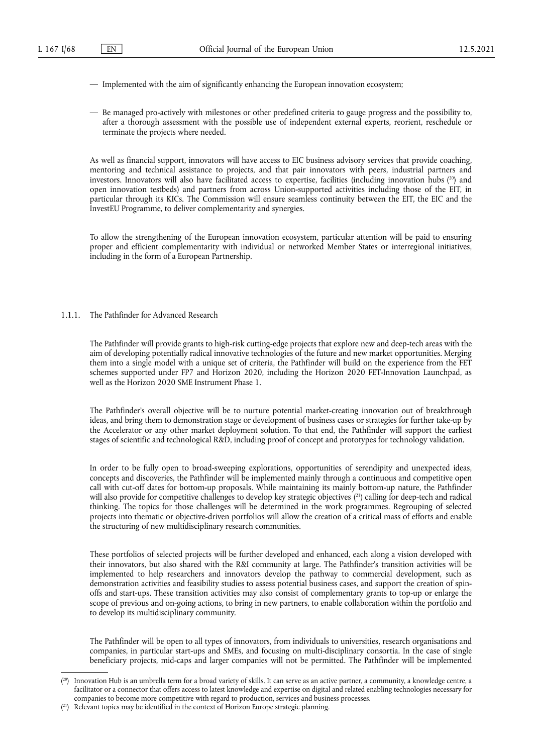— Implemented with the aim of significantly enhancing the European innovation ecosystem;

— Be managed pro-actively with milestones or other predefined criteria to gauge progress and the possibility to, after a thorough assessment with the possible use of independent external experts, reorient, reschedule or terminate the projects where needed.

As well as financial support, innovators will have access to EIC business advisory services that provide coaching, mentoring and technical assistance to projects, and that pair innovators with peers, industrial partners and investors. Innovators will also have facilitated access to expertise, facilities (including innovation hubs [20] and open innovation testbeds) and partners from across Union-supported activities including those of the EIT, in particular through its KICs. The Commission will ensure seamless continuity between the EIT, the EIC and the InvestEU Programme, to deliver complementarity and synergies.

To allow the strengthening of the European innovation ecosystem, particular attention will be paid to ensuring proper and efficient complementarity with individual or networked Member States or interregional initiatives, including in the form of a European Partnership.

### 1.1.1. The Pathfinder for Advanced Research

The Pathfinder will provide grants to high-risk cutting-edge projects that explore new and deep-tech areas with the aim of developing potentially radical innovative technologies of the future and new market opportunities. Merging them into a single model with a unique set of criteria, the Pathfinder will build on the experience from the FET schemes supported under FP7 and Horizon 2020, including the Horizon 2020 FET-Innovation Launchpad, as well as the Horizon 2020 SME Instrument Phase 1.

The Pathfinder's overall objective will be to nurture potential market-creating innovation out of breakthrough ideas, and bring them to demonstration stage or development of business cases or strategies for further take-up by the Accelerator or any other market deployment solution. To that end, the Pathfinder will support the earliest stages of scientific and technological R&D, including proof of concept and prototypes for technology validation.

In order to be fully open to broad-sweeping explorations, opportunities of serendipity and unexpected ideas, concepts and discoveries, the Pathfinder will be implemented mainly through a continuous and competitive open call with cut-off dates for bottom-up proposals. While maintaining its mainly bottom-up nature, the Pathfinder will also provide for competitive challenges to develop key strategic objectives [21] calling for deep-tech and radical thinking. The topics for those challenges will be determined in the work programmes. Regrouping of selected projects into thematic or objective-driven portfolios will allow the creation of a critical mass of efforts and enable the structuring of new multidisciplinary research communities.

These portfolios of selected projects will be further developed and enhanced, each along a vision developed with their innovators, but also shared with the R&I community at large. The Pathfinder's transition activities will be implemented to help researchers and innovators develop the pathway to commercial development, such as demonstration activities and feasibility studies to assess potential business cases, and support the creation of spin-offs and start-ups. These transition activities may also consist of complementary grants to top-up or enlarge the scope of previous and on-going actions, to bring in new partners, to enable collaboration within the portfolio and to develop its multidisciplinary community.

The Pathfinder will be open to all types of innovators, from individuals to universities, research organisations and companies, in particular start-ups and SMEs, and focusing on multi-disciplinary consortia. In the case of single beneficiary projects, mid-caps and larger companies will not be permitted. The Pathfinder will be implemented

---

[20] Innovation Hub is an umbrella term for a broad variety of skills. It can serve as an active partner, a community, a knowledge centre, a facilitator or a connector that offers access to latest knowledge and expertise on digital and related enabling technologies necessary for companies to become more competitive with regard to production, services and business processes.

[21] Relevant topics may be identified in the context of Horizon Europe strategic planning.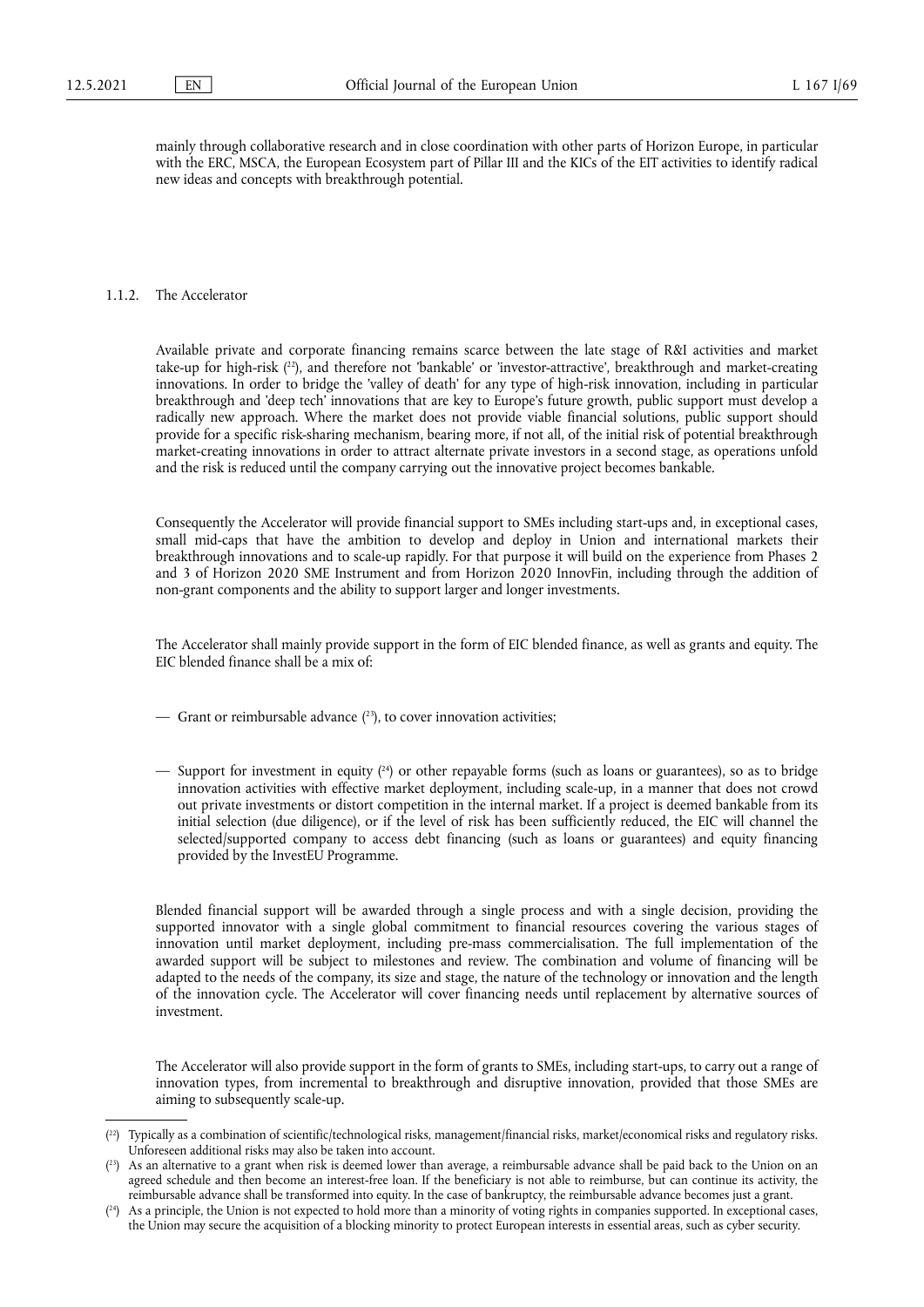mainly through collaborative research and in close coordination with other parts of Horizon Europe, in particular with the ERC, MSCA, the European Ecosystem part of Pillar III and the KICs of the EIT activities to identify radical new ideas and concepts with breakthrough potential.

#### 1.1.2. The Accelerator

Available private and corporate financing remains scarce between the late stage of R&I activities and market take-up for high-risk [22], and therefore not 'bankable' or 'investor-attractive', breakthrough and market-creating innovations. In order to bridge the 'valley of death' for any type of high-risk innovation, including in particular breakthrough and 'deep tech' innovations that are key to Europe's future growth, public support must develop a radically new approach. Where the market does not provide viable financial solutions, public support should provide for a specific risk-sharing mechanism, bearing more, if not all, of the initial risk of potential breakthrough market-creating innovations in order to attract alternate private investors in a second stage, as operations unfold and the risk is reduced until the company carrying out the innovative project becomes bankable.

Consequently the Accelerator will provide financial support to SMEs including start-ups and, in exceptional cases, small mid-caps that have the ambition to develop and deploy in Union and international markets their breakthrough innovations and to scale-up rapidly. For that purpose it will build on the experience from Phases 2 and 3 of Horizon 2020 SME Instrument and from Horizon 2020 InnovFin, including through the addition of non-grant components and the ability to support larger and longer investments.

The Accelerator shall mainly provide support in the form of EIC blended finance, as well as grants and equity. The EIC blended finance shall be a mix of:

— Grant or reimbursable advance [23], to cover innovation activities;

— Support for investment in equity [24] or other repayable forms (such as loans or guarantees), so as to bridge innovation activities with effective market deployment, including scale-up, in a manner that does not crowd out private investments or distort competition in the internal market. If a project is deemed bankable from its initial selection (due diligence), or if the level of risk has been sufficiently reduced, the EIC will channel the selected/supported company to access debt financing (such as loans or guarantees) and equity financing provided by the InvestEU Programme.

Blended financial support will be awarded through a single process and with a single decision, providing the supported innovator with a single global commitment to financial resources covering the various stages of innovation until market deployment, including pre-mass commercialisation. The full implementation of the awarded support will be subject to milestones and review. The combination and volume of financing will be adapted to the needs of the company, its size and stage, the nature of the technology or innovation and the length of the innovation cycle. The Accelerator will cover financing needs until replacement by alternative sources of investment.

The Accelerator will also provide support in the form of grants to SMEs, including start-ups, to carry out a range of innovation types, from incremental to breakthrough and disruptive innovation, provided that those SMEs are aiming to subsequently scale-up.

---

[22] Typically as a combination of scientific/technological risks, management/financial risks, market/economical risks and regulatory risks. Unforeseen additional risks may also be taken into account.

[23] As an alternative to a grant when risk is deemed lower than average, a reimbursable advance shall be paid back to the Union on an agreed schedule and then become an interest-free loan. If the beneficiary is not able to reimburse, but can continue its activity, the reimbursable advance shall be transformed into equity. In the case of bankruptcy, the reimbursable advance becomes just a grant.

[24] As a principle, the Union is not expected to hold more than a minority of voting rights in companies supported. In exceptional cases, the Union may secure the acquisition of a blocking minority to protect European interests in essential areas, such as cyber security.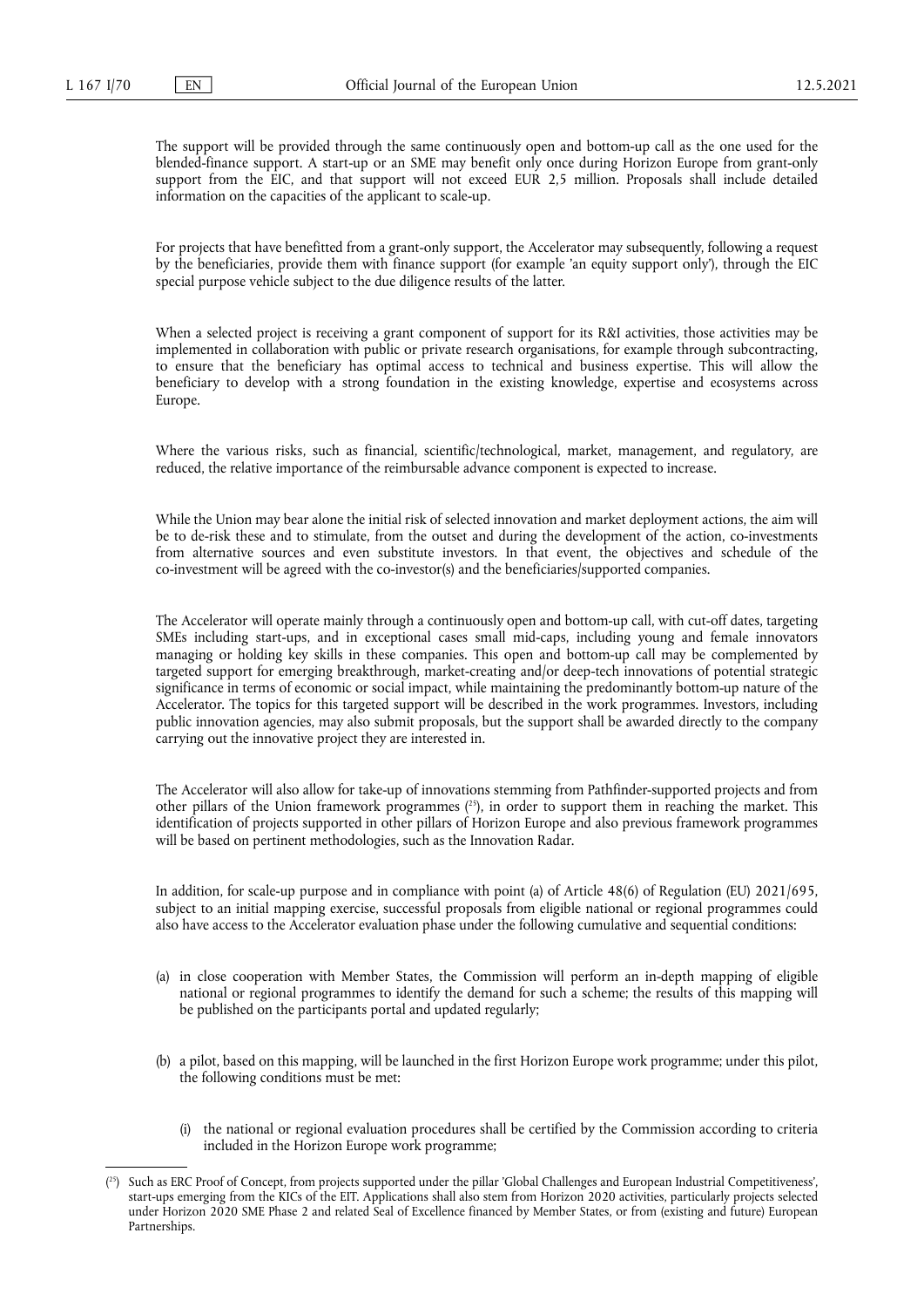The support will be provided through the same continuously open and bottom-up call as the one used for the blended-finance support. A start-up or an SME may benefit only once during Horizon Europe from grant-only support from the EIC, and that support will not exceed EUR 2,5 million. Proposals shall include detailed information on the capacities of the applicant to scale-up.

For projects that have benefitted from a grant-only support, the Accelerator may subsequently, following a request by the beneficiaries, provide them with finance support (for example 'an equity support only'), through the EIC special purpose vehicle subject to the due diligence results of the latter.

When a selected project is receiving a grant component of support for its R&I activities, those activities may be implemented in collaboration with public or private research organisations, for example through subcontracting, to ensure that the beneficiary has optimal access to technical and business expertise. This will allow the beneficiary to develop with a strong foundation in the existing knowledge, expertise and ecosystems across Europe.

Where the various risks, such as financial, scientific/technological, market, management, and regulatory, are reduced, the relative importance of the reimbursable advance component is expected to increase.

While the Union may bear alone the initial risk of selected innovation and market deployment actions, the aim will be to de-risk these and to stimulate, from the outset and during the development of the action, co-investments from alternative sources and even substitute investors. In that event, the objectives and schedule of the co-investment will be agreed with the co-investor(s) and the beneficiaries/supported companies.

The Accelerator will operate mainly through a continuously open and bottom-up call, with cut-off dates, targeting SMEs including start-ups, and in exceptional cases small mid-caps, including young and female innovators managing or holding key skills in these companies. This open and bottom-up call may be complemented by targeted support for emerging breakthrough, market-creating and/or deep-tech innovations of potential strategic significance in terms of economic or social impact, while maintaining the predominantly bottom-up nature of the Accelerator. The topics for this targeted support will be described in the work programmes. Investors, including public innovation agencies, may also submit proposals, but the support shall be awarded directly to the company carrying out the innovative project they are interested in.

The Accelerator will also allow for take-up of innovations stemming from Pathfinder-supported projects and from other pillars of the Union framework programmes [25], in order to support them in reaching the market. This identification of projects supported in other pillars of Horizon Europe and also previous framework programmes will be based on pertinent methodologies, such as the Innovation Radar.

In addition, for scale-up purpose and in compliance with point (a) of Article 48(6) of Regulation (EU) 2021/695, subject to an initial mapping exercise, successful proposals from eligible national or regional programmes could also have access to the Accelerator evaluation phase under the following cumulative and sequential conditions:

(a) in close cooperation with Member States, the Commission will perform an in-depth mapping of eligible national or regional programmes to identify the demand for such a scheme; the results of this mapping will be published on the participants portal and updated regularly;

(b) a pilot, based on this mapping, will be launched in the first Horizon Europe work programme; under this pilot, the following conditions must be met:

   (i) the national or regional evaluation procedures shall be certified by the Commission according to criteria included in the Horizon Europe work programme;

---

[25] Such as ERC Proof of Concept, from projects supported under the pillar 'Global Challenges and European Industrial Competitiveness', start-ups emerging from the KICs of the EIT. Applications shall also stem from Horizon 2020 activities, particularly projects selected under Horizon 2020 SME Phase 2 and related Seal of Excellence financed by Member States, or from (existing and future) European Partnerships.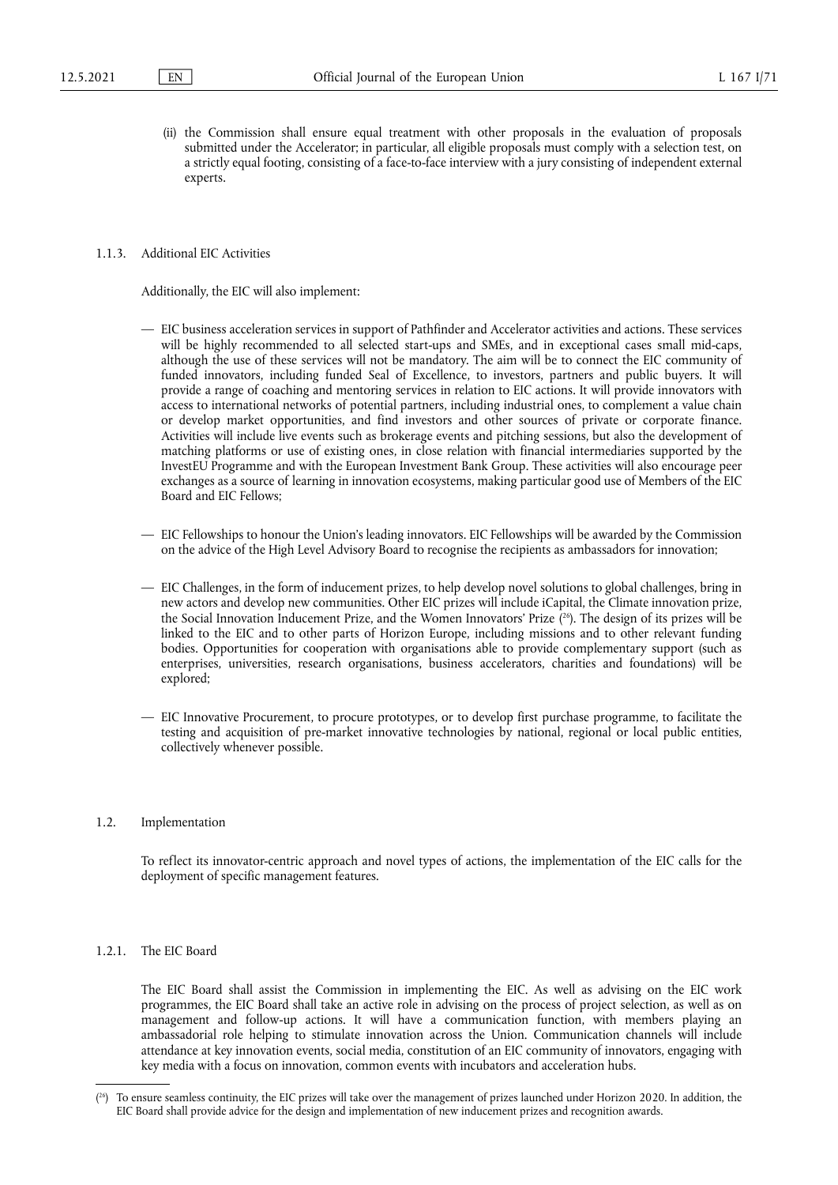(ii) the Commission shall ensure equal treatment with other proposals in the evaluation of proposals submitted under the Accelerator; in particular, all eligible proposals must comply with a selection test, on a strictly equal footing, consisting of a face-to-face interview with a jury consisting of independent external experts.

#### 1.1.3. Additional EIC Activities

Additionally, the EIC will also implement:

— EIC business acceleration services in support of Pathfinder and Accelerator activities and actions. These services will be highly recommended to all selected start-ups and SMEs, and in exceptional cases small mid-caps, although the use of these services will not be mandatory. The aim will be to connect the EIC community of funded innovators, including funded Seal of Excellence, to investors, partners and public buyers. It will provide a range of coaching and mentoring services in relation to EIC actions. It will provide innovators with access to international networks of potential partners, including industrial ones, to complement a value chain or develop market opportunities, and find investors and other sources of private or corporate finance. Activities will include live events such as brokerage events and pitching sessions, but also the development of matching platforms or use of existing ones, in close relation with financial intermediaries supported by the InvestEU Programme and with the European Investment Bank Group. These activities will also encourage peer exchanges as a source of learning in innovation ecosystems, making particular good use of Members of the EIC Board and EIC Fellows;

— EIC Fellowships to honour the Union's leading innovators. EIC Fellowships will be awarded by the Commission on the advice of the High Level Advisory Board to recognise the recipients as ambassadors for innovation;

— EIC Challenges, in the form of inducement prizes, to help develop novel solutions to global challenges, bring in new actors and develop new communities. Other EIC prizes will include iCapital, the Climate innovation prize, the Social Innovation Inducement Prize, and the Women Innovators' Prize ([26]). The design of its prizes will be linked to the EIC and to other parts of Horizon Europe, including missions and to other relevant funding bodies. Opportunities for cooperation with organisations able to provide complementary support (such as enterprises, universities, research organisations, business accelerators, charities and foundations) will be explored;

— EIC Innovative Procurement, to procure prototypes, or to develop first purchase programme, to facilitate the testing and acquisition of pre-market innovative technologies by national, regional or local public entities, collectively whenever possible.

### 1.2. Implementation

To reflect its innovator-centric approach and novel types of actions, the implementation of the EIC calls for the deployment of specific management features.

#### 1.2.1. The EIC Board

The EIC Board shall assist the Commission in implementing the EIC. As well as advising on the EIC work programmes, the EIC Board shall take an active role in advising on the process of project selection, as well as on management and follow-up actions. It will have a communication function, with members playing an ambassadorial role helping to stimulate innovation across the Union. Communication channels will include attendance at key innovation events, social media, constitution of an EIC community of innovators, engaging with key media with a focus on innovation, common events with incubators and acceleration hubs.

---

([26]) To ensure seamless continuity, the EIC prizes will take over the management of prizes launched under Horizon 2020. In addition, the EIC Board shall provide advice for the design and implementation of new inducement prizes and recognition awards.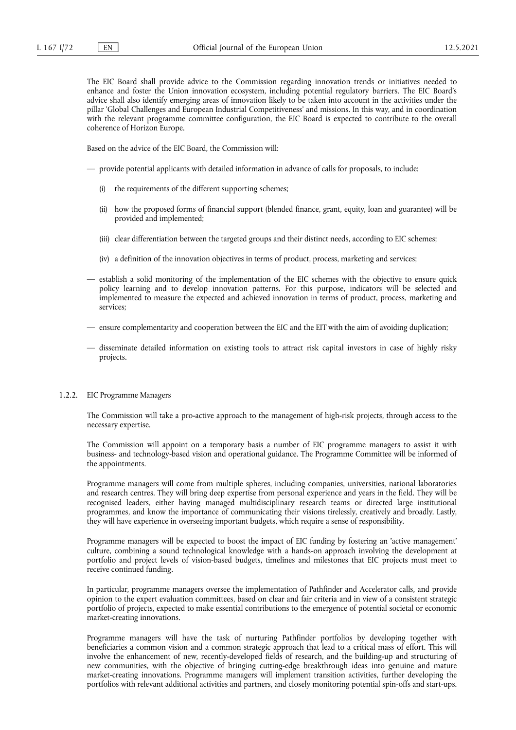The EIC Board shall provide advice to the Commission regarding innovation trends or initiatives needed to enhance and foster the Union innovation ecosystem, including potential regulatory barriers. The EIC Board's advice shall also identify emerging areas of innovation likely to be taken into account in the activities under the pillar 'Global Challenges and European Industrial Competitiveness' and missions. In this way, and in coordination with the relevant programme committee configuration, the EIC Board is expected to contribute to the overall coherence of Horizon Europe.

Based on the advice of the EIC Board, the Commission will:

— provide potential applicants with detailed information in advance of calls for proposals, to include:

  (i) the requirements of the different supporting schemes;

  (ii) how the proposed forms of financial support (blended finance, grant, equity, loan and guarantee) will be provided and implemented;

  (iii) clear differentiation between the targeted groups and their distinct needs, according to EIC schemes;

  (iv) a definition of the innovation objectives in terms of product, process, marketing and services;

— establish a solid monitoring of the implementation of the EIC schemes with the objective to ensure quick policy learning and to develop innovation patterns. For this purpose, indicators will be selected and implemented to measure the expected and achieved innovation in terms of product, process, marketing and services;

— ensure complementarity and cooperation between the EIC and the EIT with the aim of avoiding duplication;

— disseminate detailed information on existing tools to attract risk capital investors in case of highly risky projects.

#### 1.2.2. EIC Programme Managers

The Commission will take a pro-active approach to the management of high-risk projects, through access to the necessary expertise.

The Commission will appoint on a temporary basis a number of EIC programme managers to assist it with business- and technology-based vision and operational guidance. The Programme Committee will be informed of the appointments.

Programme managers will come from multiple spheres, including companies, universities, national laboratories and research centres. They will bring deep expertise from personal experience and years in the field. They will be recognised leaders, either having managed multidisciplinary research teams or directed large institutional programmes, and know the importance of communicating their visions tirelessly, creatively and broadly. Lastly, they will have experience in overseeing important budgets, which require a sense of responsibility.

Programme managers will be expected to boost the impact of EIC funding by fostering an 'active management' culture, combining a sound technological knowledge with a hands-on approach involving the development at portfolio and project levels of vision-based budgets, timelines and milestones that EIC projects must meet to receive continued funding.

In particular, programme managers oversee the implementation of Pathfinder and Accelerator calls, and provide opinion to the expert evaluation committees, based on clear and fair criteria and in view of a consistent strategic portfolio of projects, expected to make essential contributions to the emergence of potential societal or economic market-creating innovations.

Programme managers will have the task of nurturing Pathfinder portfolios by developing together with beneficiaries a common vision and a common strategic approach that lead to a critical mass of effort. This will involve the enhancement of new, recently-developed fields of research, and the building-up and structuring of new communities, with the objective of bringing cutting-edge breakthrough ideas into genuine and mature market-creating innovations. Programme managers will implement transition activities, further developing the portfolios with relevant additional activities and partners, and closely monitoring potential spin-offs and start-ups.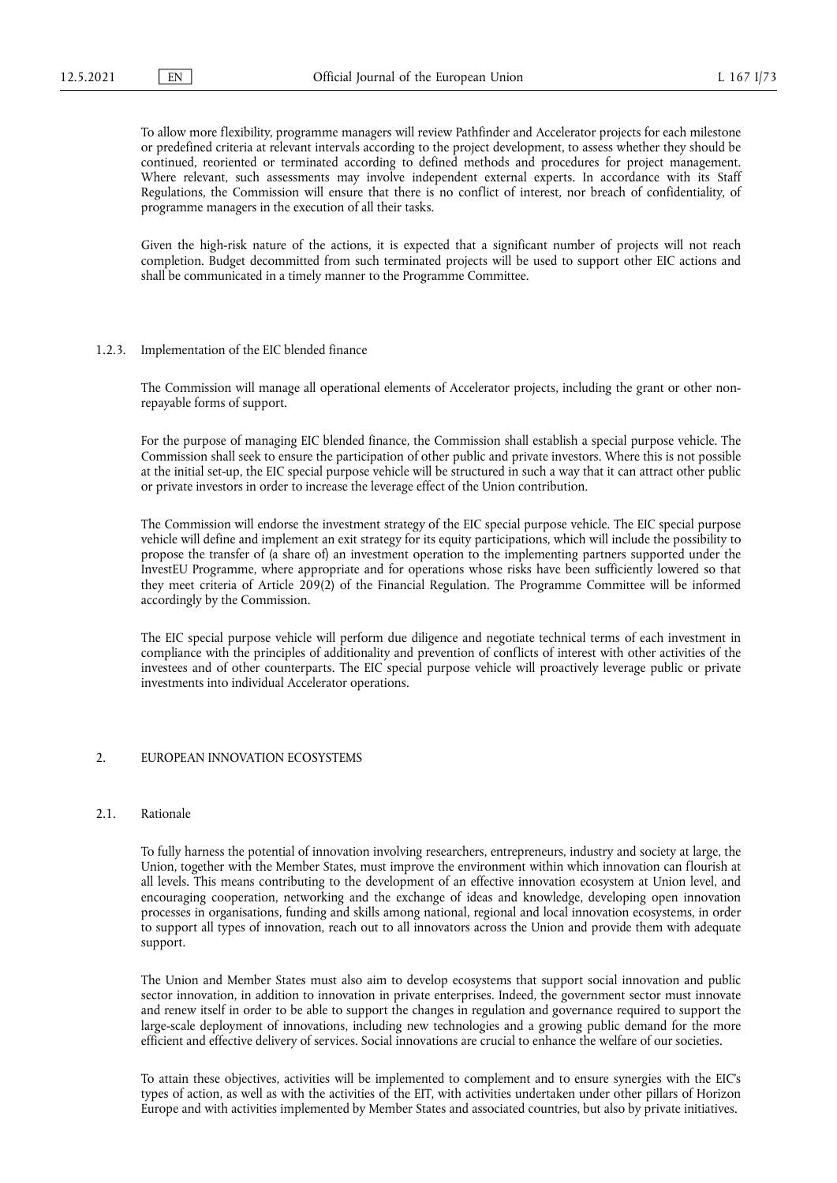To allow more flexibility, programme managers will review Pathfinder and Accelerator projects for each milestone or predefined criteria at relevant intervals according to the project development, to assess whether they should be continued, reoriented or terminated according to defined methods and procedures for project management. Where relevant, such assessments may involve independent external experts. In accordance with its Staff Regulations, the Commission will ensure that there is no conflict of interest, nor breach of confidentiality, of programme managers in the execution of all their tasks.

Given the high-risk nature of the actions, it is expected that a significant number of projects will not reach completion. Budget decommitted from such terminated projects will be used to support other EIC actions and shall be communicated in a timely manner to the Programme Committee.

#### 1.2.3. Implementation of the EIC blended finance

The Commission will manage all operational elements of Accelerator projects, including the grant or other non-repayable forms of support.

For the purpose of managing EIC blended finance, the Commission shall establish a special purpose vehicle. The Commission shall seek to ensure the participation of other public and private investors. Where this is not possible at the initial set-up, the EIC special purpose vehicle will be structured in such a way that it can attract other public or private investors in order to increase the leverage effect of the Union contribution.

The Commission will endorse the investment strategy of the EIC special purpose vehicle. The EIC special purpose vehicle will define and implement an exit strategy for its equity participations, which will include the possibility to propose the transfer of (a share of) an investment operation to the implementing partners supported under the InvestEU Programme, where appropriate and for operations whose risks have been sufficiently lowered so that they meet criteria of Article 209(2) of the Financial Regulation. The Programme Committee will be informed accordingly by the Commission.

The EIC special purpose vehicle will perform due diligence and negotiate technical terms of each investment in compliance with the principles of additionality and prevention of conflicts of interest with other activities of the investees and of other counterparts. The EIC special purpose vehicle will proactively leverage public or private investments into individual Accelerator operations.

## 2. EUROPEAN INNOVATION ECOSYSTEMS

### 2.1. Rationale

To fully harness the potential of innovation involving researchers, entrepreneurs, industry and society at large, the Union, together with the Member States, must improve the environment within which innovation can flourish at all levels. This means contributing to the development of an effective innovation ecosystem at Union level, and encouraging cooperation, networking and the exchange of ideas and knowledge, developing open innovation processes in organisations, funding and skills among national, regional and local innovation ecosystems, in order to support all types of innovation, reach out to all innovators across the Union and provide them with adequate support.

The Union and Member States must also aim to develop ecosystems that support social innovation and public sector innovation, in addition to innovation in private enterprises. Indeed, the government sector must innovate and renew itself in order to be able to support the changes in regulation and governance required to support the large-scale deployment of innovations, including new technologies and a growing public demand for the more efficient and effective delivery of services. Social innovations are crucial to enhance the welfare of our societies.

To attain these objectives, activities will be implemented to complement and to ensure synergies with the EIC's types of action, as well as with the activities of the EIT, with activities undertaken under other pillars of Horizon Europe and with activities implemented by Member States and associated countries, but also by private initiatives.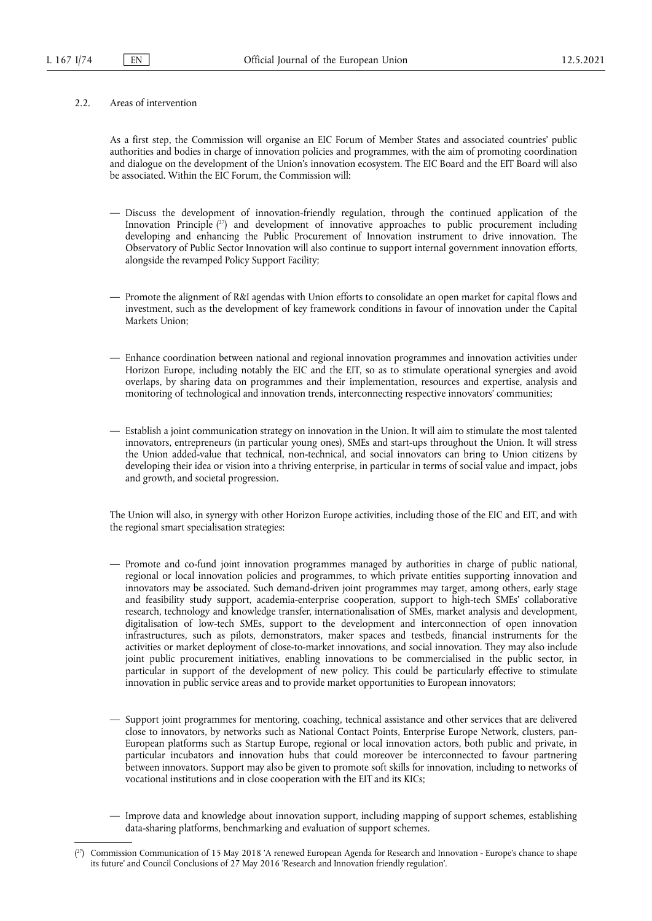2.2. Areas of intervention

As a first step, the Commission will organise an EIC Forum of Member States and associated countries' public authorities and bodies in charge of innovation policies and programmes, with the aim of promoting coordination and dialogue on the development of the Union's innovation ecosystem. The EIC Board and the EIT Board will also be associated. Within the EIC Forum, the Commission will:

— Discuss the development of innovation-friendly regulation, through the continued application of the Innovation Principle [27] and development of innovative approaches to public procurement including developing and enhancing the Public Procurement of Innovation instrument to drive innovation. The Observatory of Public Sector Innovation will also continue to support internal government innovation efforts, alongside the revamped Policy Support Facility;

— Promote the alignment of R&I agendas with Union efforts to consolidate an open market for capital flows and investment, such as the development of key framework conditions in favour of innovation under the Capital Markets Union;

— Enhance coordination between national and regional innovation programmes and innovation activities under Horizon Europe, including notably the EIC and the EIT, so as to stimulate operational synergies and avoid overlaps, by sharing data on programmes and their implementation, resources and expertise, analysis and monitoring of technological and innovation trends, interconnecting respective innovators' communities;

— Establish a joint communication strategy on innovation in the Union. It will aim to stimulate the most talented innovators, entrepreneurs (in particular young ones), SMEs and start-ups throughout the Union. It will stress the Union added-value that technical, non-technical, and social innovators can bring to Union citizens by developing their idea or vision into a thriving enterprise, in particular in terms of social value and impact, jobs and growth, and societal progression.

The Union will also, in synergy with other Horizon Europe activities, including those of the EIC and EIT, and with the regional smart specialisation strategies:

— Promote and co-fund joint innovation programmes managed by authorities in charge of public national, regional or local innovation policies and programmes, to which private entities supporting innovation and innovators may be associated. Such demand-driven joint programmes may target, among others, early stage and feasibility study support, academia-enterprise cooperation, support to high-tech SMEs' collaborative research, technology and knowledge transfer, internationalisation of SMEs, market analysis and development, digitalisation of low-tech SMEs, support to the development and interconnection of open innovation infrastructures, such as pilots, demonstrators, maker spaces and testbeds, financial instruments for the activities or market deployment of close-to-market innovations, and social innovation. They may also include joint public procurement initiatives, enabling innovations to be commercialised in the public sector, in particular in support of the development of new policy. This could be particularly effective to stimulate innovation in public service areas and to provide market opportunities to European innovators;

— Support joint programmes for mentoring, coaching, technical assistance and other services that are delivered close to innovators, by networks such as National Contact Points, Enterprise Europe Network, clusters, pan-European platforms such as Startup Europe, regional or local innovation actors, both public and private, in particular incubators and innovation hubs that could moreover be interconnected to favour partnering between innovators. Support may also be given to promote soft skills for innovation, including to networks of vocational institutions and in close cooperation with the EIT and its KICs;

— Improve data and knowledge about innovation support, including mapping of support schemes, establishing data-sharing platforms, benchmarking and evaluation of support schemes.

[27] Commission Communication of 15 May 2018 'A renewed European Agenda for Research and Innovation - Europe's chance to shape its future' and Council Conclusions of 27 May 2016 'Research and Innovation friendly regulation'.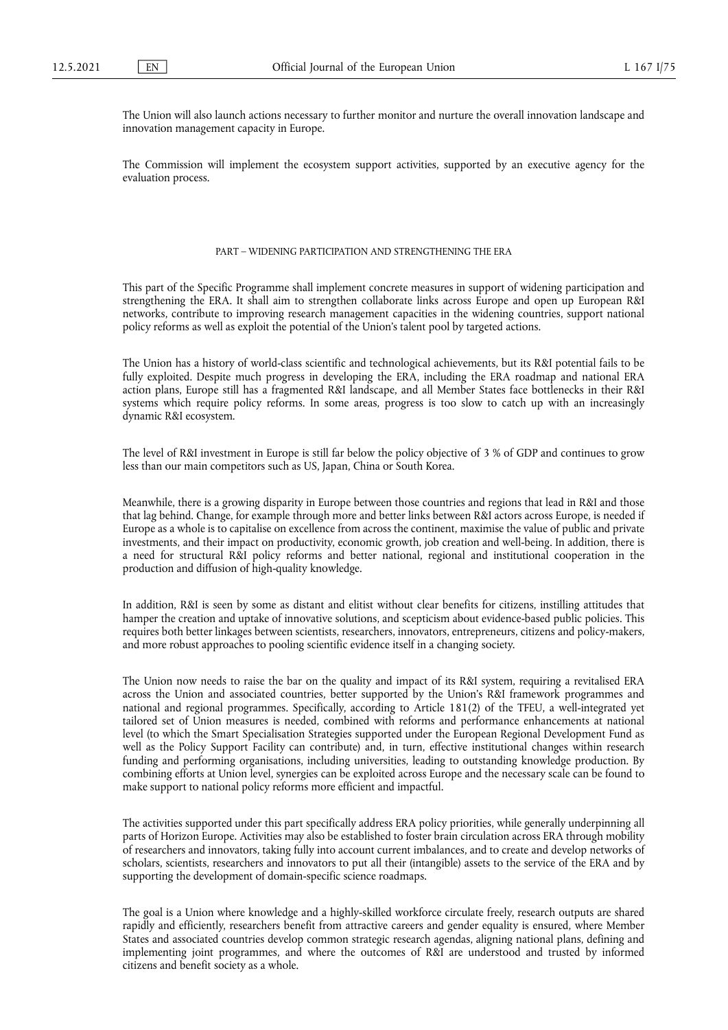The Union will also launch actions necessary to further monitor and nurture the overall innovation landscape and innovation management capacity in Europe.

The Commission will implement the ecosystem support activities, supported by an executive agency for the evaluation process.

## PART – WIDENING PARTICIPATION AND STRENGTHENING THE ERA

This part of the Specific Programme shall implement concrete measures in support of widening participation and strengthening the ERA. It shall aim to strengthen collaborate links across Europe and open up European R&I networks, contribute to improving research management capacities in the widening countries, support national policy reforms as well as exploit the potential of the Union's talent pool by targeted actions.

The Union has a history of world-class scientific and technological achievements, but its R&I potential fails to be fully exploited. Despite much progress in developing the ERA, including the ERA roadmap and national ERA action plans, Europe still has a fragmented R&I landscape, and all Member States face bottlenecks in their R&I systems which require policy reforms. In some areas, progress is too slow to catch up with an increasingly dynamic R&I ecosystem.

The level of R&I investment in Europe is still far below the policy objective of 3 % of GDP and continues to grow less than our main competitors such as US, Japan, China or South Korea.

Meanwhile, there is a growing disparity in Europe between those countries and regions that lead in R&I and those that lag behind. Change, for example through more and better links between R&I actors across Europe, is needed if Europe as a whole is to capitalise on excellence from across the continent, maximise the value of public and private investments, and their impact on productivity, economic growth, job creation and well-being. In addition, there is a need for structural R&I policy reforms and better national, regional and institutional cooperation in the production and diffusion of high-quality knowledge.

In addition, R&I is seen by some as distant and elitist without clear benefits for citizens, instilling attitudes that hamper the creation and uptake of innovative solutions, and scepticism about evidence-based public policies. This requires both better linkages between scientists, researchers, innovators, entrepreneurs, citizens and policy-makers, and more robust approaches to pooling scientific evidence itself in a changing society.

The Union now needs to raise the bar on the quality and impact of its R&I system, requiring a revitalised ERA across the Union and associated countries, better supported by the Union's R&I framework programmes and national and regional programmes. Specifically, according to Article 181(2) of the TFEU, a well-integrated yet tailored set of Union measures is needed, combined with reforms and performance enhancements at national level (to which the Smart Specialisation Strategies supported under the European Regional Development Fund as well as the Policy Support Facility can contribute) and, in turn, effective institutional changes within research funding and performing organisations, including universities, leading to outstanding knowledge production. By combining efforts at Union level, synergies can be exploited across Europe and the necessary scale can be found to make support to national policy reforms more efficient and impactful.

The activities supported under this part specifically address ERA policy priorities, while generally underpinning all parts of Horizon Europe. Activities may also be established to foster brain circulation across ERA through mobility of researchers and innovators, taking fully into account current imbalances, and to create and develop networks of scholars, scientists, researchers and innovators to put all their (intangible) assets to the service of the ERA and by supporting the development of domain-specific science roadmaps.

The goal is a Union where knowledge and a highly-skilled workforce circulate freely, research outputs are shared rapidly and efficiently, researchers benefit from attractive careers and gender equality is ensured, where Member States and associated countries develop common strategic research agendas, aligning national plans, defining and implementing joint programmes, and where the outcomes of R&I are understood and trusted by informed citizens and benefit society as a whole.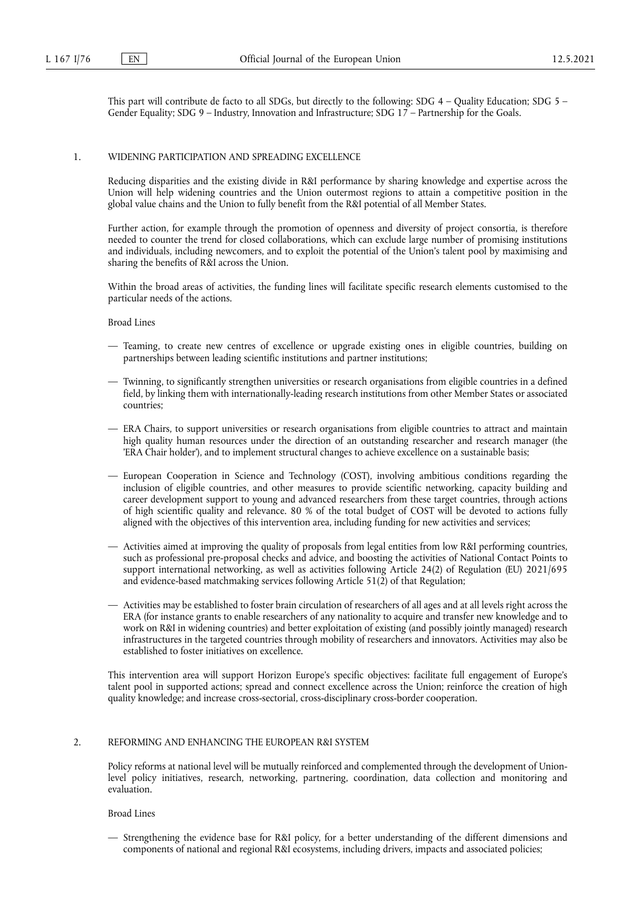This part will contribute de facto to all SDGs, but directly to the following: SDG 4 – Quality Education; SDG 5 – Gender Equality; SDG 9 – Industry, Innovation and Infrastructure; SDG 17 – Partnership for the Goals.

## 1. WIDENING PARTICIPATION AND SPREADING EXCELLENCE

Reducing disparities and the existing divide in R&I performance by sharing knowledge and expertise across the Union will help widening countries and the Union outermost regions to attain a competitive position in the global value chains and the Union to fully benefit from the R&I potential of all Member States.

Further action, for example through the promotion of openness and diversity of project consortia, is therefore needed to counter the trend for closed collaborations, which can exclude large number of promising institutions and individuals, including newcomers, and to exploit the potential of the Union's talent pool by maximising and sharing the benefits of R&I across the Union.

Within the broad areas of activities, the funding lines will facilitate specific research elements customised to the particular needs of the actions.

Broad Lines

- Teaming, to create new centres of excellence or upgrade existing ones in eligible countries, building on partnerships between leading scientific institutions and partner institutions;
- Twinning, to significantly strengthen universities or research organisations from eligible countries in a defined field, by linking them with internationally-leading research institutions from other Member States or associated countries;
- ERA Chairs, to support universities or research organisations from eligible countries to attract and maintain high quality human resources under the direction of an outstanding researcher and research manager (the 'ERA Chair holder'), and to implement structural changes to achieve excellence on a sustainable basis;
- European Cooperation in Science and Technology (COST), involving ambitious conditions regarding the inclusion of eligible countries, and other measures to provide scientific networking, capacity building and career development support to young and advanced researchers from these target countries, through actions of high scientific quality and relevance. 80 % of the total budget of COST will be devoted to actions fully aligned with the objectives of this intervention area, including funding for new activities and services;
- Activities aimed at improving the quality of proposals from legal entities from low R&I performing countries, such as professional pre-proposal checks and advice, and boosting the activities of National Contact Points to support international networking, as well as activities following Article 24(2) of Regulation (EU) 2021/695 and evidence-based matchmaking services following Article 51(2) of that Regulation;
- Activities may be established to foster brain circulation of researchers of all ages and at all levels right across the ERA (for instance grants to enable researchers of any nationality to acquire and transfer new knowledge and to work on R&I in widening countries) and better exploitation of existing (and possibly jointly managed) research infrastructures in the targeted countries through mobility of researchers and innovators. Activities may also be established to foster initiatives on excellence.

This intervention area will support Horizon Europe's specific objectives: facilitate full engagement of Europe's talent pool in supported actions; spread and connect excellence across the Union; reinforce the creation of high quality knowledge; and increase cross-sectorial, cross-disciplinary cross-border cooperation.

## 2. REFORMING AND ENHANCING THE EUROPEAN R&I SYSTEM

Policy reforms at national level will be mutually reinforced and complemented through the development of Union-level policy initiatives, research, networking, partnering, coordination, data collection and monitoring and evaluation.

Broad Lines

- Strengthening the evidence base for R&I policy, for a better understanding of the different dimensions and components of national and regional R&I ecosystems, including drivers, impacts and associated policies;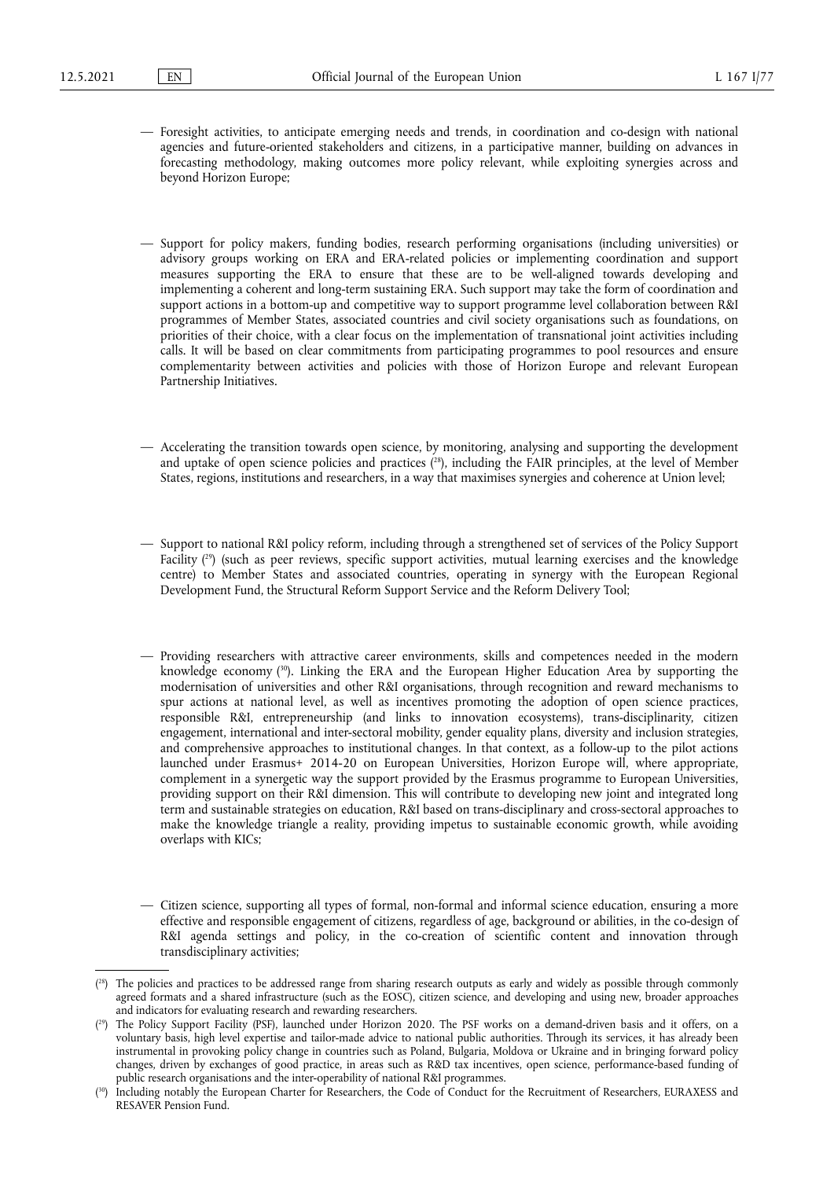— Foresight activities, to anticipate emerging needs and trends, in coordination and co-design with national agencies and future-oriented stakeholders and citizens, in a participative manner, building on advances in forecasting methodology, making outcomes more policy relevant, while exploiting synergies across and beyond Horizon Europe;

— Support for policy makers, funding bodies, research performing organisations (including universities) or advisory groups working on ERA and ERA-related policies or implementing coordination and support measures supporting the ERA to ensure that these are to be well-aligned towards developing and implementing a coherent and long-term sustaining ERA. Such support may take the form of coordination and support actions in a bottom-up and competitive way to support programme level collaboration between R&I programmes of Member States, associated countries and civil society organisations such as foundations, on priorities of their choice, with a clear focus on the implementation of transnational joint activities including calls. It will be based on clear commitments from participating programmes to pool resources and ensure complementarity between activities and policies with those of Horizon Europe and relevant European Partnership Initiatives.

— Accelerating the transition towards open science, by monitoring, analysing and supporting the development and uptake of open science policies and practices ([28]), including the FAIR principles, at the level of Member States, regions, institutions and researchers, in a way that maximises synergies and coherence at Union level;

— Support to national R&I policy reform, including through a strengthened set of services of the Policy Support Facility ([29]) (such as peer reviews, specific support activities, mutual learning exercises and the knowledge centre) to Member States and associated countries, operating in synergy with the European Regional Development Fund, the Structural Reform Support Service and the Reform Delivery Tool;

— Providing researchers with attractive career environments, skills and competences needed in the modern knowledge economy ([30]). Linking the ERA and the European Higher Education Area by supporting the modernisation of universities and other R&I organisations, through recognition and reward mechanisms to spur actions at national level, as well as incentives promoting the adoption of open science practices, responsible R&I, entrepreneurship (and links to innovation ecosystems), trans-disciplinarity, citizen engagement, international and inter-sectoral mobility, gender equality plans, diversity and inclusion strategies, and comprehensive approaches to institutional changes. In that context, as a follow-up to the pilot actions launched under Erasmus+ 2014-20 on European Universities, Horizon Europe will, where appropriate, complement in a synergetic way the support provided by the Erasmus programme to European Universities, providing support on their R&I dimension. This will contribute to developing new joint and integrated long term and sustainable strategies on education, R&I based on trans-disciplinary and cross-sectoral approaches to make the knowledge triangle a reality, providing impetus to sustainable economic growth, while avoiding overlaps with KICs;

— Citizen science, supporting all types of formal, non-formal and informal science education, ensuring a more effective and responsible engagement of citizens, regardless of age, background or abilities, in the co-design of R&I agenda settings and policy, in the co-creation of scientific content and innovation through transdisciplinary activities;

---

([28]) The policies and practices to be addressed range from sharing research outputs as early and widely as possible through commonly agreed formats and a shared infrastructure (such as the EOSC), citizen science, and developing and using new, broader approaches and indicators for evaluating research and rewarding researchers.

([29]) The Policy Support Facility (PSF), launched under Horizon 2020. The PSF works on a demand-driven basis and it offers, on a voluntary basis, high level expertise and tailor-made advice to national public authorities. Through its services, it has already been instrumental in provoking policy change in countries such as Poland, Bulgaria, Moldova or Ukraine and in bringing forward policy changes, driven by exchanges of good practice, in areas such as R&D tax incentives, open science, performance-based funding of public research organisations and the inter-operability of national R&I programmes.

([30]) Including notably the European Charter for Researchers, the Code of Conduct for the Recruitment of Researchers, EURAXESS and RESAVER Pension Fund.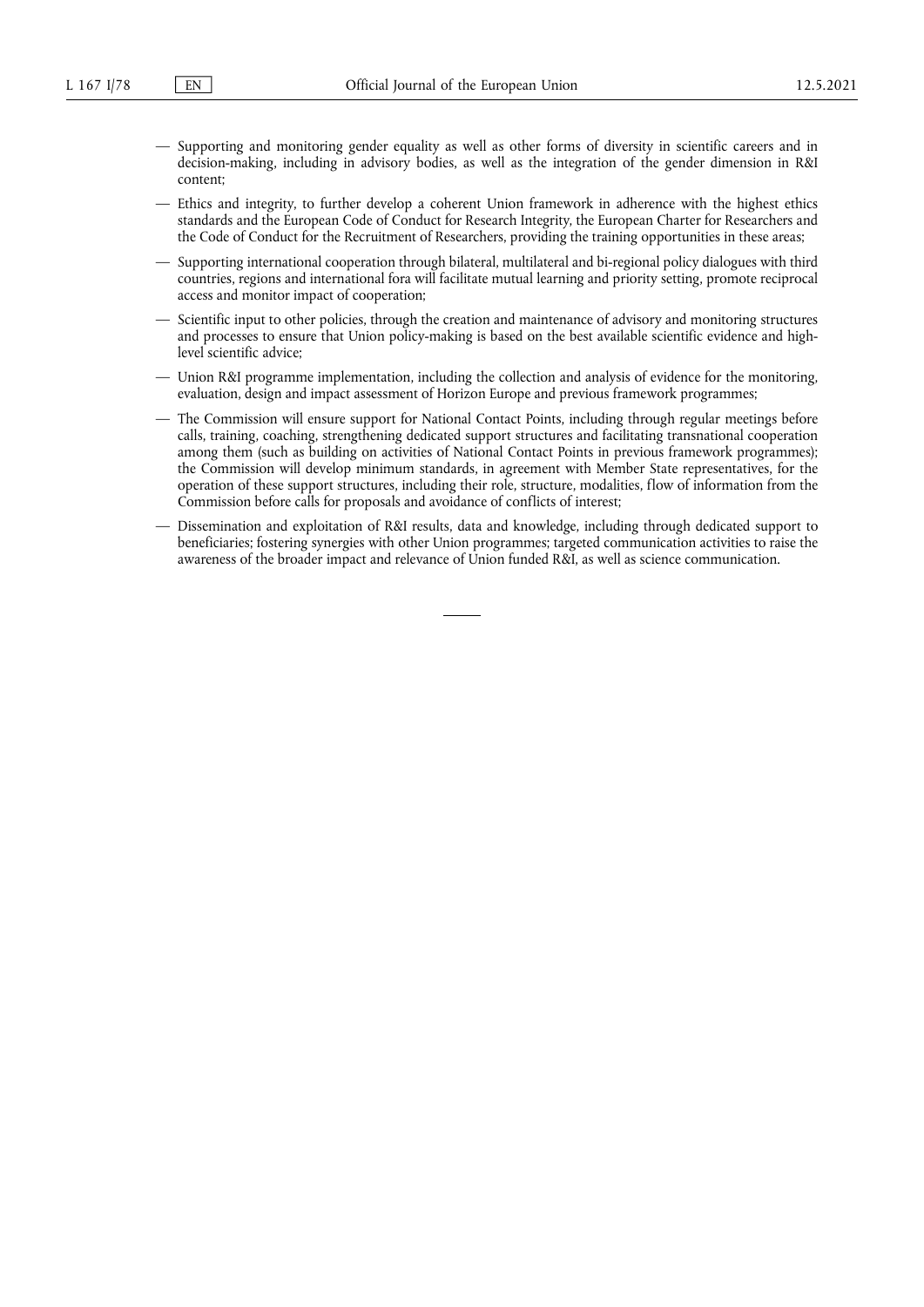- Supporting and monitoring gender equality as well as other forms of diversity in scientific careers and in decision-making, including in advisory bodies, as well as the integration of the gender dimension in R&I content;
- Ethics and integrity, to further develop a coherent Union framework in adherence with the highest ethics standards and the European Code of Conduct for Research Integrity, the European Charter for Researchers and the Code of Conduct for the Recruitment of Researchers, providing the training opportunities in these areas;
- Supporting international cooperation through bilateral, multilateral and bi-regional policy dialogues with third countries, regions and international fora will facilitate mutual learning and priority setting, promote reciprocal access and monitor impact of cooperation;
- Scientific input to other policies, through the creation and maintenance of advisory and monitoring structures and processes to ensure that Union policy-making is based on the best available scientific evidence and high-level scientific advice;
- Union R&I programme implementation, including the collection and analysis of evidence for the monitoring, evaluation, design and impact assessment of Horizon Europe and previous framework programmes;
- The Commission will ensure support for National Contact Points, including through regular meetings before calls, training, coaching, strengthening dedicated support structures and facilitating transnational cooperation among them (such as building on activities of National Contact Points in previous framework programmes); the Commission will develop minimum standards, in agreement with Member State representatives, for the operation of these support structures, including their role, structure, modalities, flow of information from the Commission before calls for proposals and avoidance of conflicts of interest;
- Dissemination and exploitation of R&I results, data and knowledge, including through dedicated support to beneficiaries; fostering synergies with other Union programmes; targeted communication activities to raise the awareness of the broader impact and relevance of Union funded R&I, as well as science communication.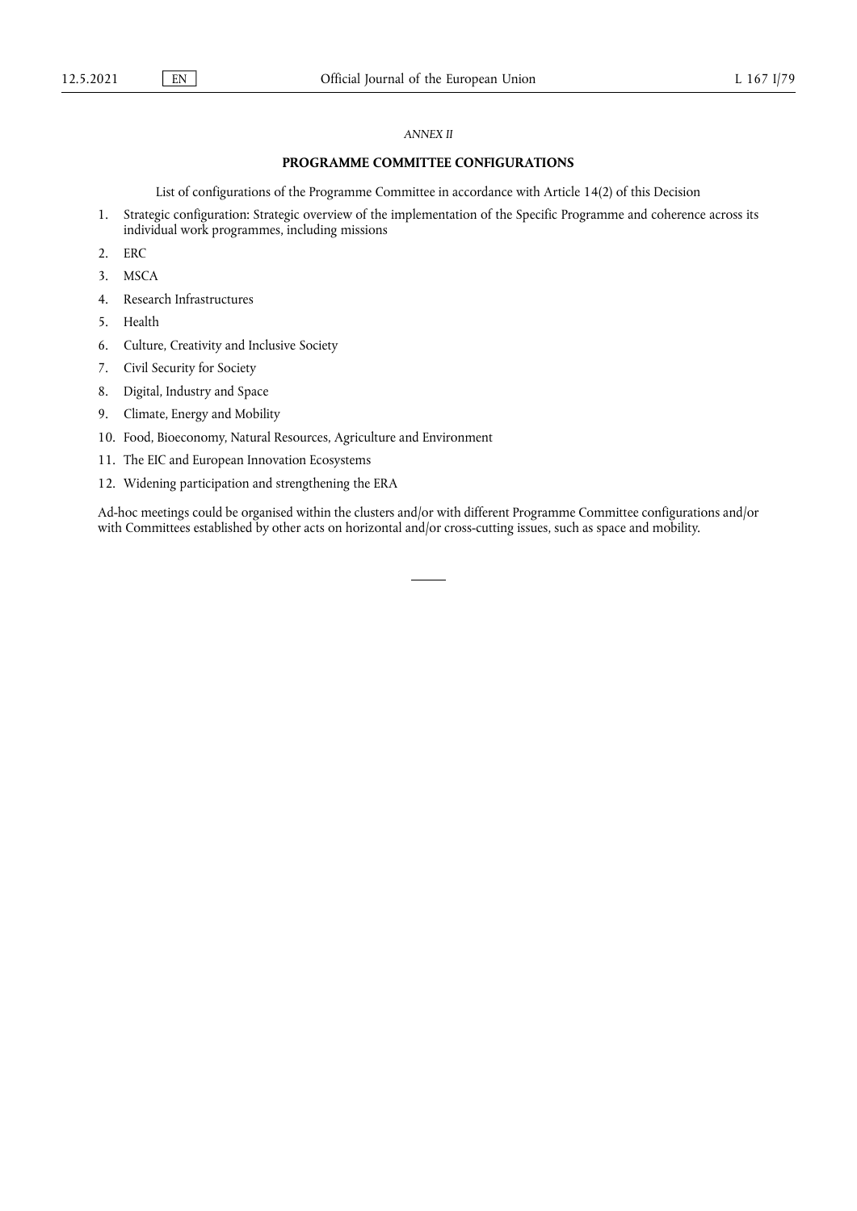*ANNEX II*

## PROGRAMME COMMITTEE CONFIGURATIONS

List of configurations of the Programme Committee in accordance with Article 14(2) of this Decision

1. Strategic configuration: Strategic overview of the implementation of the Specific Programme and coherence across its individual work programmes, including missions
2. ERC
3. MSCA
4. Research Infrastructures
5. Health
6. Culture, Creativity and Inclusive Society
7. Civil Security for Society
8. Digital, Industry and Space
9. Climate, Energy and Mobility
10. Food, Bioeconomy, Natural Resources, Agriculture and Environment
11. The EIC and European Innovation Ecosystems
12. Widening participation and strengthening the ERA

Ad-hoc meetings could be organised within the clusters and/or with different Programme Committee configurations and/or with Committees established by other acts on horizontal and/or cross-cutting issues, such as space and mobility.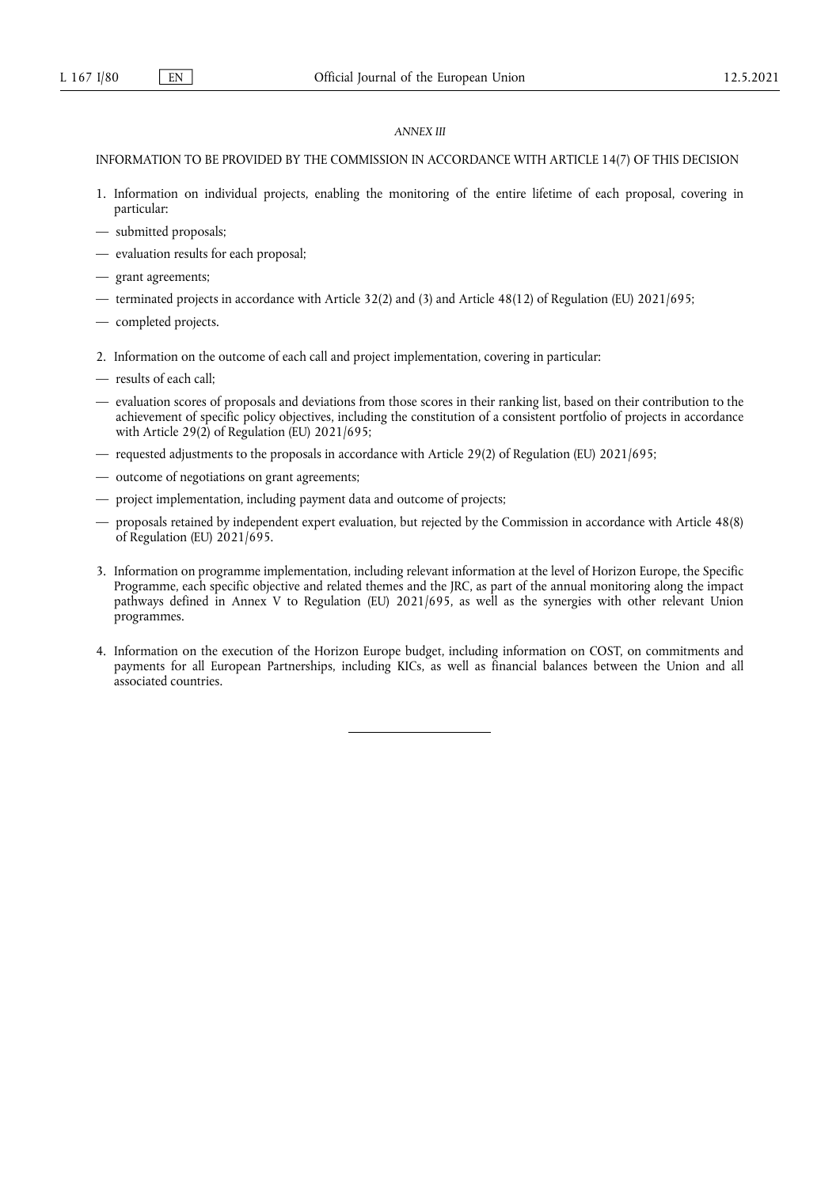*ANNEX III*

INFORMATION TO BE PROVIDED BY THE COMMISSION IN ACCORDANCE WITH ARTICLE 14(7) OF THIS DECISION

1. Information on individual projects, enabling the monitoring of the entire lifetime of each proposal, covering in particular:

— submitted proposals;

— evaluation results for each proposal;

— grant agreements;

— terminated projects in accordance with Article 32(2) and (3) and Article 48(12) of Regulation (EU) 2021/695;

— completed projects.

2. Information on the outcome of each call and project implementation, covering in particular:

— results of each call;

— evaluation scores of proposals and deviations from those scores in their ranking list, based on their contribution to the achievement of specific policy objectives, including the constitution of a consistent portfolio of projects in accordance with Article 29(2) of Regulation (EU) 2021/695;

— requested adjustments to the proposals in accordance with Article 29(2) of Regulation (EU) 2021/695;

— outcome of negotiations on grant agreements;

— project implementation, including payment data and outcome of projects;

— proposals retained by independent expert evaluation, but rejected by the Commission in accordance with Article 48(8) of Regulation (EU) 2021/695.

3. Information on programme implementation, including relevant information at the level of Horizon Europe, the Specific Programme, each specific objective and related themes and the JRC, as part of the annual monitoring along the impact pathways defined in Annex V to Regulation (EU) 2021/695, as well as the synergies with other relevant Union programmes.

4. Information on the execution of the Horizon Europe budget, including information on COST, on commitments and payments for all European Partnerships, including KICs, as well as financial balances between the Union and all associated countries.